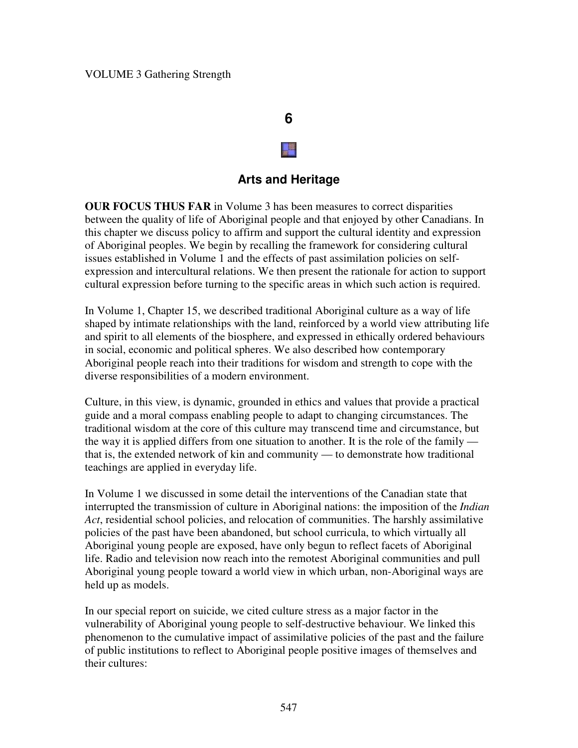# 6

## Arts and Heritage

**OUR FOCUS THUS FAR** in Volume 3 has been measures to correct disparities between the quality of life of Aboriginal people and that enjoyed by other Canadians. In this chapter we discuss policy to affirm and support the cultural identity and expression of Aboriginal peoples. We begin by recalling the framework for considering cultural issues established in Volume 1 and the effects of past assimilation policies on self-expression and intercultural relations. We then present the rationale for action to support cultural expression before turning to the specific areas in which such action is required.

In Volume 1, Chapter 15, we described traditional Aboriginal culture as a way of life shaped by intimate relationships with the land, reinforced by a world view attributing life and spirit to all elements of the biosphere, and expressed in ethically ordered behaviours in social, economic and political spheres. We also described how contemporary Aboriginal people reach into their traditions for wisdom and strength to cope with the diverse responsibilities of a modern environment.

Culture, in this view, is dynamic, grounded in ethics and values that provide a practical guide and a moral compass enabling people to adapt to changing circumstances. The traditional wisdom at the core of this culture may transcend time and circumstance, but the way it is applied differs from one situation to another. It is the role of the family — that is, the extended network of kin and community — to demonstrate how traditional teachings are applied in everyday life.

In Volume 1 we discussed in some detail the interventions of the Canadian state that interrupted the transmission of culture in Aboriginal nations: the imposition of the *Indian Act*, residential school policies, and relocation of communities. The harshly assimilative policies of the past have been abandoned, but school curricula, to which virtually all Aboriginal young people are exposed, have only begun to reflect facets of Aboriginal life. Radio and television now reach into the remotest Aboriginal communities and pull Aboriginal young people toward a world view in which urban, non-Aboriginal ways are held up as models.

In our special report on suicide, we cited culture stress as a major factor in the vulnerability of Aboriginal young people to self-destructive behaviour. We linked this phenomenon to the cumulative impact of assimilative policies of the past and the failure of public institutions to reflect to Aboriginal people positive images of themselves and their cultures: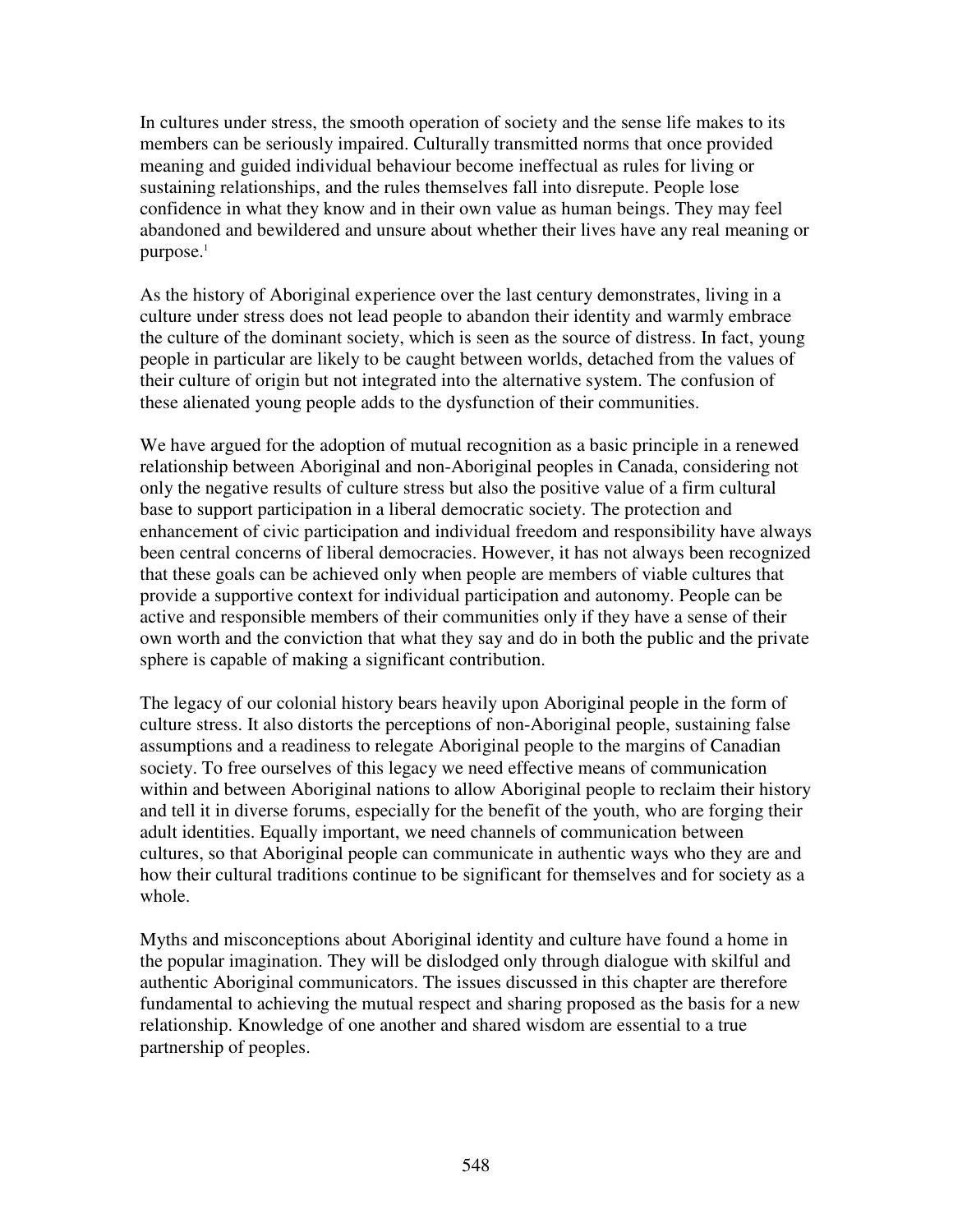In cultures under stress, the smooth operation of society and the sense life makes to its members can be seriously impaired. Culturally transmitted norms that once provided meaning and guided individual behaviour become ineffectual as rules for living or sustaining relationships, and the rules themselves fall into disrepute. People lose confidence in what they know and in their own value as human beings. They may feel abandoned and bewildered and unsure about whether their lives have any real meaning or purpose.[1]

As the history of Aboriginal experience over the last century demonstrates, living in a culture under stress does not lead people to abandon their identity and warmly embrace the culture of the dominant society, which is seen as the source of distress. In fact, young people in particular are likely to be caught between worlds, detached from the values of their culture of origin but not integrated into the alternative system. The confusion of these alienated young people adds to the dysfunction of their communities.

We have argued for the adoption of mutual recognition as a basic principle in a renewed relationship between Aboriginal and non-Aboriginal peoples in Canada, considering not only the negative results of culture stress but also the positive value of a firm cultural base to support participation in a liberal democratic society. The protection and enhancement of civic participation and individual freedom and responsibility have always been central concerns of liberal democracies. However, it has not always been recognized that these goals can be achieved only when people are members of viable cultures that provide a supportive context for individual participation and autonomy. People can be active and responsible members of their communities only if they have a sense of their own worth and the conviction that what they say and do in both the public and the private sphere is capable of making a significant contribution.

The legacy of our colonial history bears heavily upon Aboriginal people in the form of culture stress. It also distorts the perceptions of non-Aboriginal people, sustaining false assumptions and a readiness to relegate Aboriginal people to the margins of Canadian society. To free ourselves of this legacy we need effective means of communication within and between Aboriginal nations to allow Aboriginal people to reclaim their history and tell it in diverse forums, especially for the benefit of the youth, who are forging their adult identities. Equally important, we need channels of communication between cultures, so that Aboriginal people can communicate in authentic ways who they are and how their cultural traditions continue to be significant for themselves and for society as a whole.

Myths and misconceptions about Aboriginal identity and culture have found a home in the popular imagination. They will be dislodged only through dialogue with skilful and authentic Aboriginal communicators. The issues discussed in this chapter are therefore fundamental to achieving the mutual respect and sharing proposed as the basis for a new relationship. Knowledge of one another and shared wisdom are essential to a true partnership of peoples.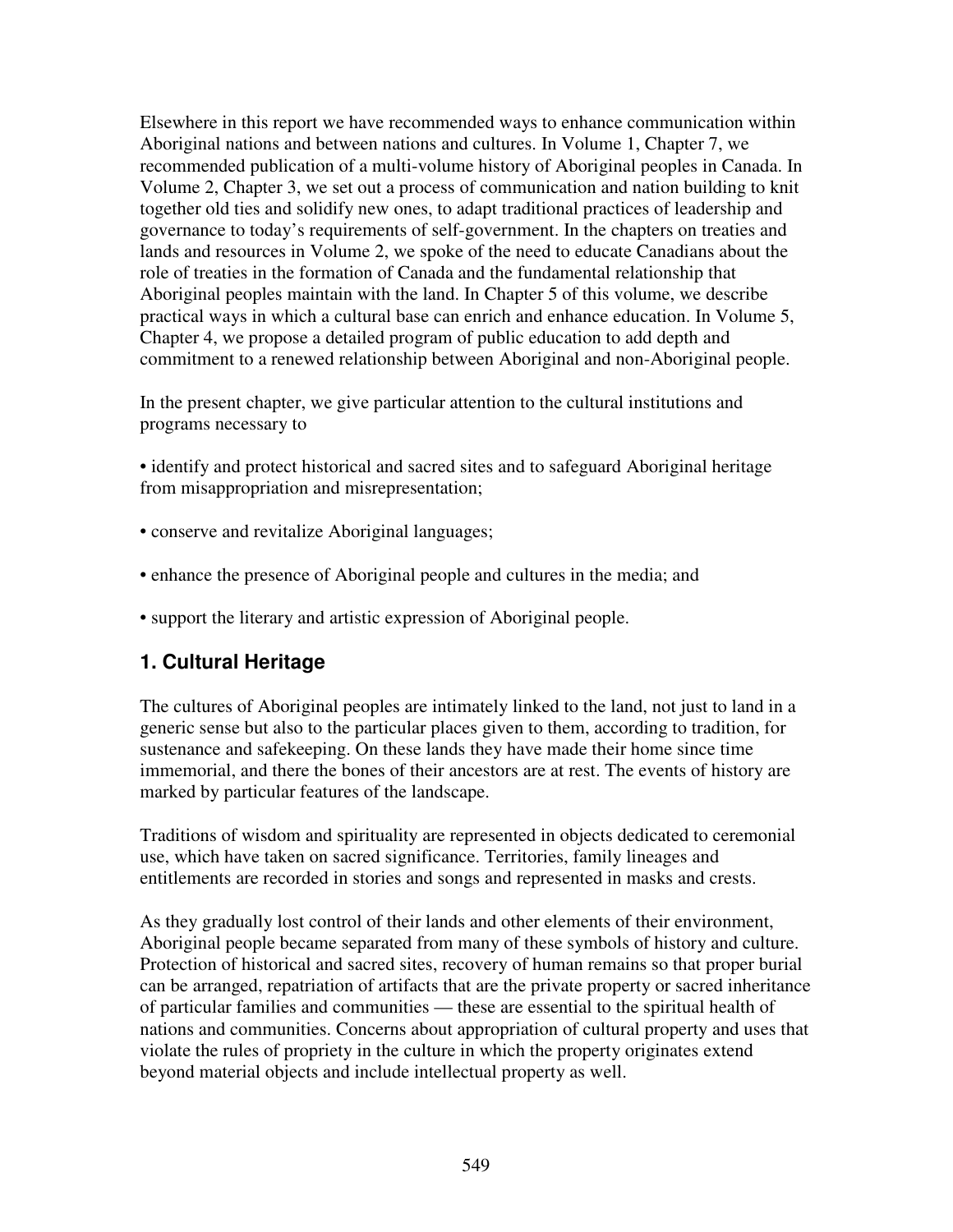Elsewhere in this report we have recommended ways to enhance communication within Aboriginal nations and between nations and cultures. In Volume 1, Chapter 7, we recommended publication of a multi-volume history of Aboriginal peoples in Canada. In Volume 2, Chapter 3, we set out a process of communication and nation building to knit together old ties and solidify new ones, to adapt traditional practices of leadership and governance to today's requirements of self-government. In the chapters on treaties and lands and resources in Volume 2, we spoke of the need to educate Canadians about the role of treaties in the formation of Canada and the fundamental relationship that Aboriginal peoples maintain with the land. In Chapter 5 of this volume, we describe practical ways in which a cultural base can enrich and enhance education. In Volume 5, Chapter 4, we propose a detailed program of public education to add depth and commitment to a renewed relationship between Aboriginal and non-Aboriginal people.

In the present chapter, we give particular attention to the cultural institutions and programs necessary to

- identify and protect historical and sacred sites and to safeguard Aboriginal heritage from misappropriation and misrepresentation;
- conserve and revitalize Aboriginal languages;
- enhance the presence of Aboriginal people and cultures in the media; and
- support the literary and artistic expression of Aboriginal people.

## 1. Cultural Heritage

The cultures of Aboriginal peoples are intimately linked to the land, not just to land in a generic sense but also to the particular places given to them, according to tradition, for sustenance and safekeeping. On these lands they have made their home since time immemorial, and there the bones of their ancestors are at rest. The events of history are marked by particular features of the landscape.

Traditions of wisdom and spirituality are represented in objects dedicated to ceremonial use, which have taken on sacred significance. Territories, family lineages and entitlements are recorded in stories and songs and represented in masks and crests.

As they gradually lost control of their lands and other elements of their environment, Aboriginal people became separated from many of these symbols of history and culture. Protection of historical and sacred sites, recovery of human remains so that proper burial can be arranged, repatriation of artifacts that are the private property or sacred inheritance of particular families and communities — these are essential to the spiritual health of nations and communities. Concerns about appropriation of cultural property and uses that violate the rules of propriety in the culture in which the property originates extend beyond material objects and include intellectual property as well.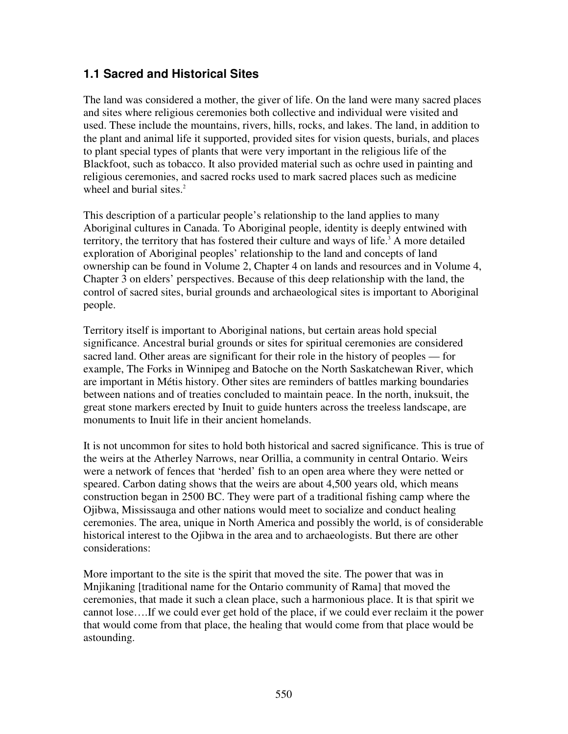## 1.1 Sacred and Historical Sites

The land was considered a mother, the giver of life. On the land were many sacred places and sites where religious ceremonies both collective and individual were visited and used. These include the mountains, rivers, hills, rocks, and lakes. The land, in addition to the plant and animal life it supported, provided sites for vision quests, burials, and places to plant special types of plants that were very important in the religious life of the Blackfoot, such as tobacco. It also provided material such as ochre used in painting and religious ceremonies, and sacred rocks used to mark sacred places such as medicine wheel and burial sites.[2]

This description of a particular people's relationship to the land applies to many Aboriginal cultures in Canada. To Aboriginal people, identity is deeply entwined with territory, the territory that has fostered their culture and ways of life.[3] A more detailed exploration of Aboriginal peoples' relationship to the land and concepts of land ownership can be found in Volume 2, Chapter 4 on lands and resources and in Volume 4, Chapter 3 on elders' perspectives. Because of this deep relationship with the land, the control of sacred sites, burial grounds and archaeological sites is important to Aboriginal people.

Territory itself is important to Aboriginal nations, but certain areas hold special significance. Ancestral burial grounds or sites for spiritual ceremonies are considered sacred land. Other areas are significant for their role in the history of peoples — for example, The Forks in Winnipeg and Batoche on the North Saskatchewan River, which are important in Métis history. Other sites are reminders of battles marking boundaries between nations and of treaties concluded to maintain peace. In the north, inuksuit, the great stone markers erected by Inuit to guide hunters across the treeless landscape, are monuments to Inuit life in their ancient homelands.

It is not uncommon for sites to hold both historical and sacred significance. This is true of the weirs at the Atherley Narrows, near Orillia, a community in central Ontario. Weirs were a network of fences that 'herded' fish to an open area where they were netted or speared. Carbon dating shows that the weirs are about 4,500 years old, which means construction began in 2500 BC. They were part of a traditional fishing camp where the Ojibwa, Mississauga and other nations would meet to socialize and conduct healing ceremonies. The area, unique in North America and possibly the world, is of considerable historical interest to the Ojibwa in the area and to archaeologists. But there are other considerations:

More important to the site is the spirit that moved the site. The power that was in Mnjikaning [traditional name for the Ontario community of Rama] that moved the ceremonies, that made it such a clean place, such a harmonious place. It is that spirit we cannot lose….If we could ever get hold of the place, if we could ever reclaim it the power that would come from that place, the healing that would come from that place would be astounding.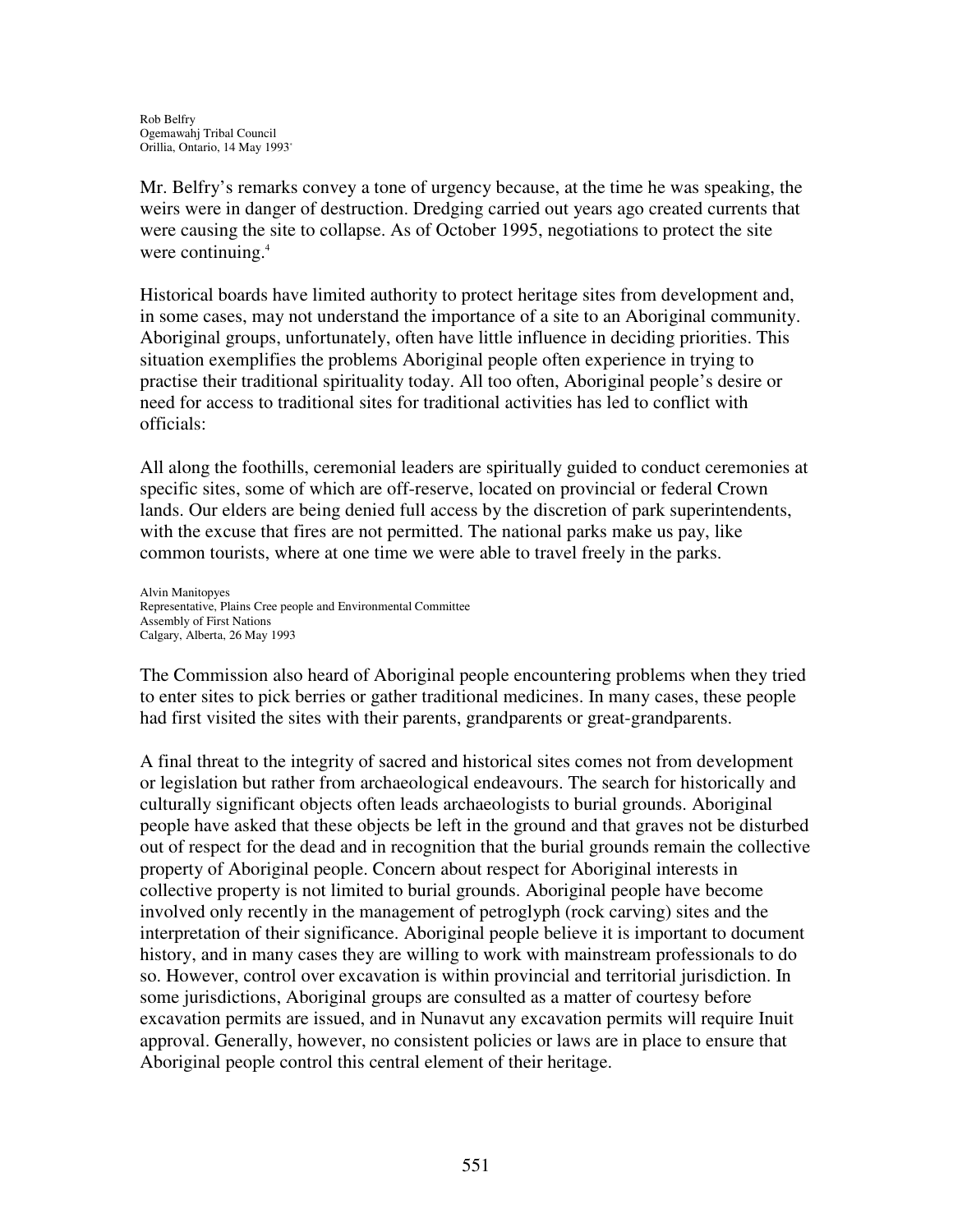Rob Belfry
Ogemawahj Tribal Council
Orillia, Ontario, 14 May 1993*

Mr. Belfry's remarks convey a tone of urgency because, at the time he was speaking, the weirs were in danger of destruction. Dredging carried out years ago created currents that were causing the site to collapse. As of October 1995, negotiations to protect the site were continuing.[4]

Historical boards have limited authority to protect heritage sites from development and, in some cases, may not understand the importance of a site to an Aboriginal community. Aboriginal groups, unfortunately, often have little influence in deciding priorities. This situation exemplifies the problems Aboriginal people often experience in trying to practise their traditional spirituality today. All too often, Aboriginal people's desire or need for access to traditional sites for traditional activities has led to conflict with officials:

All along the foothills, ceremonial leaders are spiritually guided to conduct ceremonies at specific sites, some of which are off-reserve, located on provincial or federal Crown lands. Our elders are being denied full access by the discretion of park superintendents, with the excuse that fires are not permitted. The national parks make us pay, like common tourists, where at one time we were able to travel freely in the parks.

Alvin Manitopyes
Representative, Plains Cree people and Environmental Committee
Assembly of First Nations
Calgary, Alberta, 26 May 1993

The Commission also heard of Aboriginal people encountering problems when they tried to enter sites to pick berries or gather traditional medicines. In many cases, these people had first visited the sites with their parents, grandparents or great-grandparents.

A final threat to the integrity of sacred and historical sites comes not from development or legislation but rather from archaeological endeavours. The search for historically and culturally significant objects often leads archaeologists to burial grounds. Aboriginal people have asked that these objects be left in the ground and that graves not be disturbed out of respect for the dead and in recognition that the burial grounds remain the collective property of Aboriginal people. Concern about respect for Aboriginal interests in collective property is not limited to burial grounds. Aboriginal people have become involved only recently in the management of petroglyph (rock carving) sites and the interpretation of their significance. Aboriginal people believe it is important to document history, and in many cases they are willing to work with mainstream professionals to do so. However, control over excavation is within provincial and territorial jurisdiction. In some jurisdictions, Aboriginal groups are consulted as a matter of courtesy before excavation permits are issued, and in Nunavut any excavation permits will require Inuit approval. Generally, however, no consistent policies or laws are in place to ensure that Aboriginal people control this central element of their heritage.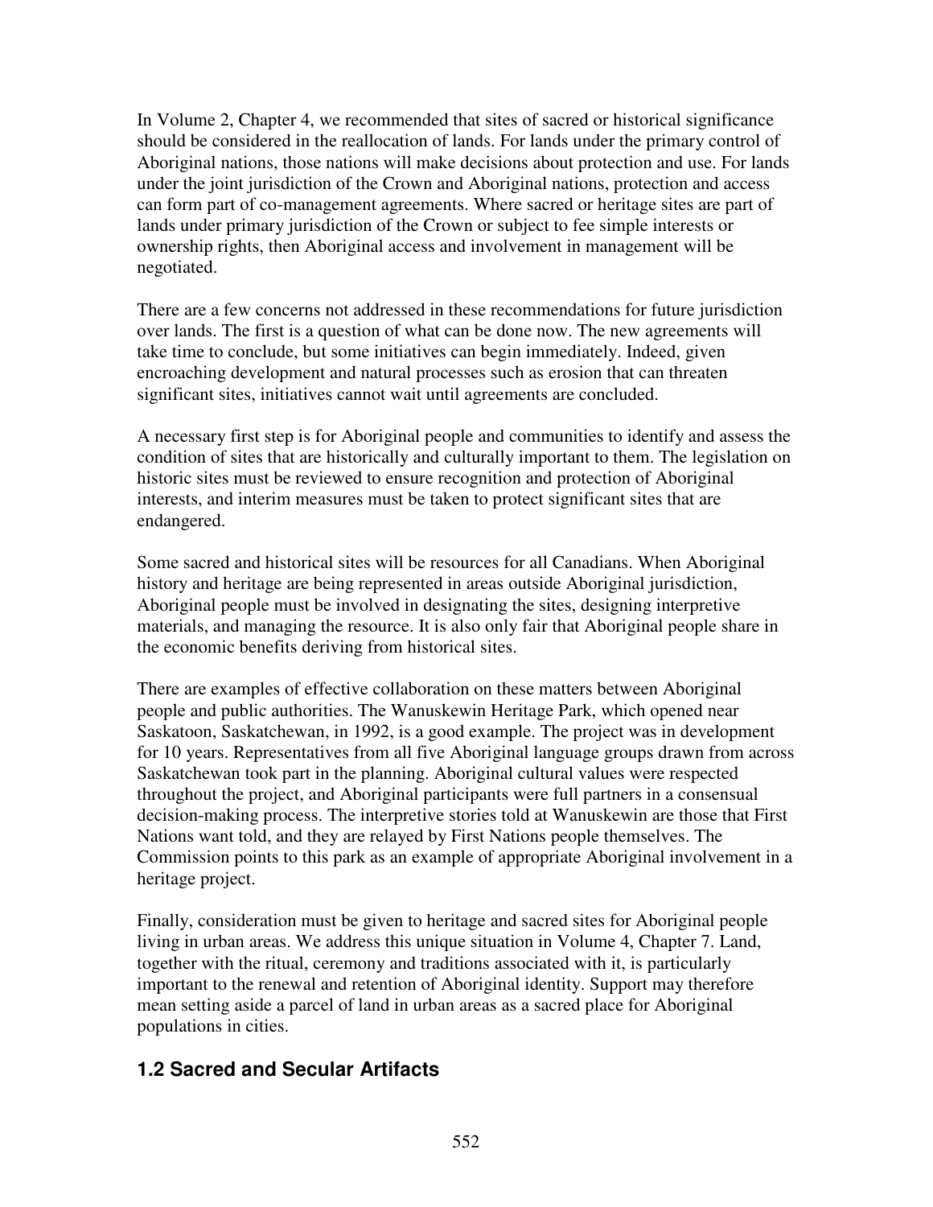In Volume 2, Chapter 4, we recommended that sites of sacred or historical significance should be considered in the reallocation of lands. For lands under the primary control of Aboriginal nations, those nations will make decisions about protection and use. For lands under the joint jurisdiction of the Crown and Aboriginal nations, protection and access can form part of co-management agreements. Where sacred or heritage sites are part of lands under primary jurisdiction of the Crown or subject to fee simple interests or ownership rights, then Aboriginal access and involvement in management will be negotiated.

There are a few concerns not addressed in these recommendations for future jurisdiction over lands. The first is a question of what can be done now. The new agreements will take time to conclude, but some initiatives can begin immediately. Indeed, given encroaching development and natural processes such as erosion that can threaten significant sites, initiatives cannot wait until agreements are concluded.

A necessary first step is for Aboriginal people and communities to identify and assess the condition of sites that are historically and culturally important to them. The legislation on historic sites must be reviewed to ensure recognition and protection of Aboriginal interests, and interim measures must be taken to protect significant sites that are endangered.

Some sacred and historical sites will be resources for all Canadians. When Aboriginal history and heritage are being represented in areas outside Aboriginal jurisdiction, Aboriginal people must be involved in designating the sites, designing interpretive materials, and managing the resource. It is also only fair that Aboriginal people share in the economic benefits deriving from historical sites.

There are examples of effective collaboration on these matters between Aboriginal people and public authorities. The Wanuskewin Heritage Park, which opened near Saskatoon, Saskatchewan, in 1992, is a good example. The project was in development for 10 years. Representatives from all five Aboriginal language groups drawn from across Saskatchewan took part in the planning. Aboriginal cultural values were respected throughout the project, and Aboriginal participants were full partners in a consensual decision-making process. The interpretive stories told at Wanuskewin are those that First Nations want told, and they are relayed by First Nations people themselves. The Commission points to this park as an example of appropriate Aboriginal involvement in a heritage project.

Finally, consideration must be given to heritage and sacred sites for Aboriginal people living in urban areas. We address this unique situation in Volume 4, Chapter 7. Land, together with the ritual, ceremony and traditions associated with it, is particularly important to the renewal and retention of Aboriginal identity. Support may therefore mean setting aside a parcel of land in urban areas as a sacred place for Aboriginal populations in cities.

## 1.2 Sacred and Secular Artifacts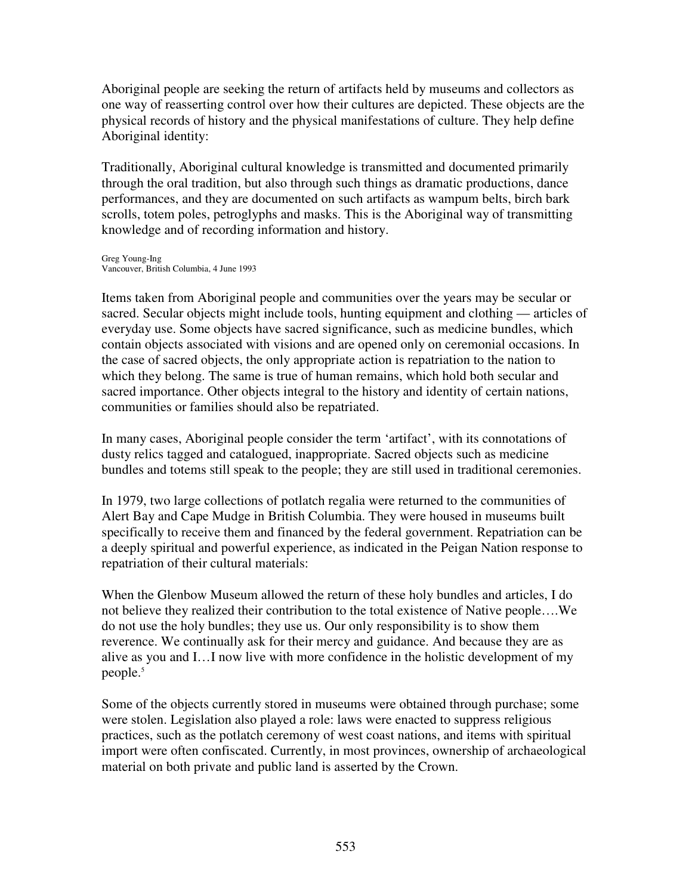Aboriginal people are seeking the return of artifacts held by museums and collectors as one way of reasserting control over how their cultures are depicted. These objects are the physical records of history and the physical manifestations of culture. They help define Aboriginal identity:

> Traditionally, Aboriginal cultural knowledge is transmitted and documented primarily through the oral tradition, but also through such things as dramatic productions, dance performances, and they are documented on such artifacts as wampum belts, birch bark scrolls, totem poles, petroglyphs and masks. This is the Aboriginal way of transmitting knowledge and of recording information and history.
>
> Greg Young-Ing
> Vancouver, British Columbia, 4 June 1993

Items taken from Aboriginal people and communities over the years may be secular or sacred. Secular objects might include tools, hunting equipment and clothing — articles of everyday use. Some objects have sacred significance, such as medicine bundles, which contain objects associated with visions and are opened only on ceremonial occasions. In the case of sacred objects, the only appropriate action is repatriation to the nation to which they belong. The same is true of human remains, which hold both secular and sacred importance. Other objects integral to the history and identity of certain nations, communities or families should also be repatriated.

In many cases, Aboriginal people consider the term 'artifact', with its connotations of dusty relics tagged and catalogued, inappropriate. Sacred objects such as medicine bundles and totems still speak to the people; they are still used in traditional ceremonies.

In 1979, two large collections of potlatch regalia were returned to the communities of Alert Bay and Cape Mudge in British Columbia. They were housed in museums built specifically to receive them and financed by the federal government. Repatriation can be a deeply spiritual and powerful experience, as indicated in the Peigan Nation response to repatriation of their cultural materials:

> When the Glenbow Museum allowed the return of these holy bundles and articles, I do not believe they realized their contribution to the total existence of Native people….We do not use the holy bundles; they use us. Our only responsibility is to show them reverence. We continually ask for their mercy and guidance. And because they are as alive as you and I…I now live with more confidence in the holistic development of my people.[5]

Some of the objects currently stored in museums were obtained through purchase; some were stolen. Legislation also played a role: laws were enacted to suppress religious practices, such as the potlatch ceremony of west coast nations, and items with spiritual import were often confiscated. Currently, in most provinces, ownership of archaeological material on both private and public land is asserted by the Crown.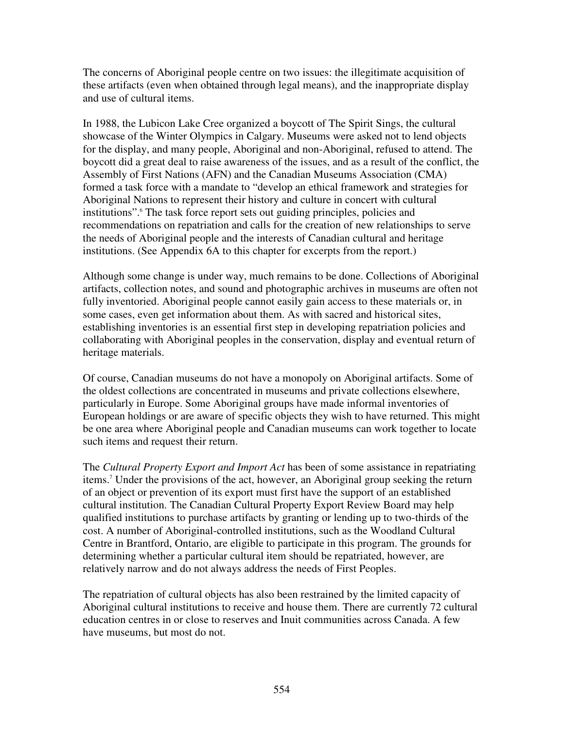The concerns of Aboriginal people centre on two issues: the illegitimate acquisition of these artifacts (even when obtained through legal means), and the inappropriate display and use of cultural items.

In 1988, the Lubicon Lake Cree organized a boycott of The Spirit Sings, the cultural showcase of the Winter Olympics in Calgary. Museums were asked not to lend objects for the display, and many people, Aboriginal and non-Aboriginal, refused to attend. The boycott did a great deal to raise awareness of the issues, and as a result of the conflict, the Assembly of First Nations (AFN) and the Canadian Museums Association (CMA) formed a task force with a mandate to "develop an ethical framework and strategies for Aboriginal Nations to represent their history and culture in concert with cultural institutions".[6] The task force report sets out guiding principles, policies and recommendations on repatriation and calls for the creation of new relationships to serve the needs of Aboriginal people and the interests of Canadian cultural and heritage institutions. (See Appendix 6A to this chapter for excerpts from the report.)

Although some change is under way, much remains to be done. Collections of Aboriginal artifacts, collection notes, and sound and photographic archives in museums are often not fully inventoried. Aboriginal people cannot easily gain access to these materials or, in some cases, even get information about them. As with sacred and historical sites, establishing inventories is an essential first step in developing repatriation policies and collaborating with Aboriginal peoples in the conservation, display and eventual return of heritage materials.

Of course, Canadian museums do not have a monopoly on Aboriginal artifacts. Some of the oldest collections are concentrated in museums and private collections elsewhere, particularly in Europe. Some Aboriginal groups have made informal inventories of European holdings or are aware of specific objects they wish to have returned. This might be one area where Aboriginal people and Canadian museums can work together to locate such items and request their return.

The *Cultural Property Export and Import Act* has been of some assistance in repatriating items.[7] Under the provisions of the act, however, an Aboriginal group seeking the return of an object or prevention of its export must first have the support of an established cultural institution. The Canadian Cultural Property Export Review Board may help qualified institutions to purchase artifacts by granting or lending up to two-thirds of the cost. A number of Aboriginal-controlled institutions, such as the Woodland Cultural Centre in Brantford, Ontario, are eligible to participate in this program. The grounds for determining whether a particular cultural item should be repatriated, however, are relatively narrow and do not always address the needs of First Peoples.

The repatriation of cultural objects has also been restrained by the limited capacity of Aboriginal cultural institutions to receive and house them. There are currently 72 cultural education centres in or close to reserves and Inuit communities across Canada. A few have museums, but most do not.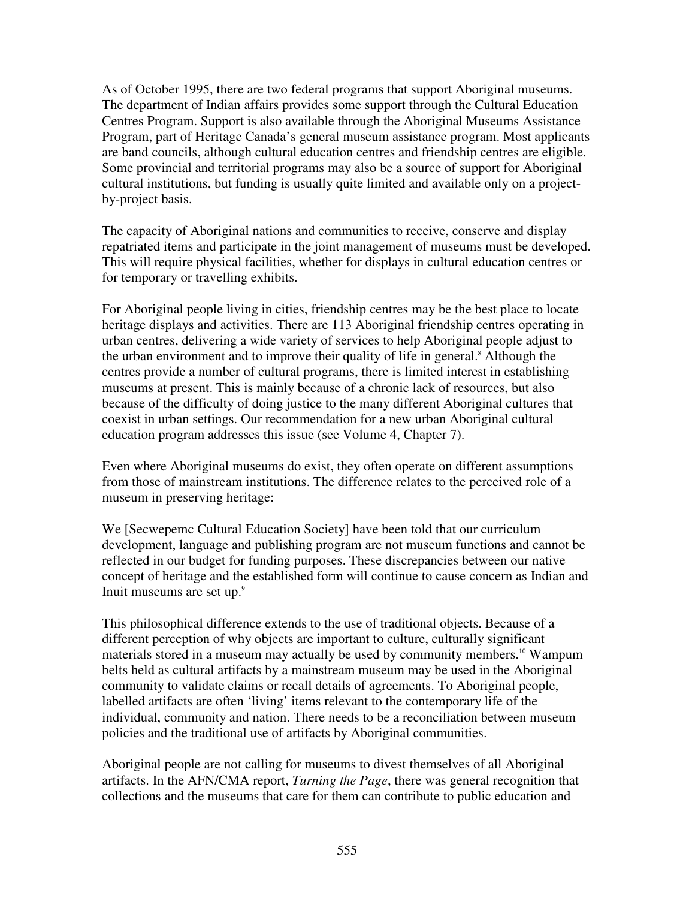As of October 1995, there are two federal programs that support Aboriginal museums. The department of Indian affairs provides some support through the Cultural Education Centres Program. Support is also available through the Aboriginal Museums Assistance Program, part of Heritage Canada's general museum assistance program. Most applicants are band councils, although cultural education centres and friendship centres are eligible. Some provincial and territorial programs may also be a source of support for Aboriginal cultural institutions, but funding is usually quite limited and available only on a project-by-project basis.

The capacity of Aboriginal nations and communities to receive, conserve and display repatriated items and participate in the joint management of museums must be developed. This will require physical facilities, whether for displays in cultural education centres or for temporary or travelling exhibits.

For Aboriginal people living in cities, friendship centres may be the best place to locate heritage displays and activities. There are 113 Aboriginal friendship centres operating in urban centres, delivering a wide variety of services to help Aboriginal people adjust to the urban environment and to improve their quality of life in general.[8] Although the centres provide a number of cultural programs, there is limited interest in establishing museums at present. This is mainly because of a chronic lack of resources, but also because of the difficulty of doing justice to the many different Aboriginal cultures that coexist in urban settings. Our recommendation for a new urban Aboriginal cultural education program addresses this issue (see Volume 4, Chapter 7).

Even where Aboriginal museums do exist, they often operate on different assumptions from those of mainstream institutions. The difference relates to the perceived role of a museum in preserving heritage:

We [Secwepemc Cultural Education Society] have been told that our curriculum development, language and publishing program are not museum functions and cannot be reflected in our budget for funding purposes. These discrepancies between our native concept of heritage and the established form will continue to cause concern as Indian and Inuit museums are set up.[9]

This philosophical difference extends to the use of traditional objects. Because of a different perception of why objects are important to culture, culturally significant materials stored in a museum may actually be used by community members.[10] Wampum belts held as cultural artifacts by a mainstream museum may be used in the Aboriginal community to validate claims or recall details of agreements. To Aboriginal people, labelled artifacts are often 'living' items relevant to the contemporary life of the individual, community and nation. There needs to be a reconciliation between museum policies and the traditional use of artifacts by Aboriginal communities.

Aboriginal people are not calling for museums to divest themselves of all Aboriginal artifacts. In the AFN/CMA report, *Turning the Page*, there was general recognition that collections and the museums that care for them can contribute to public education and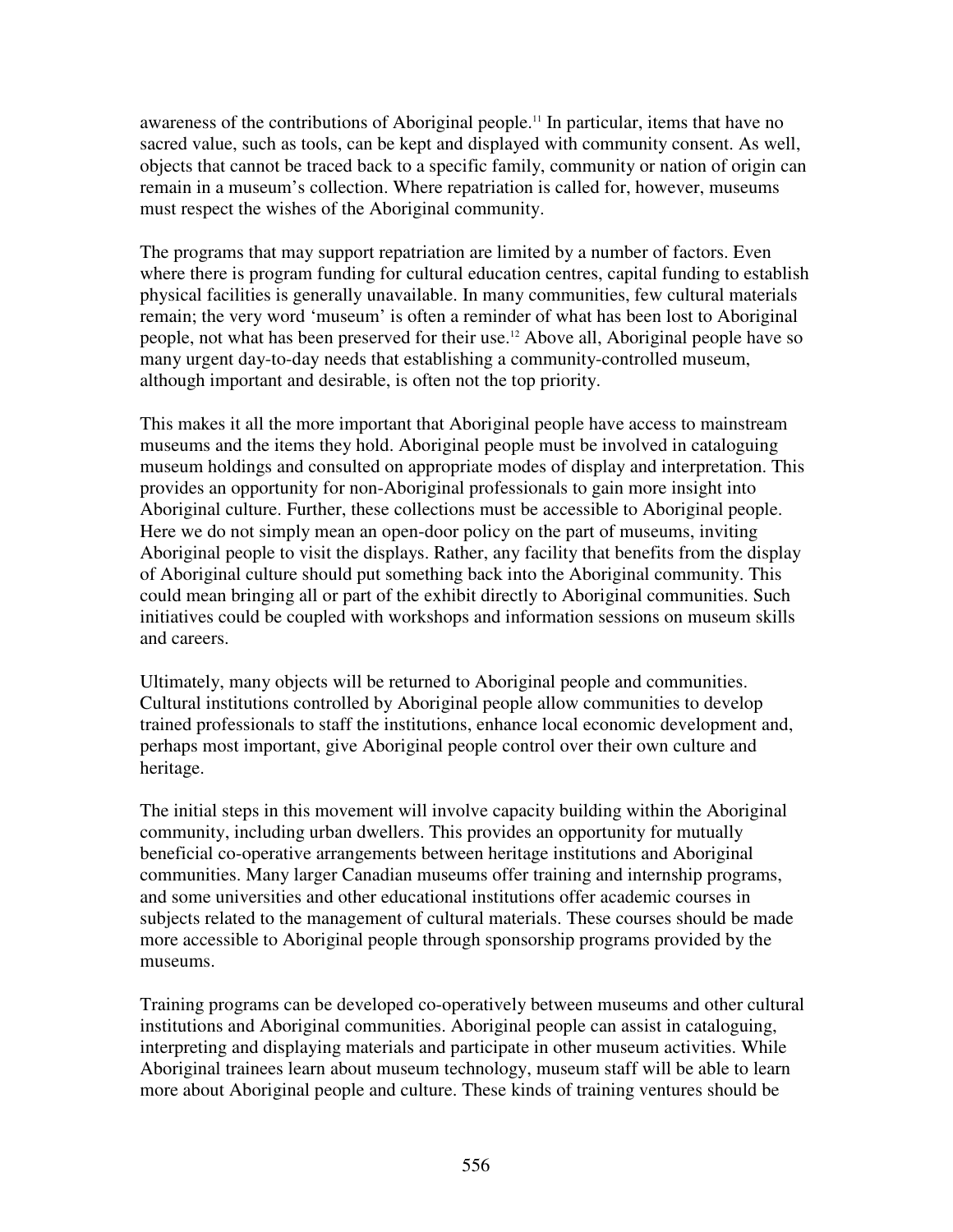awareness of the contributions of Aboriginal people.[11] In particular, items that have no sacred value, such as tools, can be kept and displayed with community consent. As well, objects that cannot be traced back to a specific family, community or nation of origin can remain in a museum's collection. Where repatriation is called for, however, museums must respect the wishes of the Aboriginal community.

The programs that may support repatriation are limited by a number of factors. Even where there is program funding for cultural education centres, capital funding to establish physical facilities is generally unavailable. In many communities, few cultural materials remain; the very word 'museum' is often a reminder of what has been lost to Aboriginal people, not what has been preserved for their use.[12] Above all, Aboriginal people have so many urgent day-to-day needs that establishing a community-controlled museum, although important and desirable, is often not the top priority.

This makes it all the more important that Aboriginal people have access to mainstream museums and the items they hold. Aboriginal people must be involved in cataloguing museum holdings and consulted on appropriate modes of display and interpretation. This provides an opportunity for non-Aboriginal professionals to gain more insight into Aboriginal culture. Further, these collections must be accessible to Aboriginal people. Here we do not simply mean an open-door policy on the part of museums, inviting Aboriginal people to visit the displays. Rather, any facility that benefits from the display of Aboriginal culture should put something back into the Aboriginal community. This could mean bringing all or part of the exhibit directly to Aboriginal communities. Such initiatives could be coupled with workshops and information sessions on museum skills and careers.

Ultimately, many objects will be returned to Aboriginal people and communities. Cultural institutions controlled by Aboriginal people allow communities to develop trained professionals to staff the institutions, enhance local economic development and, perhaps most important, give Aboriginal people control over their own culture and heritage.

The initial steps in this movement will involve capacity building within the Aboriginal community, including urban dwellers. This provides an opportunity for mutually beneficial co-operative arrangements between heritage institutions and Aboriginal communities. Many larger Canadian museums offer training and internship programs, and some universities and other educational institutions offer academic courses in subjects related to the management of cultural materials. These courses should be made more accessible to Aboriginal people through sponsorship programs provided by the museums.

Training programs can be developed co-operatively between museums and other cultural institutions and Aboriginal communities. Aboriginal people can assist in cataloguing, interpreting and displaying materials and participate in other museum activities. While Aboriginal trainees learn about museum technology, museum staff will be able to learn more about Aboriginal people and culture. These kinds of training ventures should be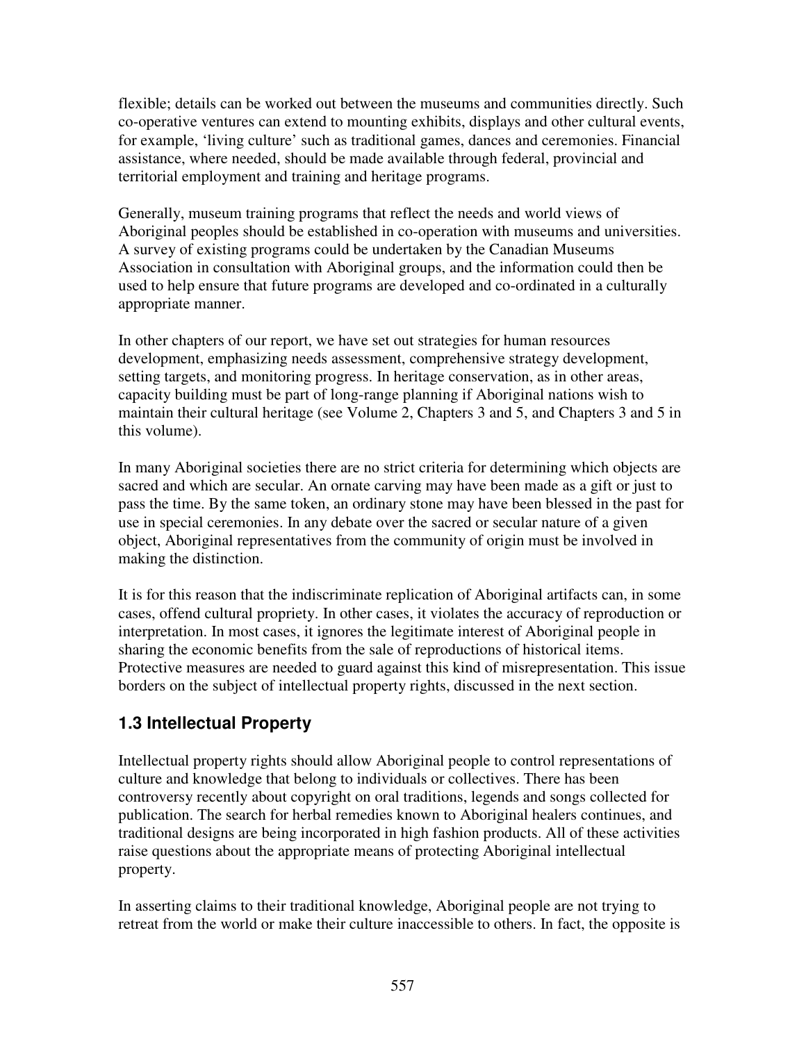flexible; details can be worked out between the museums and communities directly. Such co-operative ventures can extend to mounting exhibits, displays and other cultural events, for example, 'living culture' such as traditional games, dances and ceremonies. Financial assistance, where needed, should be made available through federal, provincial and territorial employment and training and heritage programs.

Generally, museum training programs that reflect the needs and world views of Aboriginal peoples should be established in co-operation with museums and universities. A survey of existing programs could be undertaken by the Canadian Museums Association in consultation with Aboriginal groups, and the information could then be used to help ensure that future programs are developed and co-ordinated in a culturally appropriate manner.

In other chapters of our report, we have set out strategies for human resources development, emphasizing needs assessment, comprehensive strategy development, setting targets, and monitoring progress. In heritage conservation, as in other areas, capacity building must be part of long-range planning if Aboriginal nations wish to maintain their cultural heritage (see Volume 2, Chapters 3 and 5, and Chapters 3 and 5 in this volume).

In many Aboriginal societies there are no strict criteria for determining which objects are sacred and which are secular. An ornate carving may have been made as a gift or just to pass the time. By the same token, an ordinary stone may have been blessed in the past for use in special ceremonies. In any debate over the sacred or secular nature of a given object, Aboriginal representatives from the community of origin must be involved in making the distinction.

It is for this reason that the indiscriminate replication of Aboriginal artifacts can, in some cases, offend cultural propriety. In other cases, it violates the accuracy of reproduction or interpretation. In most cases, it ignores the legitimate interest of Aboriginal people in sharing the economic benefits from the sale of reproductions of historical items. Protective measures are needed to guard against this kind of misrepresentation. This issue borders on the subject of intellectual property rights, discussed in the next section.

## 1.3 Intellectual Property

Intellectual property rights should allow Aboriginal people to control representations of culture and knowledge that belong to individuals or collectives. There has been controversy recently about copyright on oral traditions, legends and songs collected for publication. The search for herbal remedies known to Aboriginal healers continues, and traditional designs are being incorporated in high fashion products. All of these activities raise questions about the appropriate means of protecting Aboriginal intellectual property.

In asserting claims to their traditional knowledge, Aboriginal people are not trying to retreat from the world or make their culture inaccessible to others. In fact, the opposite is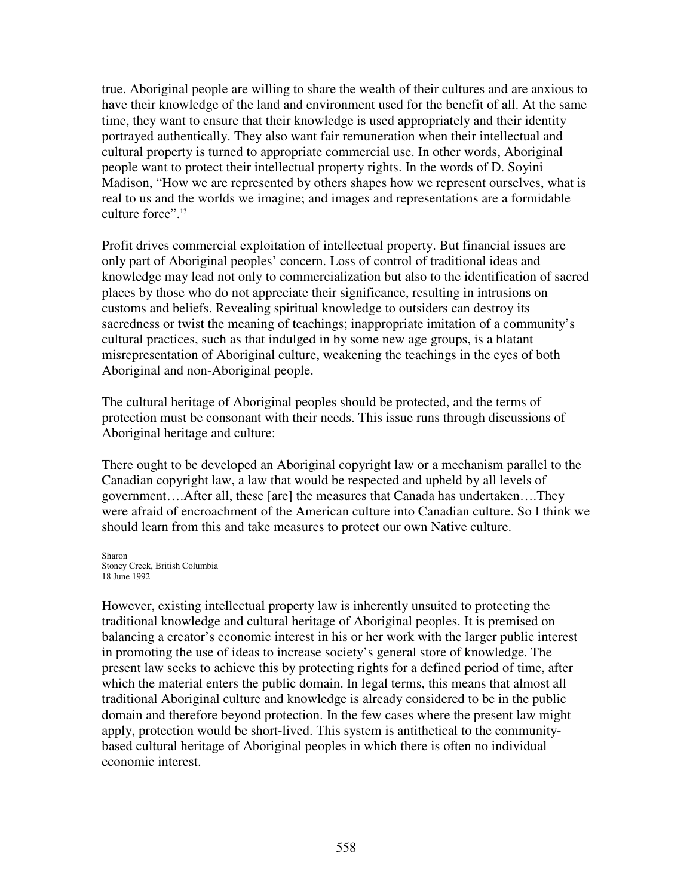true. Aboriginal people are willing to share the wealth of their cultures and are anxious to have their knowledge of the land and environment used for the benefit of all. At the same time, they want to ensure that their knowledge is used appropriately and their identity portrayed authentically. They also want fair remuneration when their intellectual and cultural property is turned to appropriate commercial use. In other words, Aboriginal people want to protect their intellectual property rights. In the words of D. Soyini Madison, "How we are represented by others shapes how we represent ourselves, what is real to us and the worlds we imagine; and images and representations are a formidable culture force".[13]

Profit drives commercial exploitation of intellectual property. But financial issues are only part of Aboriginal peoples' concern. Loss of control of traditional ideas and knowledge may lead not only to commercialization but also to the identification of sacred places by those who do not appreciate their significance, resulting in intrusions on customs and beliefs. Revealing spiritual knowledge to outsiders can destroy its sacredness or twist the meaning of teachings; inappropriate imitation of a community's cultural practices, such as that indulged in by some new age groups, is a blatant misrepresentation of Aboriginal culture, weakening the teachings in the eyes of both Aboriginal and non-Aboriginal people.

The cultural heritage of Aboriginal peoples should be protected, and the terms of protection must be consonant with their needs. This issue runs through discussions of Aboriginal heritage and culture:

> There ought to be developed an Aboriginal copyright law or a mechanism parallel to the Canadian copyright law, a law that would be respected and upheld by all levels of government….After all, these [are] the measures that Canada has undertaken….They were afraid of encroachment of the American culture into Canadian culture. So I think we should learn from this and take measures to protect our own Native culture.
>
> Sharon
> Stoney Creek, British Columbia
> 18 June 1992

However, existing intellectual property law is inherently unsuited to protecting the traditional knowledge and cultural heritage of Aboriginal peoples. It is premised on balancing a creator's economic interest in his or her work with the larger public interest in promoting the use of ideas to increase society's general store of knowledge. The present law seeks to achieve this by protecting rights for a defined period of time, after which the material enters the public domain. In legal terms, this means that almost all traditional Aboriginal culture and knowledge is already considered to be in the public domain and therefore beyond protection. In the few cases where the present law might apply, protection would be short-lived. This system is antithetical to the community-based cultural heritage of Aboriginal peoples in which there is often no individual economic interest.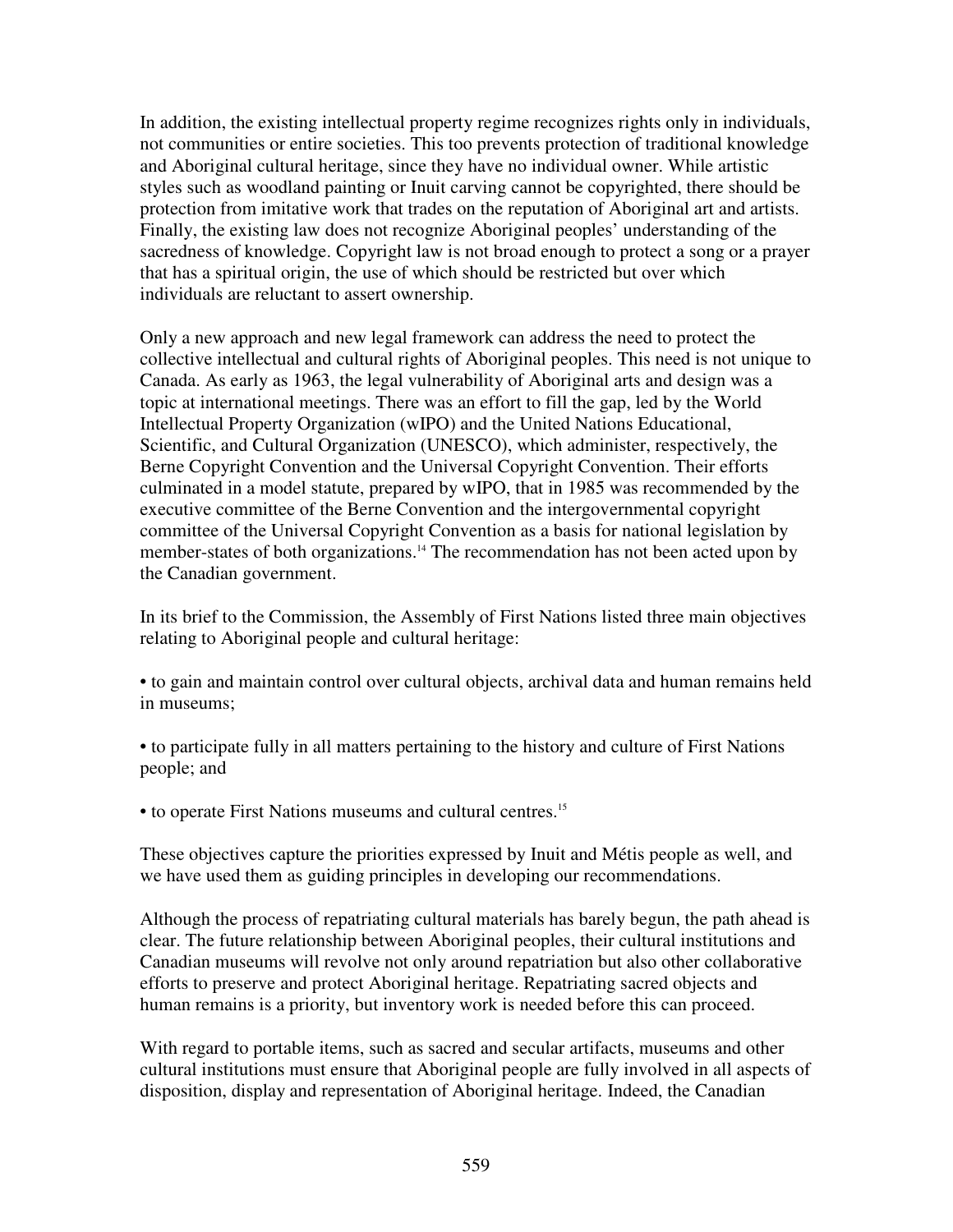In addition, the existing intellectual property regime recognizes rights only in individuals, not communities or entire societies. This too prevents protection of traditional knowledge and Aboriginal cultural heritage, since they have no individual owner. While artistic styles such as woodland painting or Inuit carving cannot be copyrighted, there should be protection from imitative work that trades on the reputation of Aboriginal art and artists. Finally, the existing law does not recognize Aboriginal peoples' understanding of the sacredness of knowledge. Copyright law is not broad enough to protect a song or a prayer that has a spiritual origin, the use of which should be restricted but over which individuals are reluctant to assert ownership.

Only a new approach and new legal framework can address the need to protect the collective intellectual and cultural rights of Aboriginal peoples. This need is not unique to Canada. As early as 1963, the legal vulnerability of Aboriginal arts and design was a topic at international meetings. There was an effort to fill the gap, led by the World Intellectual Property Organization (wIPO) and the United Nations Educational, Scientific, and Cultural Organization (UNESCO), which administer, respectively, the Berne Copyright Convention and the Universal Copyright Convention. Their efforts culminated in a model statute, prepared by wIPO, that in 1985 was recommended by the executive committee of the Berne Convention and the intergovernmental copyright committee of the Universal Copyright Convention as a basis for national legislation by member-states of both organizations.[14] The recommendation has not been acted upon by the Canadian government.

In its brief to the Commission, the Assembly of First Nations listed three main objectives relating to Aboriginal people and cultural heritage:

• to gain and maintain control over cultural objects, archival data and human remains held in museums;

• to participate fully in all matters pertaining to the history and culture of First Nations people; and

• to operate First Nations museums and cultural centres.[15]

These objectives capture the priorities expressed by Inuit and Métis people as well, and we have used them as guiding principles in developing our recommendations.

Although the process of repatriating cultural materials has barely begun, the path ahead is clear. The future relationship between Aboriginal peoples, their cultural institutions and Canadian museums will revolve not only around repatriation but also other collaborative efforts to preserve and protect Aboriginal heritage. Repatriating sacred objects and human remains is a priority, but inventory work is needed before this can proceed.

With regard to portable items, such as sacred and secular artifacts, museums and other cultural institutions must ensure that Aboriginal people are fully involved in all aspects of disposition, display and representation of Aboriginal heritage. Indeed, the Canadian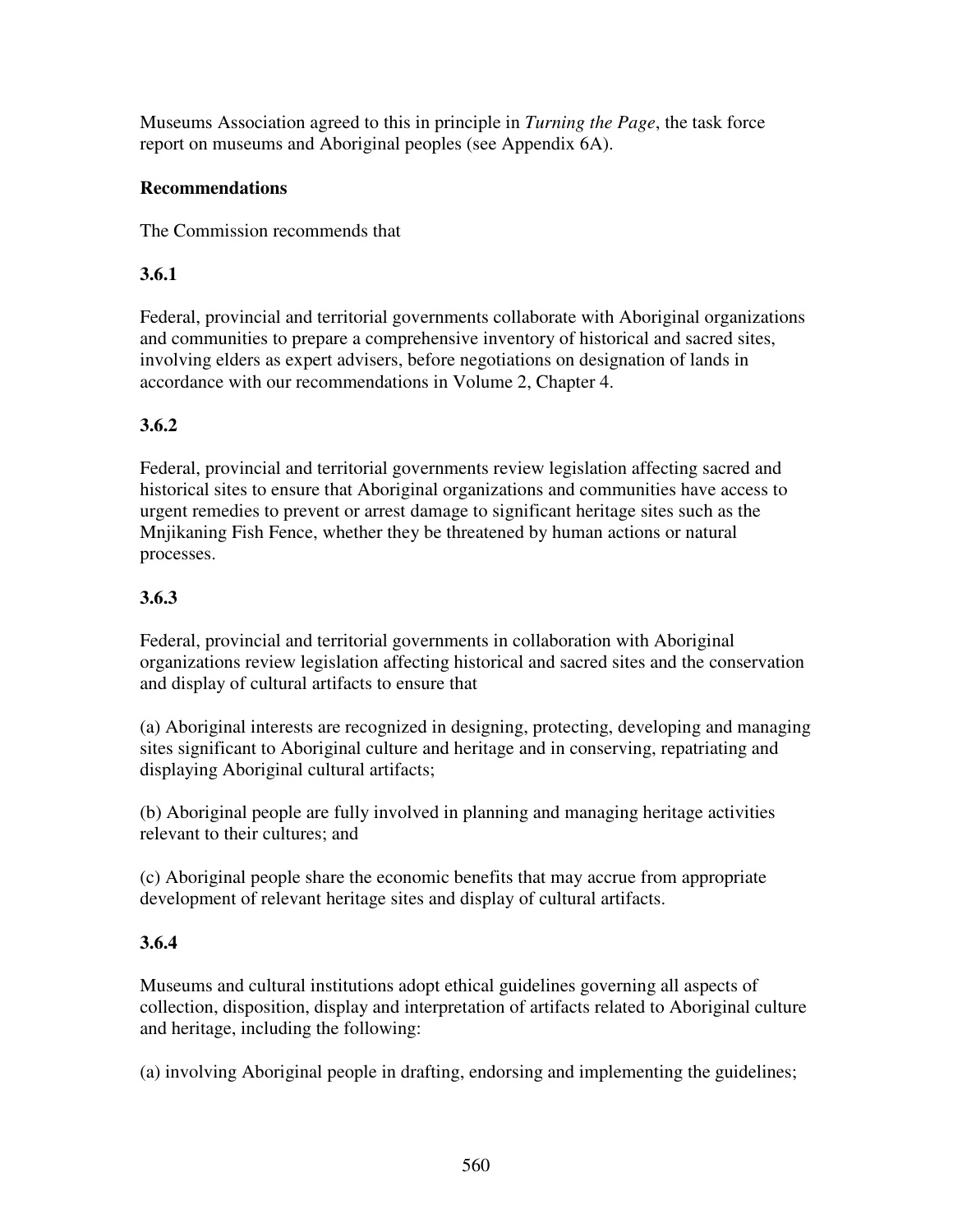Museums Association agreed to this in principle in *Turning the Page*, the task force report on museums and Aboriginal peoples (see Appendix 6A).

**Recommendations**

The Commission recommends that

**3.6.1**

Federal, provincial and territorial governments collaborate with Aboriginal organizations and communities to prepare a comprehensive inventory of historical and sacred sites, involving elders as expert advisers, before negotiations on designation of lands in accordance with our recommendations in Volume 2, Chapter 4.

**3.6.2**

Federal, provincial and territorial governments review legislation affecting sacred and historical sites to ensure that Aboriginal organizations and communities have access to urgent remedies to prevent or arrest damage to significant heritage sites such as the Mnjikaning Fish Fence, whether they be threatened by human actions or natural processes.

**3.6.3**

Federal, provincial and territorial governments in collaboration with Aboriginal organizations review legislation affecting historical and sacred sites and the conservation and display of cultural artifacts to ensure that

(a) Aboriginal interests are recognized in designing, protecting, developing and managing sites significant to Aboriginal culture and heritage and in conserving, repatriating and displaying Aboriginal cultural artifacts;

(b) Aboriginal people are fully involved in planning and managing heritage activities relevant to their cultures; and

(c) Aboriginal people share the economic benefits that may accrue from appropriate development of relevant heritage sites and display of cultural artifacts.

**3.6.4**

Museums and cultural institutions adopt ethical guidelines governing all aspects of collection, disposition, display and interpretation of artifacts related to Aboriginal culture and heritage, including the following:

(a) involving Aboriginal people in drafting, endorsing and implementing the guidelines;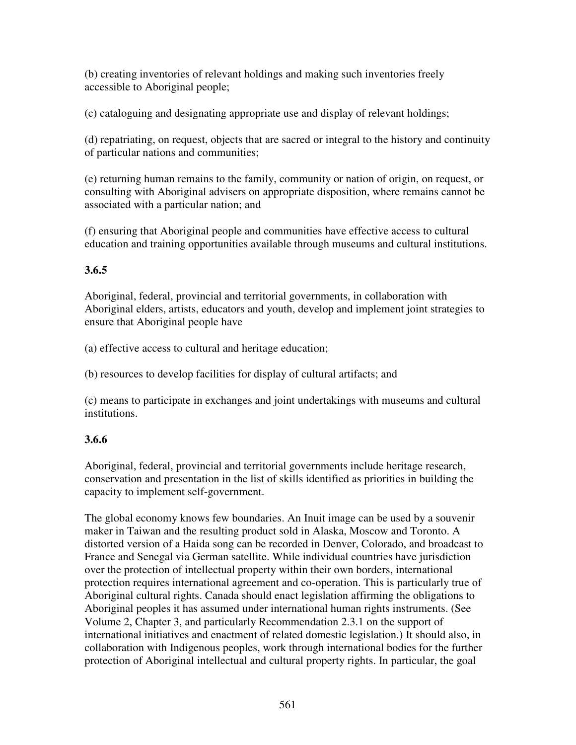(b) creating inventories of relevant holdings and making such inventories freely accessible to Aboriginal people;

(c) cataloguing and designating appropriate use and display of relevant holdings;

(d) repatriating, on request, objects that are sacred or integral to the history and continuity of particular nations and communities;

(e) returning human remains to the family, community or nation of origin, on request, or consulting with Aboriginal advisers on appropriate disposition, where remains cannot be associated with a particular nation; and

(f) ensuring that Aboriginal people and communities have effective access to cultural education and training opportunities available through museums and cultural institutions.

**3.6.5**

Aboriginal, federal, provincial and territorial governments, in collaboration with Aboriginal elders, artists, educators and youth, develop and implement joint strategies to ensure that Aboriginal people have

(a) effective access to cultural and heritage education;

(b) resources to develop facilities for display of cultural artifacts; and

(c) means to participate in exchanges and joint undertakings with museums and cultural institutions.

**3.6.6**

Aboriginal, federal, provincial and territorial governments include heritage research, conservation and presentation in the list of skills identified as priorities in building the capacity to implement self-government.

The global economy knows few boundaries. An Inuit image can be used by a souvenir maker in Taiwan and the resulting product sold in Alaska, Moscow and Toronto. A distorted version of a Haida song can be recorded in Denver, Colorado, and broadcast to France and Senegal via German satellite. While individual countries have jurisdiction over the protection of intellectual property within their own borders, international protection requires international agreement and co-operation. This is particularly true of Aboriginal cultural rights. Canada should enact legislation affirming the obligations to Aboriginal peoples it has assumed under international human rights instruments. (See Volume 2, Chapter 3, and particularly Recommendation 2.3.1 on the support of international initiatives and enactment of related domestic legislation.) It should also, in collaboration with Indigenous peoples, work through international bodies for the further protection of Aboriginal intellectual and cultural property rights. In particular, the goal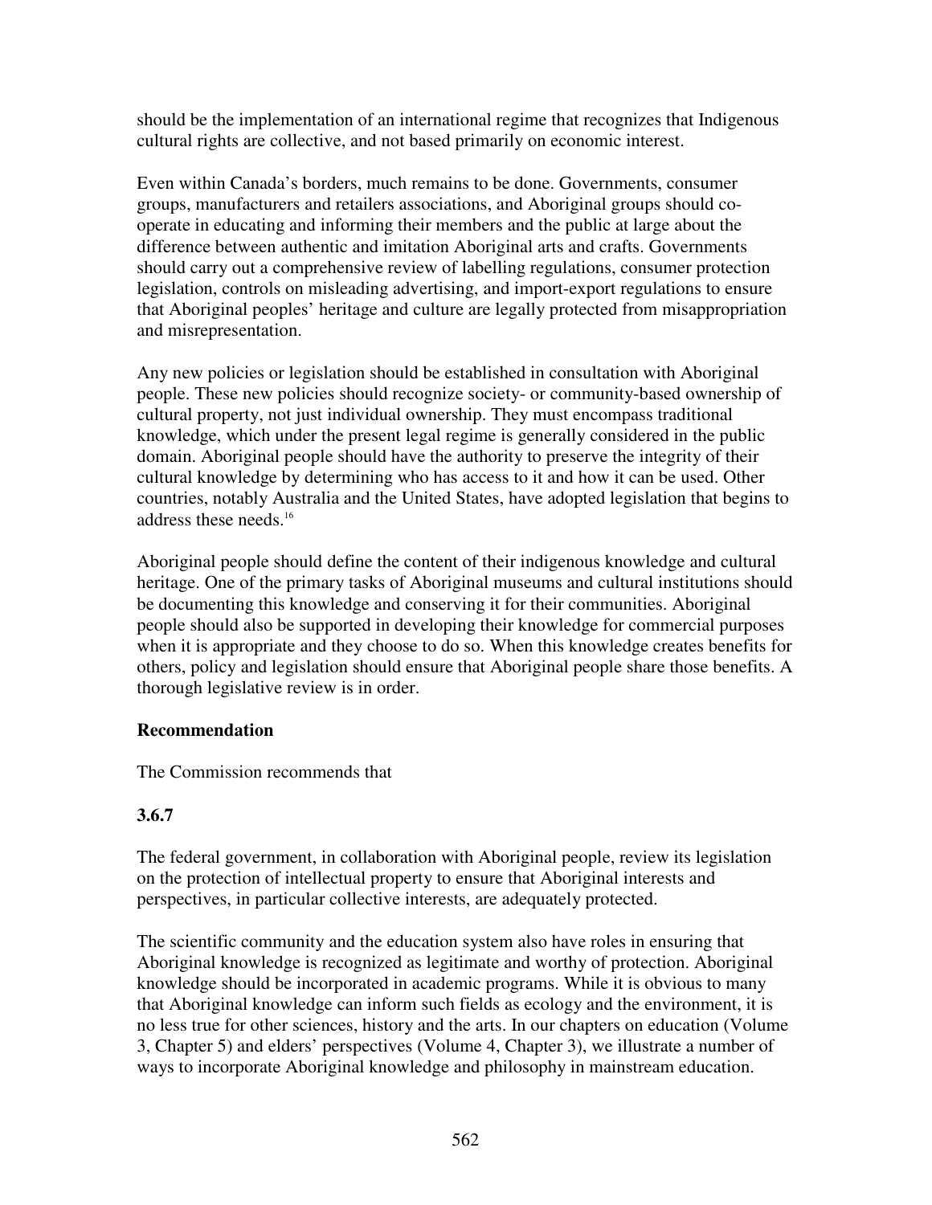should be the implementation of an international regime that recognizes that Indigenous cultural rights are collective, and not based primarily on economic interest.

Even within Canada's borders, much remains to be done. Governments, consumer groups, manufacturers and retailers associations, and Aboriginal groups should co-operate in educating and informing their members and the public at large about the difference between authentic and imitation Aboriginal arts and crafts. Governments should carry out a comprehensive review of labelling regulations, consumer protection legislation, controls on misleading advertising, and import-export regulations to ensure that Aboriginal peoples' heritage and culture are legally protected from misappropriation and misrepresentation.

Any new policies or legislation should be established in consultation with Aboriginal people. These new policies should recognize society- or community-based ownership of cultural property, not just individual ownership. They must encompass traditional knowledge, which under the present legal regime is generally considered in the public domain. Aboriginal people should have the authority to preserve the integrity of their cultural knowledge by determining who has access to it and how it can be used. Other countries, notably Australia and the United States, have adopted legislation that begins to address these needs.[16]

Aboriginal people should define the content of their indigenous knowledge and cultural heritage. One of the primary tasks of Aboriginal museums and cultural institutions should be documenting this knowledge and conserving it for their communities. Aboriginal people should also be supported in developing their knowledge for commercial purposes when it is appropriate and they choose to do so. When this knowledge creates benefits for others, policy and legislation should ensure that Aboriginal people share those benefits. A thorough legislative review is in order.

**Recommendation**

The Commission recommends that

**3.6.7**

The federal government, in collaboration with Aboriginal people, review its legislation on the protection of intellectual property to ensure that Aboriginal interests and perspectives, in particular collective interests, are adequately protected.

The scientific community and the education system also have roles in ensuring that Aboriginal knowledge is recognized as legitimate and worthy of protection. Aboriginal knowledge should be incorporated in academic programs. While it is obvious to many that Aboriginal knowledge can inform such fields as ecology and the environment, it is no less true for other sciences, history and the arts. In our chapters on education (Volume 3, Chapter 5) and elders' perspectives (Volume 4, Chapter 3), we illustrate a number of ways to incorporate Aboriginal knowledge and philosophy in mainstream education.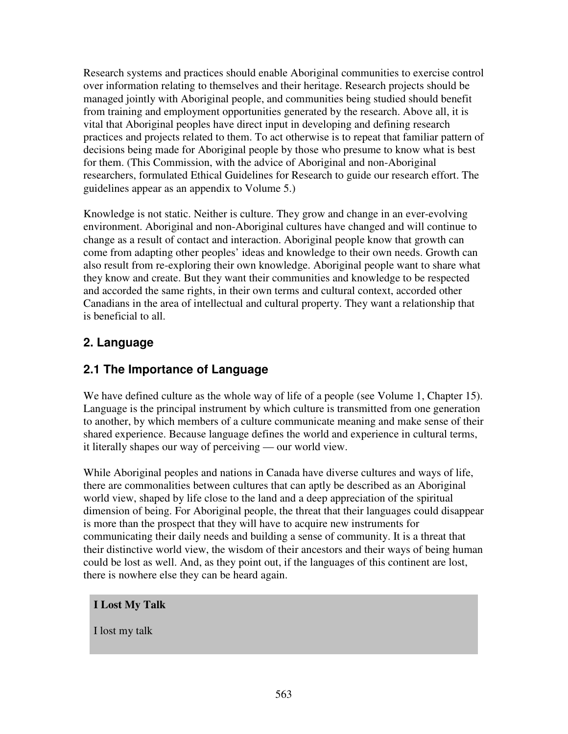Research systems and practices should enable Aboriginal communities to exercise control over information relating to themselves and their heritage. Research projects should be managed jointly with Aboriginal people, and communities being studied should benefit from training and employment opportunities generated by the research. Above all, it is vital that Aboriginal peoples have direct input in developing and defining research practices and projects related to them. To act otherwise is to repeat that familiar pattern of decisions being made for Aboriginal people by those who presume to know what is best for them. (This Commission, with the advice of Aboriginal and non-Aboriginal researchers, formulated Ethical Guidelines for Research to guide our research effort. The guidelines appear as an appendix to Volume 5.)

Knowledge is not static. Neither is culture. They grow and change in an ever-evolving environment. Aboriginal and non-Aboriginal cultures have changed and will continue to change as a result of contact and interaction. Aboriginal people know that growth can come from adapting other peoples' ideas and knowledge to their own needs. Growth can also result from re-exploring their own knowledge. Aboriginal people want to share what they know and create. But they want their communities and knowledge to be respected and accorded the same rights, in their own terms and cultural context, accorded other Canadians in the area of intellectual and cultural property. They want a relationship that is beneficial to all.

## 2. Language

### 2.1 The Importance of Language

We have defined culture as the whole way of life of a people (see Volume 1, Chapter 15). Language is the principal instrument by which culture is transmitted from one generation to another, by which members of a culture communicate meaning and make sense of their shared experience. Because language defines the world and experience in cultural terms, it literally shapes our way of perceiving — our world view.

While Aboriginal peoples and nations in Canada have diverse cultures and ways of life, there are commonalities between cultures that can aptly be described as an Aboriginal world view, shaped by life close to the land and a deep appreciation of the spiritual dimension of being. For Aboriginal people, the threat that their languages could disappear is more than the prospect that they will have to acquire new instruments for communicating their daily needs and building a sense of community. It is a threat that their distinctive world view, the wisdom of their ancestors and their ways of being human could be lost as well. And, as they point out, if the languages of this continent are lost, there is nowhere else they can be heard again.

**I Lost My Talk**

I lost my talk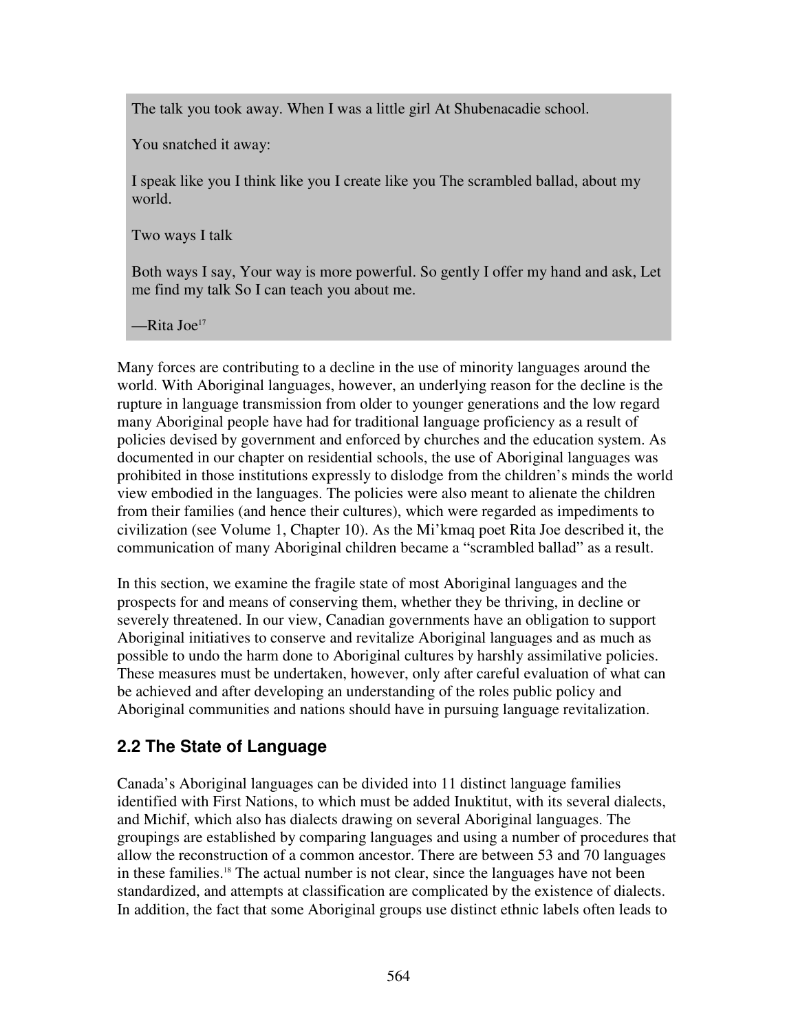> The talk you took away. When I was a little girl At Shubenacadie school.
>
> You snatched it away:
>
> I speak like you I think like you I create like you The scrambled ballad, about my world.
>
> Two ways I talk
>
> Both ways I say, Your way is more powerful. So gently I offer my hand and ask, Let me find my talk So I can teach you about me.
>
> —Rita Joe[17]

Many forces are contributing to a decline in the use of minority languages around the world. With Aboriginal languages, however, an underlying reason for the decline is the rupture in language transmission from older to younger generations and the low regard many Aboriginal people have had for traditional language proficiency as a result of policies devised by government and enforced by churches and the education system. As documented in our chapter on residential schools, the use of Aboriginal languages was prohibited in those institutions expressly to dislodge from the children's minds the world view embodied in the languages. The policies were also meant to alienate the children from their families (and hence their cultures), which were regarded as impediments to civilization (see Volume 1, Chapter 10). As the Mi'kmaq poet Rita Joe described it, the communication of many Aboriginal children became a "scrambled ballad" as a result.

In this section, we examine the fragile state of most Aboriginal languages and the prospects for and means of conserving them, whether they be thriving, in decline or severely threatened. In our view, Canadian governments have an obligation to support Aboriginal initiatives to conserve and revitalize Aboriginal languages and as much as possible to undo the harm done to Aboriginal cultures by harshly assimilative policies. These measures must be undertaken, however, only after careful evaluation of what can be achieved and after developing an understanding of the roles public policy and Aboriginal communities and nations should have in pursuing language revitalization.

## 2.2 The State of Language

Canada's Aboriginal languages can be divided into 11 distinct language families identified with First Nations, to which must be added Inuktitut, with its several dialects, and Michif, which also has dialects drawing on several Aboriginal languages. The groupings are established by comparing languages and using a number of procedures that allow the reconstruction of a common ancestor. There are between 53 and 70 languages in these families.[18] The actual number is not clear, since the languages have not been standardized, and attempts at classification are complicated by the existence of dialects. In addition, the fact that some Aboriginal groups use distinct ethnic labels often leads to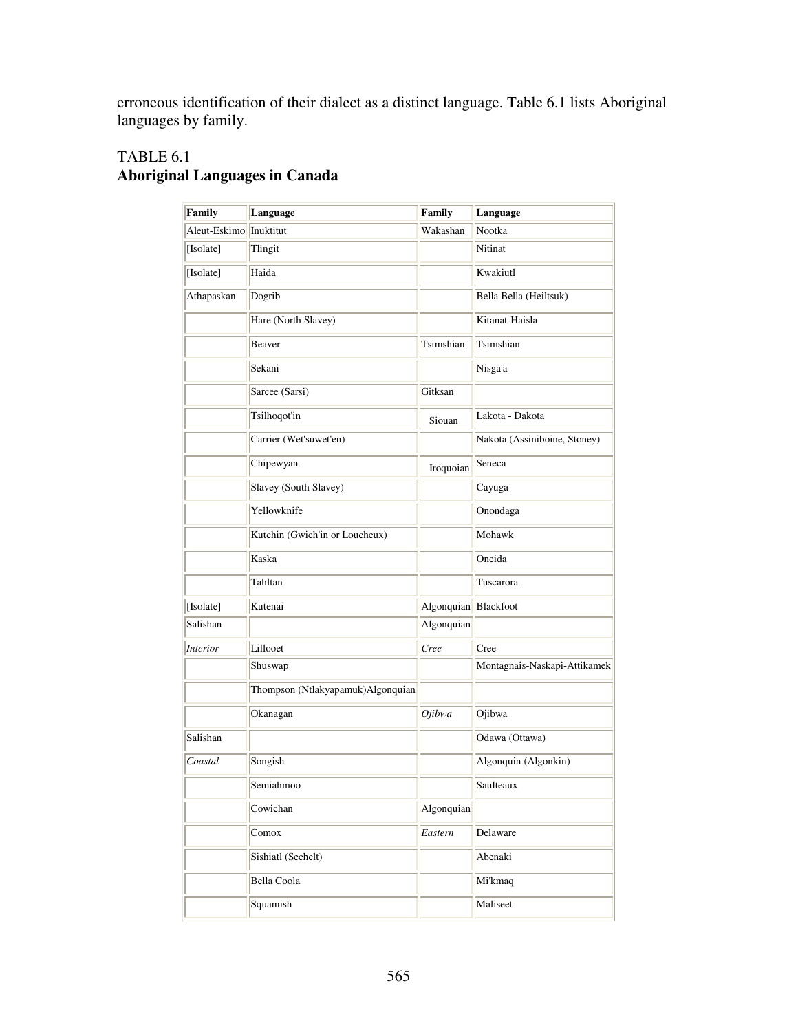erroneous identification of their dialect as a distinct language. Table 6.1 lists Aboriginal languages by family.

TABLE 6.1
**Aboriginal Languages in Canada**

| **Family** | **Language** | **Family** | **Language** |
|---|---|---|---|
| Aleut-Eskimo | Inuktitut | Wakashan | Nootka |
| [Isolate] | Tlingit | | Nitinat |
| [Isolate] | Haida | | Kwakiutl |
| Athapaskan | Dogrib | | Bella Bella (Heiltsuk) |
| | Hare (North Slavey) | | Kitanat-Haisla |
| | Beaver | Tsimshian | Tsimshian |
| | Sekani | | Nisga'a |
| | Sarcee (Sarsi) | Gitksan | |
| | Tsilhoqot'in | Siouan | Lakota - Dakota |
| | Carrier (Wet'suwet'en) | | Nakota (Assiniboine, Stoney) |
| | Chipewyan | Iroquoian | Seneca |
| | Slavey (South Slavey) | | Cayuga |
| | Yellowknife | | Onondaga |
| | Kutchin (Gwich'in or Loucheux) | | Mohawk |
| | Kaska | | Oneida |
| | Tahltan | | Tuscarora |
| [Isolate] | Kutenai | Algonquian | Blackfoot |
| Salishan | | Algonquian | |
| *Interior* | Lillooet | *Cree* | Cree |
| | Shuswap | | Montagnais-Naskapi-Attikamek |
| | Thompson (Ntlakyapamuk)Algonquian | | |
| | Okanagan | *Ojibwa* | Ojibwa |
| Salishan | | | Odawa (Ottawa) |
| *Coastal* | Songish | | Algonquin (Algonkin) |
| | Semiahmoo | | Saulteaux |
| | Cowichan | Algonquian | |
| | Comox | *Eastern* | Delaware |
| | Sishiatl (Sechelt) | | Abenaki |
| | Bella Coola | | Mi'kmaq |
| | Squamish | | Maliseet |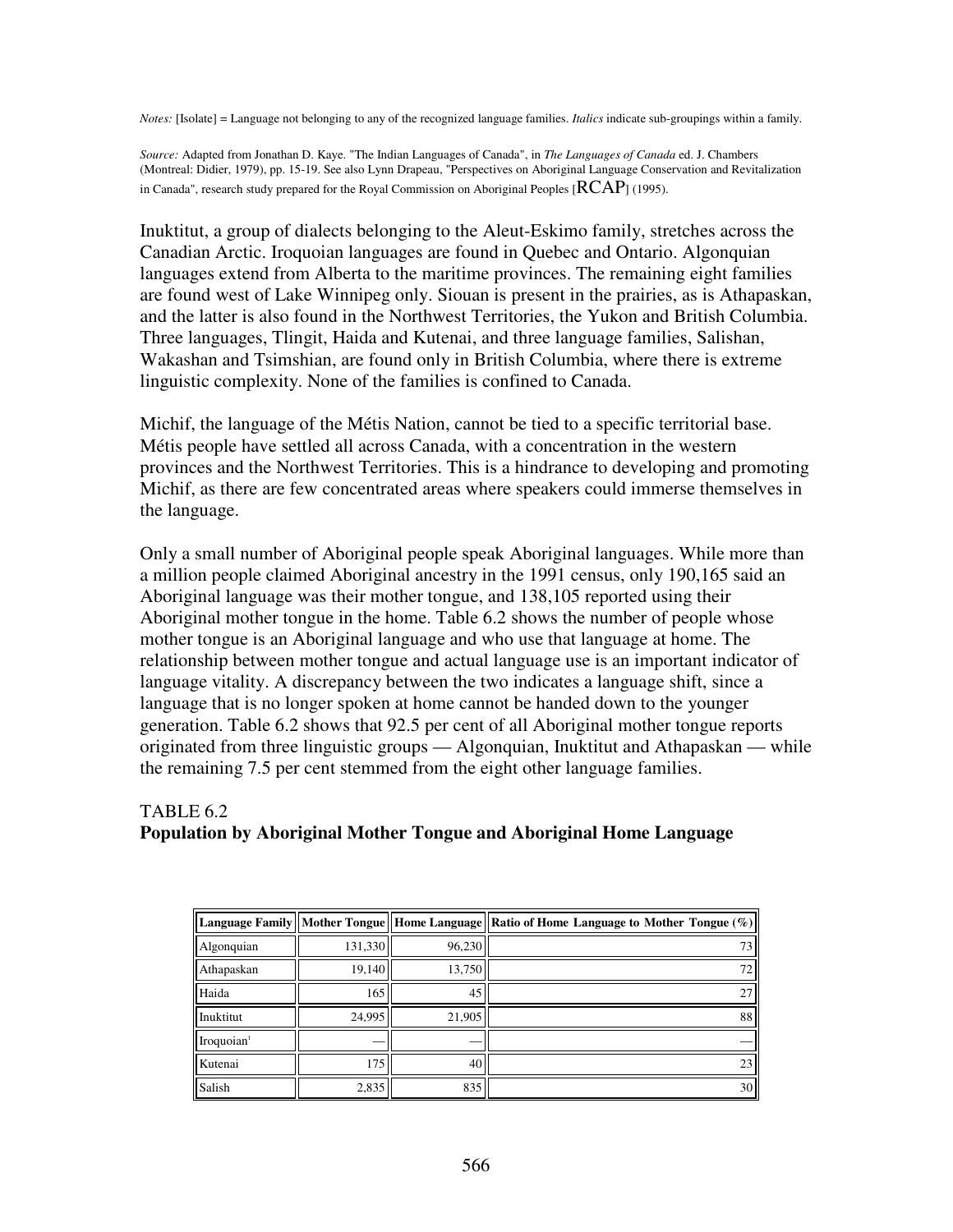*Notes:* [Isolate] = Language not belonging to any of the recognized language families. *Italics* indicate sub-groupings within a family.

*Source:* Adapted from Jonathan D. Kaye. "The Indian Languages of Canada", in *The Languages of Canada* ed. J. Chambers (Montreal: Didier, 1979), pp. 15-19. See also Lynn Drapeau, "Perspectives on Aboriginal Language Conservation and Revitalization in Canada", research study prepared for the Royal Commission on Aboriginal Peoples [RCAP] (1995).

Inuktitut, a group of dialects belonging to the Aleut-Eskimo family, stretches across the Canadian Arctic. Iroquoian languages are found in Quebec and Ontario. Algonquian languages extend from Alberta to the maritime provinces. The remaining eight families are found west of Lake Winnipeg only. Siouan is present in the prairies, as is Athapaskan, and the latter is also found in the Northwest Territories, the Yukon and British Columbia. Three languages, Tlingit, Haida and Kutenai, and three language families, Salishan, Wakashan and Tsimshian, are found only in British Columbia, where there is extreme linguistic complexity. None of the families is confined to Canada.

Michif, the language of the Métis Nation, cannot be tied to a specific territorial base. Métis people have settled all across Canada, with a concentration in the western provinces and the Northwest Territories. This is a hindrance to developing and promoting Michif, as there are few concentrated areas where speakers could immerse themselves in the language.

Only a small number of Aboriginal people speak Aboriginal languages. While more than a million people claimed Aboriginal ancestry in the 1991 census, only 190,165 said an Aboriginal language was their mother tongue, and 138,105 reported using their Aboriginal mother tongue in the home. Table 6.2 shows the number of people whose mother tongue is an Aboriginal language and who use that language at home. The relationship between mother tongue and actual language use is an important indicator of language vitality. A discrepancy between the two indicates a language shift, since a language that is no longer spoken at home cannot be handed down to the younger generation. Table 6.2 shows that 92.5 per cent of all Aboriginal mother tongue reports originated from three linguistic groups — Algonquian, Inuktitut and Athapaskan — while the remaining 7.5 per cent stemmed from the eight other language families.

TABLE 6.2
**Population by Aboriginal Mother Tongue and Aboriginal Home Language**

| Language Family | Mother Tongue | Home Language | Ratio of Home Language to Mother Tongue (%) |
|---|---|---|---|
| Algonquian | 131,330 | 96,230 | 73 |
| Athapaskan | 19,140 | 13,750 | 72 |
| Haida | 165 | 45 | 27 |
| Inuktitut | 24,995 | 21,905 | 88 |
| Iroquoian[1] | — | — | — |
| Kutenai | 175 | 40 | 23 |
| Salish | 2,835 | 835 | 30 |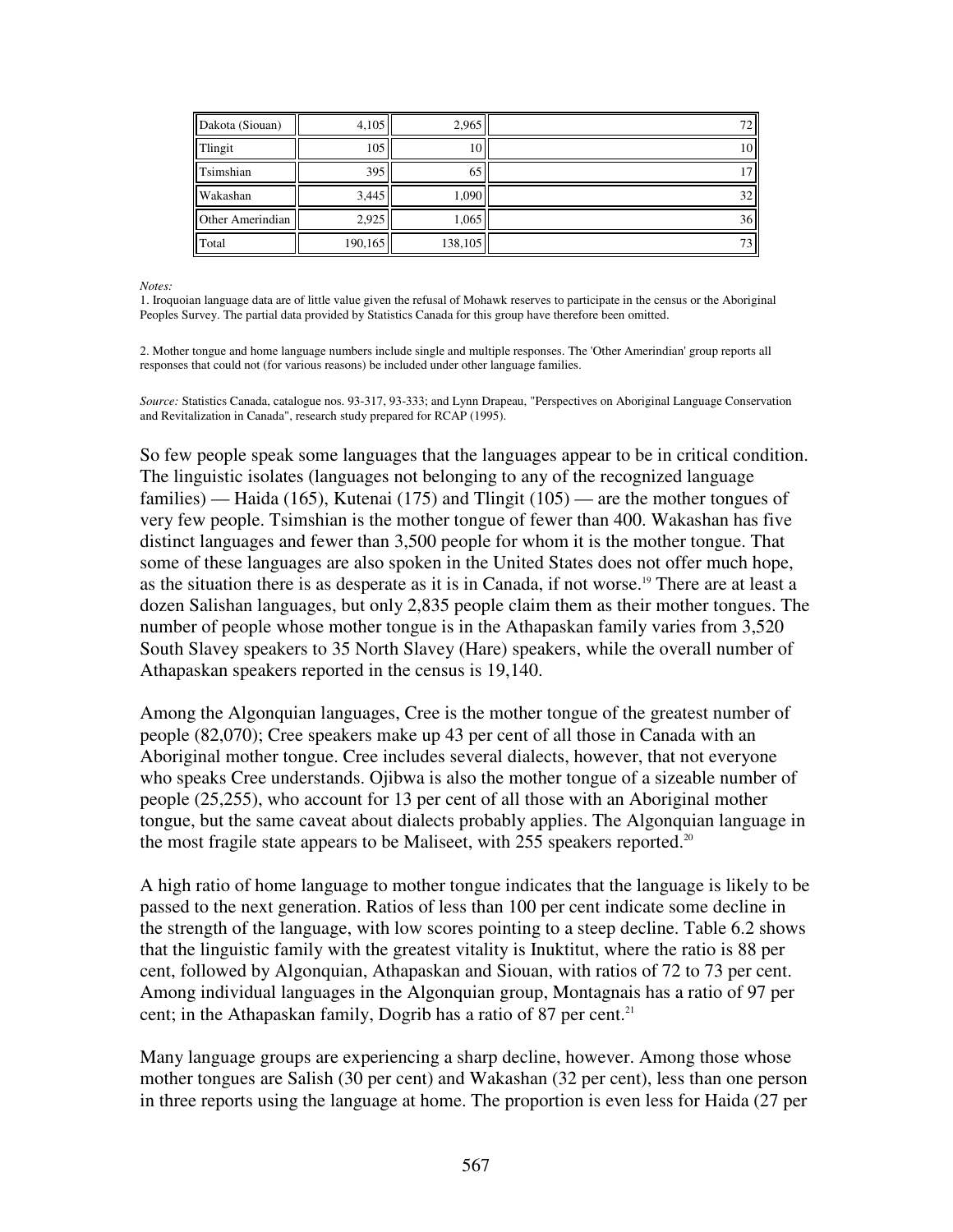| | | | |
|---|---|---|---|
| Dakota (Siouan) | 4,105 | 2,965 | 72 |
| Tlingit | 105 | 10 | 10 |
| Tsimshian | 395 | 65 | 17 |
| Wakashan | 3,445 | 1,090 | 32 |
| Other Amerindian | 2,925 | 1,065 | 36 |
| Total | 190,165 | 138,105 | 73 |

*Notes:*

1. Iroquoian language data are of little value given the refusal of Mohawk reserves to participate in the census or the Aboriginal Peoples Survey. The partial data provided by Statistics Canada for this group have therefore been omitted.

2. Mother tongue and home language numbers include single and multiple responses. The 'Other Amerindian' group reports all responses that could not (for various reasons) be included under other language families.

*Source:* Statistics Canada, catalogue nos. 93-317, 93-333; and Lynn Drapeau, "Perspectives on Aboriginal Language Conservation and Revitalization in Canada", research study prepared for RCAP (1995).

So few people speak some languages that the languages appear to be in critical condition. The linguistic isolates (languages not belonging to any of the recognized language families) — Haida (165), Kutenai (175) and Tlingit (105) — are the mother tongues of very few people. Tsimshian is the mother tongue of fewer than 400. Wakashan has five distinct languages and fewer than 3,500 people for whom it is the mother tongue. That some of these languages are also spoken in the United States does not offer much hope, as the situation there is as desperate as it is in Canada, if not worse.[19] There are at least a dozen Salishan languages, but only 2,835 people claim them as their mother tongues. The number of people whose mother tongue is in the Athapaskan family varies from 3,520 South Slavey speakers to 35 North Slavey (Hare) speakers, while the overall number of Athapaskan speakers reported in the census is 19,140.

Among the Algonquian languages, Cree is the mother tongue of the greatest number of people (82,070); Cree speakers make up 43 per cent of all those in Canada with an Aboriginal mother tongue. Cree includes several dialects, however, that not everyone who speaks Cree understands. Ojibwa is also the mother tongue of a sizeable number of people (25,255), who account for 13 per cent of all those with an Aboriginal mother tongue, but the same caveat about dialects probably applies. The Algonquian language in the most fragile state appears to be Maliseet, with 255 speakers reported.[20]

A high ratio of home language to mother tongue indicates that the language is likely to be passed to the next generation. Ratios of less than 100 per cent indicate some decline in the strength of the language, with low scores pointing to a steep decline. Table 6.2 shows that the linguistic family with the greatest vitality is Inuktitut, where the ratio is 88 per cent, followed by Algonquian, Athapaskan and Siouan, with ratios of 72 to 73 per cent. Among individual languages in the Algonquian group, Montagnais has a ratio of 97 per cent; in the Athapaskan family, Dogrib has a ratio of 87 per cent.[21]

Many language groups are experiencing a sharp decline, however. Among those whose mother tongues are Salish (30 per cent) and Wakashan (32 per cent), less than one person in three reports using the language at home. The proportion is even less for Haida (27 per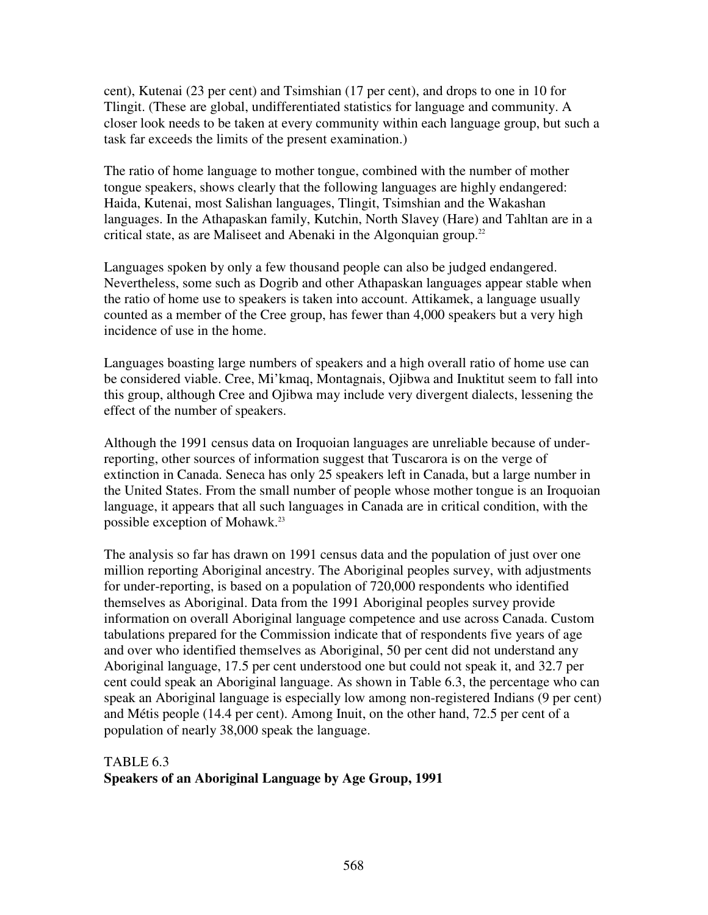cent), Kutenai (23 per cent) and Tsimshian (17 per cent), and drops to one in 10 for Tlingit. (These are global, undifferentiated statistics for language and community. A closer look needs to be taken at every community within each language group, but such a task far exceeds the limits of the present examination.)

The ratio of home language to mother tongue, combined with the number of mother tongue speakers, shows clearly that the following languages are highly endangered: Haida, Kutenai, most Salishan languages, Tlingit, Tsimshian and the Wakashan languages. In the Athapaskan family, Kutchin, North Slavey (Hare) and Tahltan are in a critical state, as are Maliseet and Abenaki in the Algonquian group.[22]

Languages spoken by only a few thousand people can also be judged endangered. Nevertheless, some such as Dogrib and other Athapaskan languages appear stable when the ratio of home use to speakers is taken into account. Attikamek, a language usually counted as a member of the Cree group, has fewer than 4,000 speakers but a very high incidence of use in the home.

Languages boasting large numbers of speakers and a high overall ratio of home use can be considered viable. Cree, Mi'kmaq, Montagnais, Ojibwa and Inuktitut seem to fall into this group, although Cree and Ojibwa may include very divergent dialects, lessening the effect of the number of speakers.

Although the 1991 census data on Iroquoian languages are unreliable because of under-reporting, other sources of information suggest that Tuscarora is on the verge of extinction in Canada. Seneca has only 25 speakers left in Canada, but a large number in the United States. From the small number of people whose mother tongue is an Iroquoian language, it appears that all such languages in Canada are in critical condition, with the possible exception of Mohawk.[23]

The analysis so far has drawn on 1991 census data and the population of just over one million reporting Aboriginal ancestry. The Aboriginal peoples survey, with adjustments for under-reporting, is based on a population of 720,000 respondents who identified themselves as Aboriginal. Data from the 1991 Aboriginal peoples survey provide information on overall Aboriginal language competence and use across Canada. Custom tabulations prepared for the Commission indicate that of respondents five years of age and over who identified themselves as Aboriginal, 50 per cent did not understand any Aboriginal language, 17.5 per cent understood one but could not speak it, and 32.7 per cent could speak an Aboriginal language. As shown in Table 6.3, the percentage who can speak an Aboriginal language is especially low among non-registered Indians (9 per cent) and Métis people (14.4 per cent). Among Inuit, on the other hand, 72.5 per cent of a population of nearly 38,000 speak the language.

TABLE 6.3
**Speakers of an Aboriginal Language by Age Group, 1991**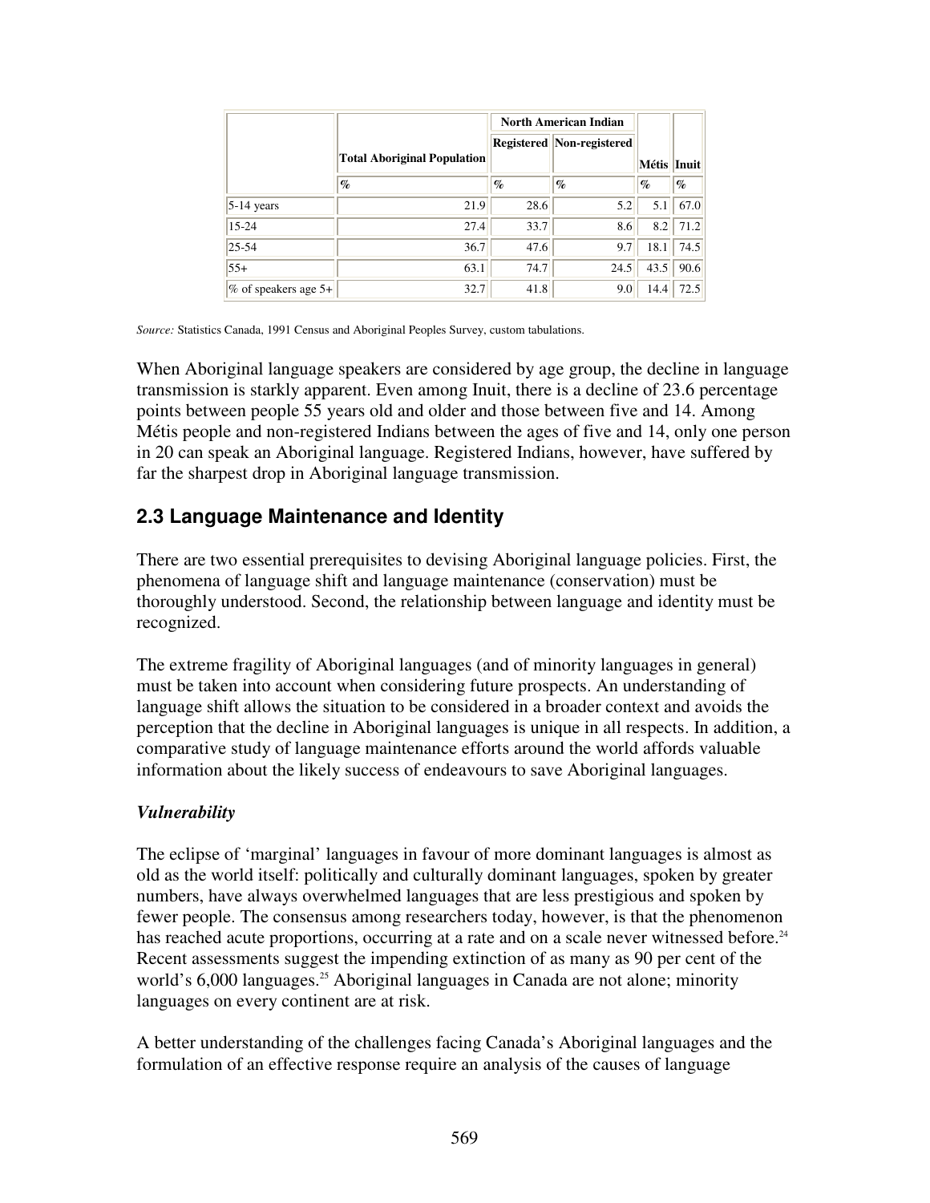| | Total Aboriginal Population | North American Indian | | Métis | Inuit |
|---|---|---|---|---|---|
| | | Registered | Non-registered | | |
| | % | % | % | % | % |
| 5-14 years | 21.9 | 28.6 | 5.2 | 5.1 | 67.0 |
| 15-24 | 27.4 | 33.7 | 8.6 | 8.2 | 71.2 |
| 25-54 | 36.7 | 47.6 | 9.7 | 18.1 | 74.5 |
| 55+ | 63.1 | 74.7 | 24.5 | 43.5 | 90.6 |
| % of speakers age 5+ | 32.7 | 41.8 | 9.0 | 14.4 | 72.5 |

*Source:* Statistics Canada, 1991 Census and Aboriginal Peoples Survey, custom tabulations.

When Aboriginal language speakers are considered by age group, the decline in language transmission is starkly apparent. Even among Inuit, there is a decline of 23.6 percentage points between people 55 years old and older and those between five and 14. Among Métis people and non-registered Indians between the ages of five and 14, only one person in 20 can speak an Aboriginal language. Registered Indians, however, have suffered by far the sharpest drop in Aboriginal language transmission.

## 2.3 Language Maintenance and Identity

There are two essential prerequisites to devising Aboriginal language policies. First, the phenomena of language shift and language maintenance (conservation) must be thoroughly understood. Second, the relationship between language and identity must be recognized.

The extreme fragility of Aboriginal languages (and of minority languages in general) must be taken into account when considering future prospects. An understanding of language shift allows the situation to be considered in a broader context and avoids the perception that the decline in Aboriginal languages is unique in all respects. In addition, a comparative study of language maintenance efforts around the world affords valuable information about the likely success of endeavours to save Aboriginal languages.

### *Vulnerability*

The eclipse of 'marginal' languages in favour of more dominant languages is almost as old as the world itself: politically and culturally dominant languages, spoken by greater numbers, have always overwhelmed languages that are less prestigious and spoken by fewer people. The consensus among researchers today, however, is that the phenomenon has reached acute proportions, occurring at a rate and on a scale never witnessed before.[24] Recent assessments suggest the impending extinction of as many as 90 per cent of the world's 6,000 languages.[25] Aboriginal languages in Canada are not alone; minority languages on every continent are at risk.

A better understanding of the challenges facing Canada's Aboriginal languages and the formulation of an effective response require an analysis of the causes of language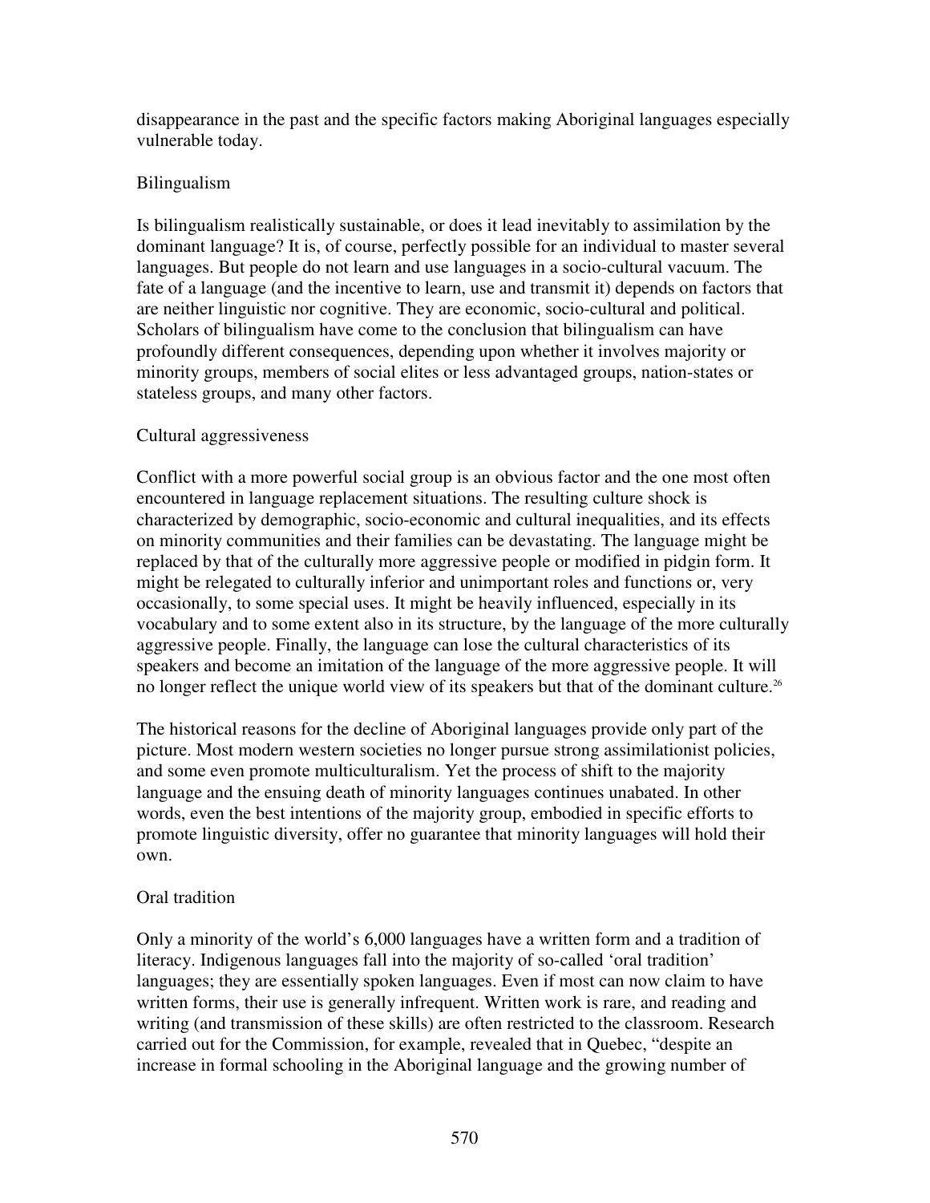disappearance in the past and the specific factors making Aboriginal languages especially vulnerable today.

### Bilingualism

Is bilingualism realistically sustainable, or does it lead inevitably to assimilation by the dominant language? It is, of course, perfectly possible for an individual to master several languages. But people do not learn and use languages in a socio-cultural vacuum. The fate of a language (and the incentive to learn, use and transmit it) depends on factors that are neither linguistic nor cognitive. They are economic, socio-cultural and political. Scholars of bilingualism have come to the conclusion that bilingualism can have profoundly different consequences, depending upon whether it involves majority or minority groups, members of social elites or less advantaged groups, nation-states or stateless groups, and many other factors.

### Cultural aggressiveness

Conflict with a more powerful social group is an obvious factor and the one most often encountered in language replacement situations. The resulting culture shock is characterized by demographic, socio-economic and cultural inequalities, and its effects on minority communities and their families can be devastating. The language might be replaced by that of the culturally more aggressive people or modified in pidgin form. It might be relegated to culturally inferior and unimportant roles and functions or, very occasionally, to some special uses. It might be heavily influenced, especially in its vocabulary and to some extent also in its structure, by the language of the more culturally aggressive people. Finally, the language can lose the cultural characteristics of its speakers and become an imitation of the language of the more aggressive people. It will no longer reflect the unique world view of its speakers but that of the dominant culture.[26]

The historical reasons for the decline of Aboriginal languages provide only part of the picture. Most modern western societies no longer pursue strong assimilationist policies, and some even promote multiculturalism. Yet the process of shift to the majority language and the ensuing death of minority languages continues unabated. In other words, even the best intentions of the majority group, embodied in specific efforts to promote linguistic diversity, offer no guarantee that minority languages will hold their own.

### Oral tradition

Only a minority of the world's 6,000 languages have a written form and a tradition of literacy. Indigenous languages fall into the majority of so-called 'oral tradition' languages; they are essentially spoken languages. Even if most can now claim to have written forms, their use is generally infrequent. Written work is rare, and reading and writing (and transmission of these skills) are often restricted to the classroom. Research carried out for the Commission, for example, revealed that in Quebec, "despite an increase in formal schooling in the Aboriginal language and the growing number of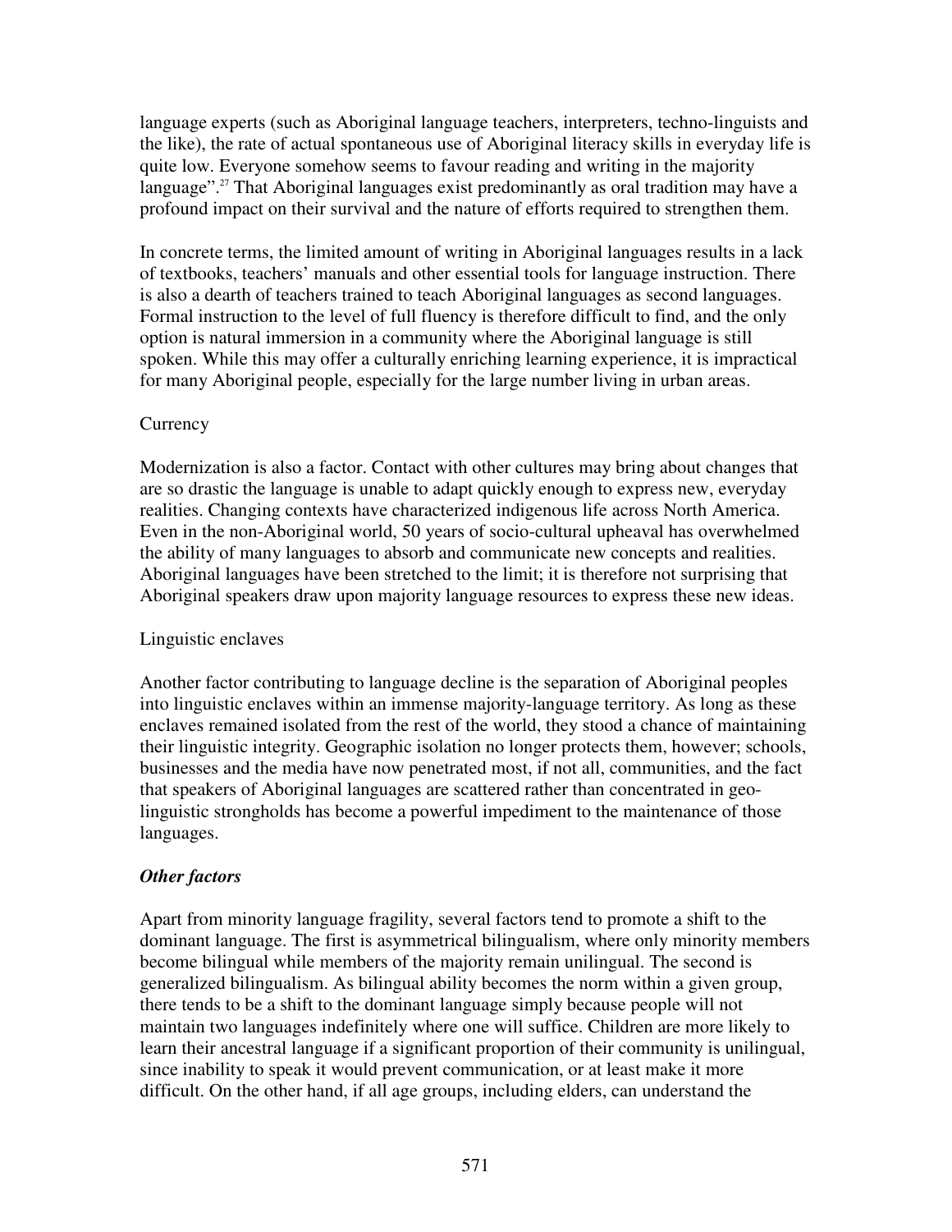language experts (such as Aboriginal language teachers, interpreters, techno-linguists and the like), the rate of actual spontaneous use of Aboriginal literacy skills in everyday life is quite low. Everyone somehow seems to favour reading and writing in the majority language".[27] That Aboriginal languages exist predominantly as oral tradition may have a profound impact on their survival and the nature of efforts required to strengthen them.

In concrete terms, the limited amount of writing in Aboriginal languages results in a lack of textbooks, teachers' manuals and other essential tools for language instruction. There is also a dearth of teachers trained to teach Aboriginal languages as second languages. Formal instruction to the level of full fluency is therefore difficult to find, and the only option is natural immersion in a community where the Aboriginal language is still spoken. While this may offer a culturally enriching learning experience, it is impractical for many Aboriginal people, especially for the large number living in urban areas.

Currency

Modernization is also a factor. Contact with other cultures may bring about changes that are so drastic the language is unable to adapt quickly enough to express new, everyday realities. Changing contexts have characterized indigenous life across North America. Even in the non-Aboriginal world, 50 years of socio-cultural upheaval has overwhelmed the ability of many languages to absorb and communicate new concepts and realities. Aboriginal languages have been stretched to the limit; it is therefore not surprising that Aboriginal speakers draw upon majority language resources to express these new ideas.

Linguistic enclaves

Another factor contributing to language decline is the separation of Aboriginal peoples into linguistic enclaves within an immense majority-language territory. As long as these enclaves remained isolated from the rest of the world, they stood a chance of maintaining their linguistic integrity. Geographic isolation no longer protects them, however; schools, businesses and the media have now penetrated most, if not all, communities, and the fact that speakers of Aboriginal languages are scattered rather than concentrated in geo-linguistic strongholds has become a powerful impediment to the maintenance of those languages.

***Other factors***

Apart from minority language fragility, several factors tend to promote a shift to the dominant language. The first is asymmetrical bilingualism, where only minority members become bilingual while members of the majority remain unilingual. The second is generalized bilingualism. As bilingual ability becomes the norm within a given group, there tends to be a shift to the dominant language simply because people will not maintain two languages indefinitely where one will suffice. Children are more likely to learn their ancestral language if a significant proportion of their community is unilingual, since inability to speak it would prevent communication, or at least make it more difficult. On the other hand, if all age groups, including elders, can understand the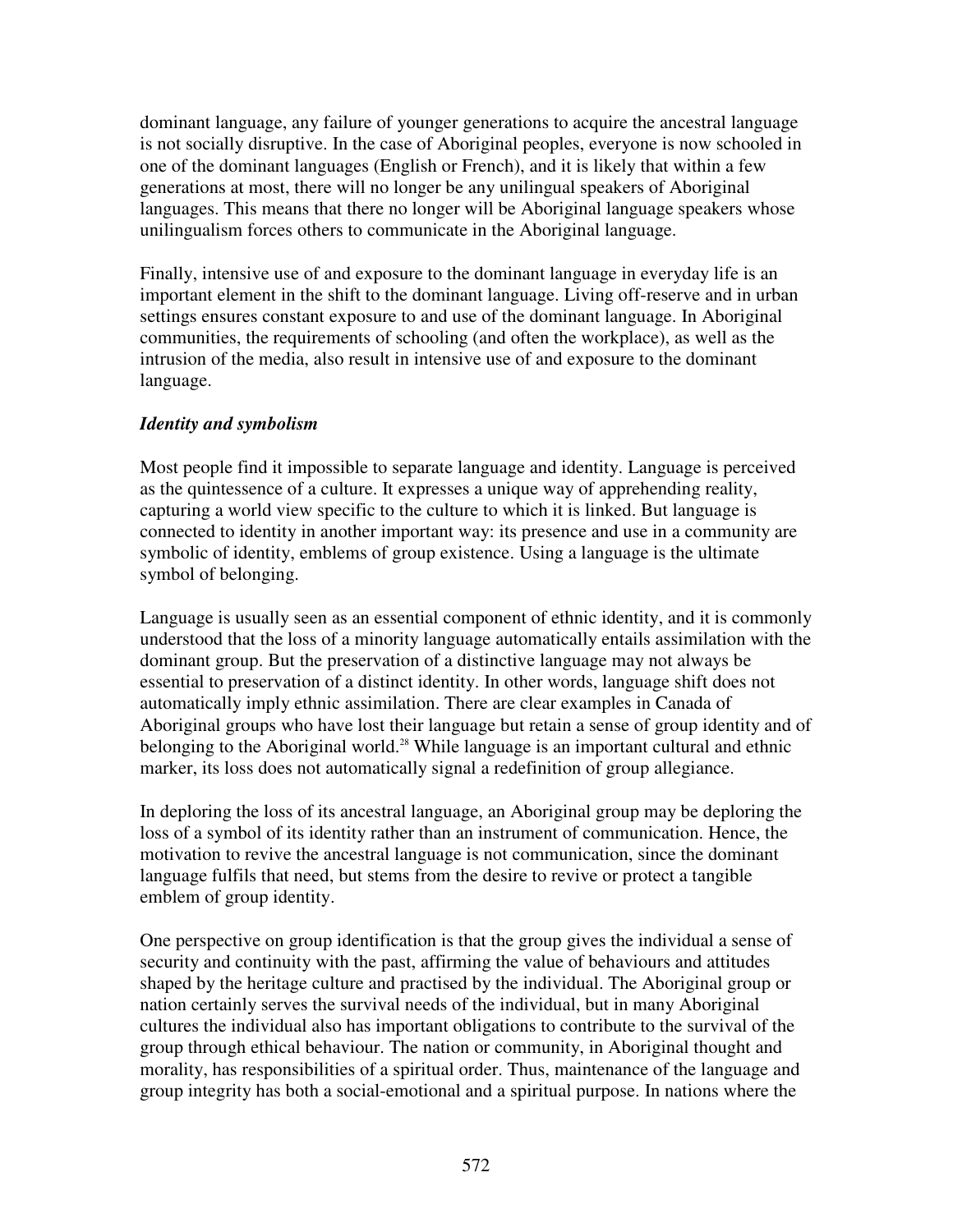dominant language, any failure of younger generations to acquire the ancestral language is not socially disruptive. In the case of Aboriginal peoples, everyone is now schooled in one of the dominant languages (English or French), and it is likely that within a few generations at most, there will no longer be any unilingual speakers of Aboriginal languages. This means that there no longer will be Aboriginal language speakers whose unilingualism forces others to communicate in the Aboriginal language.

Finally, intensive use of and exposure to the dominant language in everyday life is an important element in the shift to the dominant language. Living off-reserve and in urban settings ensures constant exposure to and use of the dominant language. In Aboriginal communities, the requirements of schooling (and often the workplace), as well as the intrusion of the media, also result in intensive use of and exposure to the dominant language.

### *Identity and symbolism*

Most people find it impossible to separate language and identity. Language is perceived as the quintessence of a culture. It expresses a unique way of apprehending reality, capturing a world view specific to the culture to which it is linked. But language is connected to identity in another important way: its presence and use in a community are symbolic of identity, emblems of group existence. Using a language is the ultimate symbol of belonging.

Language is usually seen as an essential component of ethnic identity, and it is commonly understood that the loss of a minority language automatically entails assimilation with the dominant group. But the preservation of a distinctive language may not always be essential to preservation of a distinct identity. In other words, language shift does not automatically imply ethnic assimilation. There are clear examples in Canada of Aboriginal groups who have lost their language but retain a sense of group identity and of belonging to the Aboriginal world.[28] While language is an important cultural and ethnic marker, its loss does not automatically signal a redefinition of group allegiance.

In deploring the loss of its ancestral language, an Aboriginal group may be deploring the loss of a symbol of its identity rather than an instrument of communication. Hence, the motivation to revive the ancestral language is not communication, since the dominant language fulfils that need, but stems from the desire to revive or protect a tangible emblem of group identity.

One perspective on group identification is that the group gives the individual a sense of security and continuity with the past, affirming the value of behaviours and attitudes shaped by the heritage culture and practised by the individual. The Aboriginal group or nation certainly serves the survival needs of the individual, but in many Aboriginal cultures the individual also has important obligations to contribute to the survival of the group through ethical behaviour. The nation or community, in Aboriginal thought and morality, has responsibilities of a spiritual order. Thus, maintenance of the language and group integrity has both a social-emotional and a spiritual purpose. In nations where the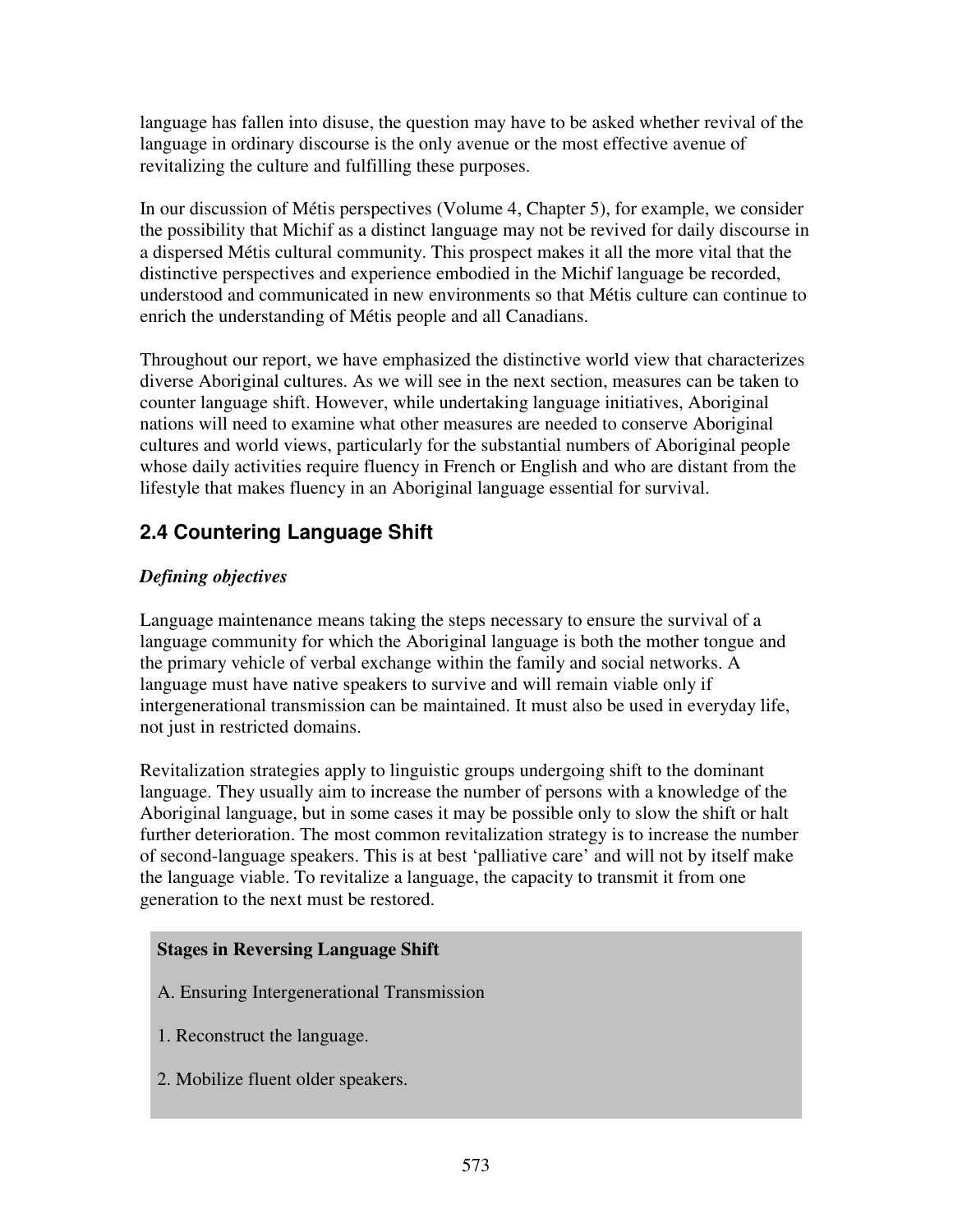language has fallen into disuse, the question may have to be asked whether revival of the language in ordinary discourse is the only avenue or the most effective avenue of revitalizing the culture and fulfilling these purposes.

In our discussion of Métis perspectives (Volume 4, Chapter 5), for example, we consider the possibility that Michif as a distinct language may not be revived for daily discourse in a dispersed Métis cultural community. This prospect makes it all the more vital that the distinctive perspectives and experience embodied in the Michif language be recorded, understood and communicated in new environments so that Métis culture can continue to enrich the understanding of Métis people and all Canadians.

Throughout our report, we have emphasized the distinctive world view that characterizes diverse Aboriginal cultures. As we will see in the next section, measures can be taken to counter language shift. However, while undertaking language initiatives, Aboriginal nations will need to examine what other measures are needed to conserve Aboriginal cultures and world views, particularly for the substantial numbers of Aboriginal people whose daily activities require fluency in French or English and who are distant from the lifestyle that makes fluency in an Aboriginal language essential for survival.

## 2.4 Countering Language Shift

***Defining objectives***

Language maintenance means taking the steps necessary to ensure the survival of a language community for which the Aboriginal language is both the mother tongue and the primary vehicle of verbal exchange within the family and social networks. A language must have native speakers to survive and will remain viable only if intergenerational transmission can be maintained. It must also be used in everyday life, not just in restricted domains.

Revitalization strategies apply to linguistic groups undergoing shift to the dominant language. They usually aim to increase the number of persons with a knowledge of the Aboriginal language, but in some cases it may be possible only to slow the shift or halt further deterioration. The most common revitalization strategy is to increase the number of second-language speakers. This is at best 'palliative care' and will not by itself make the language viable. To revitalize a language, the capacity to transmit it from one generation to the next must be restored.

**Stages in Reversing Language Shift**

A. Ensuring Intergenerational Transmission

1. Reconstruct the language.

2. Mobilize fluent older speakers.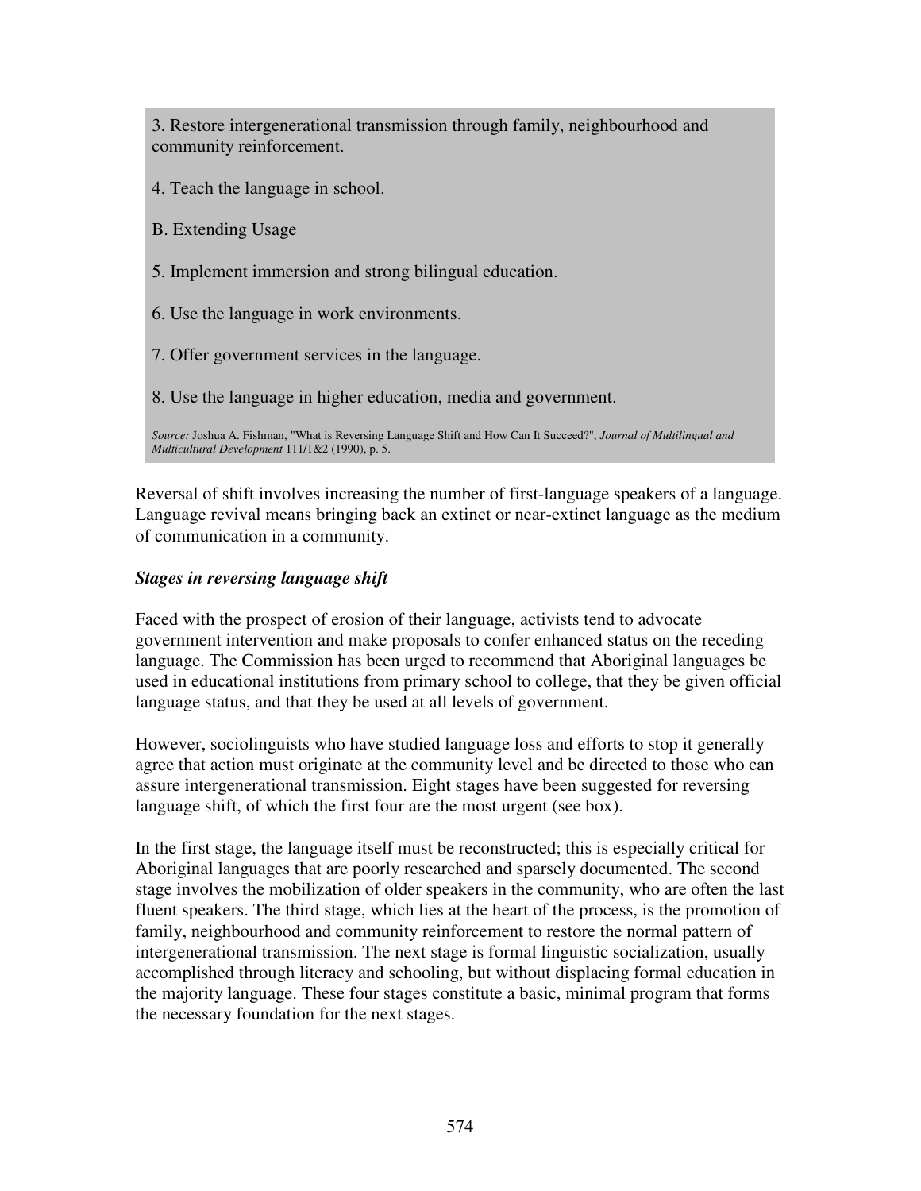3. Restore intergenerational transmission through family, neighbourhood and community reinforcement.

4. Teach the language in school.

B. Extending Usage

5. Implement immersion and strong bilingual education.

6. Use the language in work environments.

7. Offer government services in the language.

8. Use the language in higher education, media and government.

*Source:* Joshua A. Fishman, "What is Reversing Language Shift and How Can It Succeed?", *Journal of Multilingual and Multicultural Development* 111/1&2 (1990), p. 5.

Reversal of shift involves increasing the number of first-language speakers of a language. Language revival means bringing back an extinct or near-extinct language as the medium of communication in a community.

### *Stages in reversing language shift*

Faced with the prospect of erosion of their language, activists tend to advocate government intervention and make proposals to confer enhanced status on the receding language. The Commission has been urged to recommend that Aboriginal languages be used in educational institutions from primary school to college, that they be given official language status, and that they be used at all levels of government.

However, sociolinguists who have studied language loss and efforts to stop it generally agree that action must originate at the community level and be directed to those who can assure intergenerational transmission. Eight stages have been suggested for reversing language shift, of which the first four are the most urgent (see box).

In the first stage, the language itself must be reconstructed; this is especially critical for Aboriginal languages that are poorly researched and sparsely documented. The second stage involves the mobilization of older speakers in the community, who are often the last fluent speakers. The third stage, which lies at the heart of the process, is the promotion of family, neighbourhood and community reinforcement to restore the normal pattern of intergenerational transmission. The next stage is formal linguistic socialization, usually accomplished through literacy and schooling, but without displacing formal education in the majority language. These four stages constitute a basic, minimal program that forms the necessary foundation for the next stages.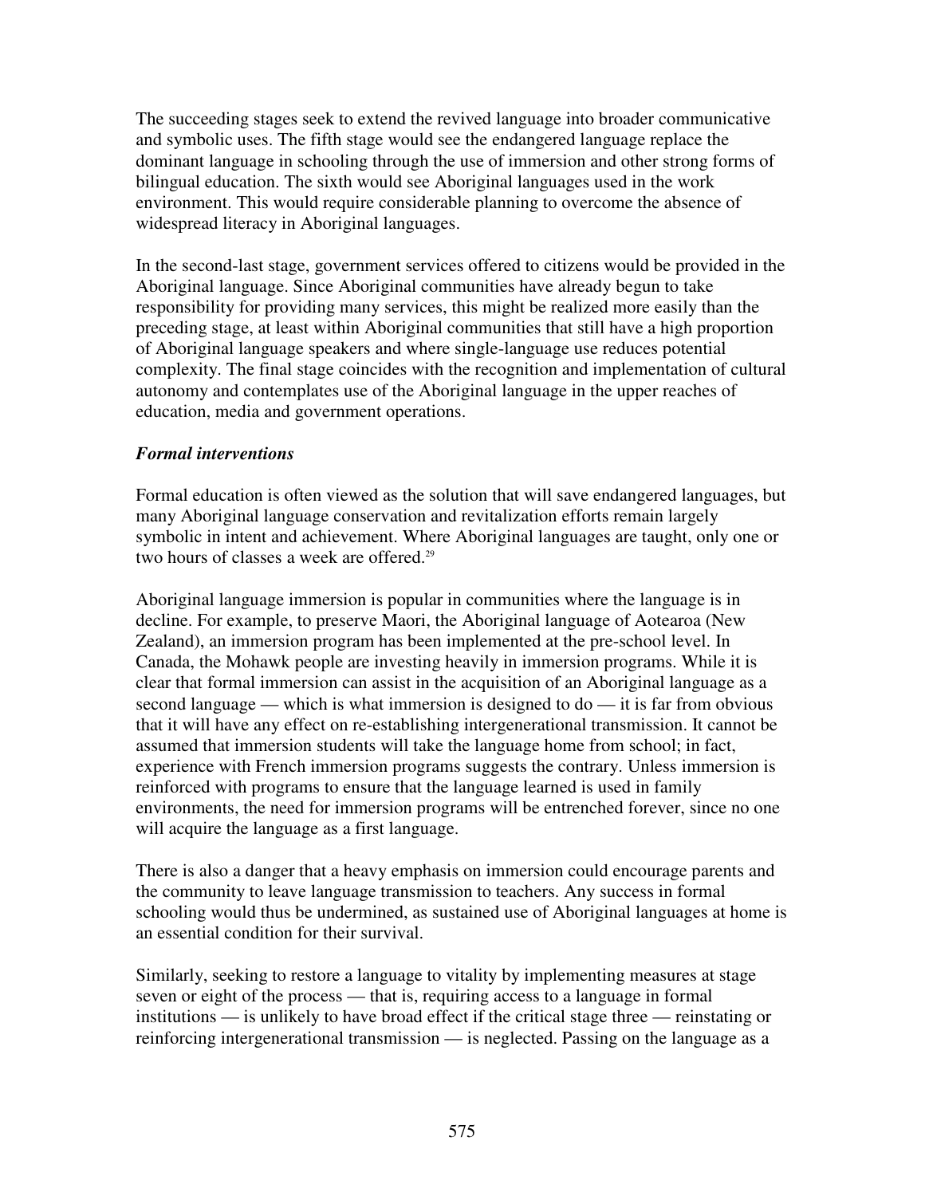The succeeding stages seek to extend the revived language into broader communicative and symbolic uses. The fifth stage would see the endangered language replace the dominant language in schooling through the use of immersion and other strong forms of bilingual education. The sixth would see Aboriginal languages used in the work environment. This would require considerable planning to overcome the absence of widespread literacy in Aboriginal languages.

In the second-last stage, government services offered to citizens would be provided in the Aboriginal language. Since Aboriginal communities have already begun to take responsibility for providing many services, this might be realized more easily than the preceding stage, at least within Aboriginal communities that still have a high proportion of Aboriginal language speakers and where single-language use reduces potential complexity. The final stage coincides with the recognition and implementation of cultural autonomy and contemplates use of the Aboriginal language in the upper reaches of education, media and government operations.

### *Formal interventions*

Formal education is often viewed as the solution that will save endangered languages, but many Aboriginal language conservation and revitalization efforts remain largely symbolic in intent and achievement. Where Aboriginal languages are taught, only one or two hours of classes a week are offered.[29]

Aboriginal language immersion is popular in communities where the language is in decline. For example, to preserve Maori, the Aboriginal language of Aotearoa (New Zealand), an immersion program has been implemented at the pre-school level. In Canada, the Mohawk people are investing heavily in immersion programs. While it is clear that formal immersion can assist in the acquisition of an Aboriginal language as a second language — which is what immersion is designed to do — it is far from obvious that it will have any effect on re-establishing intergenerational transmission. It cannot be assumed that immersion students will take the language home from school; in fact, experience with French immersion programs suggests the contrary. Unless immersion is reinforced with programs to ensure that the language learned is used in family environments, the need for immersion programs will be entrenched forever, since no one will acquire the language as a first language.

There is also a danger that a heavy emphasis on immersion could encourage parents and the community to leave language transmission to teachers. Any success in formal schooling would thus be undermined, as sustained use of Aboriginal languages at home is an essential condition for their survival.

Similarly, seeking to restore a language to vitality by implementing measures at stage seven or eight of the process — that is, requiring access to a language in formal institutions — is unlikely to have broad effect if the critical stage three — reinstating or reinforcing intergenerational transmission — is neglected. Passing on the language as a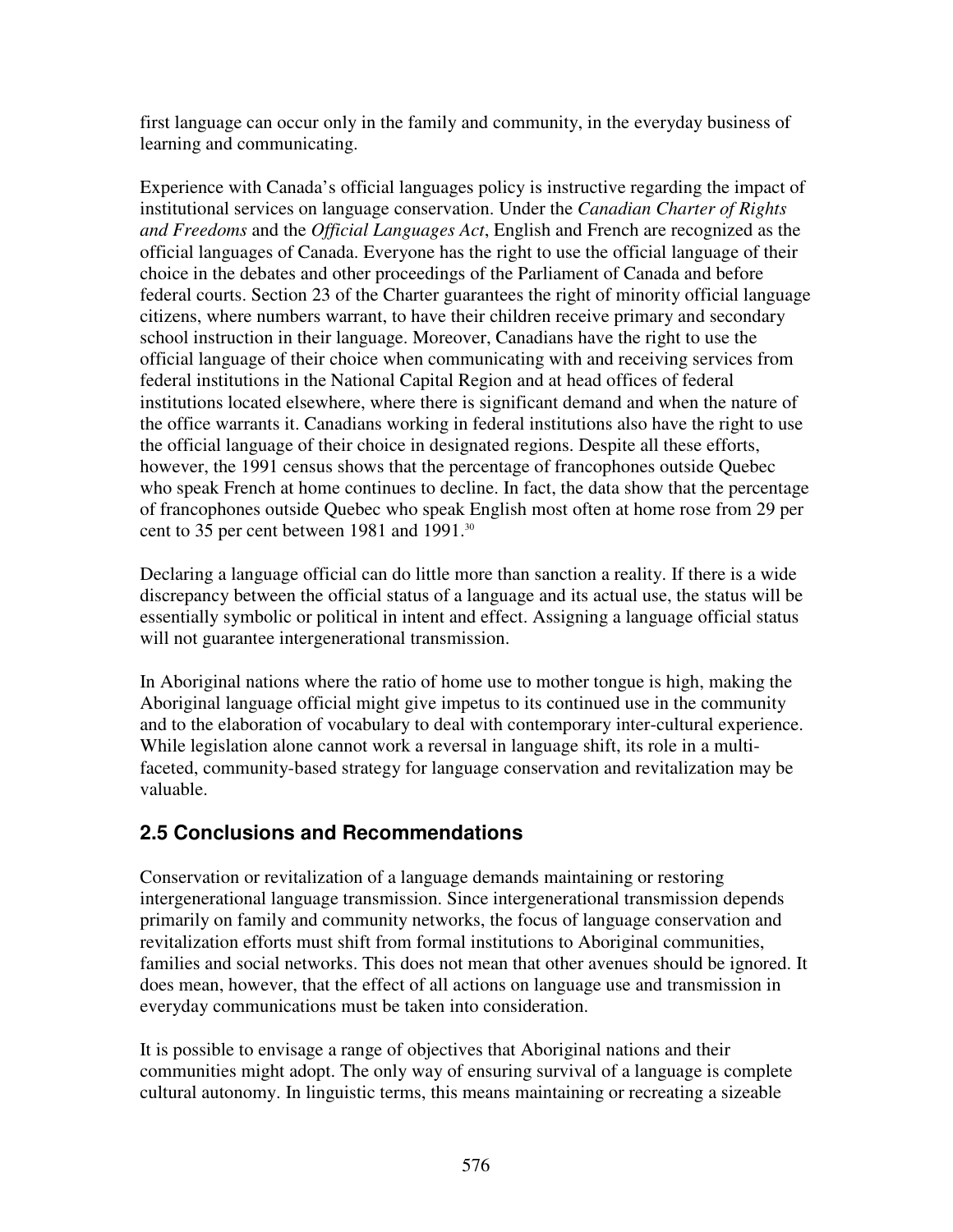first language can occur only in the family and community, in the everyday business of learning and communicating.

Experience with Canada's official languages policy is instructive regarding the impact of institutional services on language conservation. Under the *Canadian Charter of Rights and Freedoms* and the *Official Languages Act*, English and French are recognized as the official languages of Canada. Everyone has the right to use the official language of their choice in the debates and other proceedings of the Parliament of Canada and before federal courts. Section 23 of the Charter guarantees the right of minority official language citizens, where numbers warrant, to have their children receive primary and secondary school instruction in their language. Moreover, Canadians have the right to use the official language of their choice when communicating with and receiving services from federal institutions in the National Capital Region and at head offices of federal institutions located elsewhere, where there is significant demand and when the nature of the office warrants it. Canadians working in federal institutions also have the right to use the official language of their choice in designated regions. Despite all these efforts, however, the 1991 census shows that the percentage of francophones outside Quebec who speak French at home continues to decline. In fact, the data show that the percentage of francophones outside Quebec who speak English most often at home rose from 29 per cent to 35 per cent between 1981 and 1991.[30]

Declaring a language official can do little more than sanction a reality. If there is a wide discrepancy between the official status of a language and its actual use, the status will be essentially symbolic or political in intent and effect. Assigning a language official status will not guarantee intergenerational transmission.

In Aboriginal nations where the ratio of home use to mother tongue is high, making the Aboriginal language official might give impetus to its continued use in the community and to the elaboration of vocabulary to deal with contemporary inter-cultural experience. While legislation alone cannot work a reversal in language shift, its role in a multi-faceted, community-based strategy for language conservation and revitalization may be valuable.

## 2.5 Conclusions and Recommendations

Conservation or revitalization of a language demands maintaining or restoring intergenerational language transmission. Since intergenerational transmission depends primarily on family and community networks, the focus of language conservation and revitalization efforts must shift from formal institutions to Aboriginal communities, families and social networks. This does not mean that other avenues should be ignored. It does mean, however, that the effect of all actions on language use and transmission in everyday communications must be taken into consideration.

It is possible to envisage a range of objectives that Aboriginal nations and their communities might adopt. The only way of ensuring survival of a language is complete cultural autonomy. In linguistic terms, this means maintaining or recreating a sizeable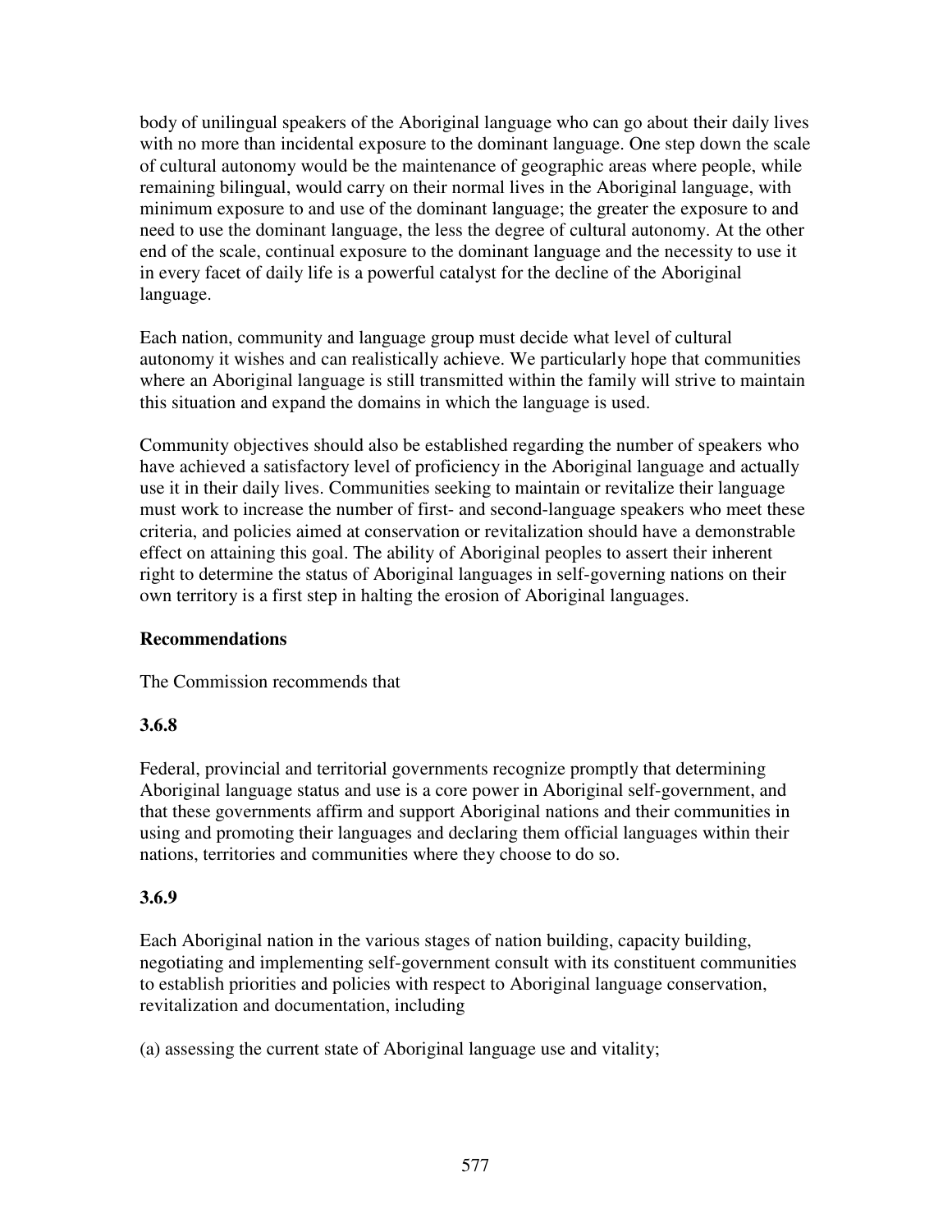body of unilingual speakers of the Aboriginal language who can go about their daily lives with no more than incidental exposure to the dominant language. One step down the scale of cultural autonomy would be the maintenance of geographic areas where people, while remaining bilingual, would carry on their normal lives in the Aboriginal language, with minimum exposure to and use of the dominant language; the greater the exposure to and need to use the dominant language, the less the degree of cultural autonomy. At the other end of the scale, continual exposure to the dominant language and the necessity to use it in every facet of daily life is a powerful catalyst for the decline of the Aboriginal language.

Each nation, community and language group must decide what level of cultural autonomy it wishes and can realistically achieve. We particularly hope that communities where an Aboriginal language is still transmitted within the family will strive to maintain this situation and expand the domains in which the language is used.

Community objectives should also be established regarding the number of speakers who have achieved a satisfactory level of proficiency in the Aboriginal language and actually use it in their daily lives. Communities seeking to maintain or revitalize their language must work to increase the number of first- and second-language speakers who meet these criteria, and policies aimed at conservation or revitalization should have a demonstrable effect on attaining this goal. The ability of Aboriginal peoples to assert their inherent right to determine the status of Aboriginal languages in self-governing nations on their own territory is a first step in halting the erosion of Aboriginal languages.

**Recommendations**

The Commission recommends that

**3.6.8**

Federal, provincial and territorial governments recognize promptly that determining Aboriginal language status and use is a core power in Aboriginal self-government, and that these governments affirm and support Aboriginal nations and their communities in using and promoting their languages and declaring them official languages within their nations, territories and communities where they choose to do so.

**3.6.9**

Each Aboriginal nation in the various stages of nation building, capacity building, negotiating and implementing self-government consult with its constituent communities to establish priorities and policies with respect to Aboriginal language conservation, revitalization and documentation, including

(a) assessing the current state of Aboriginal language use and vitality;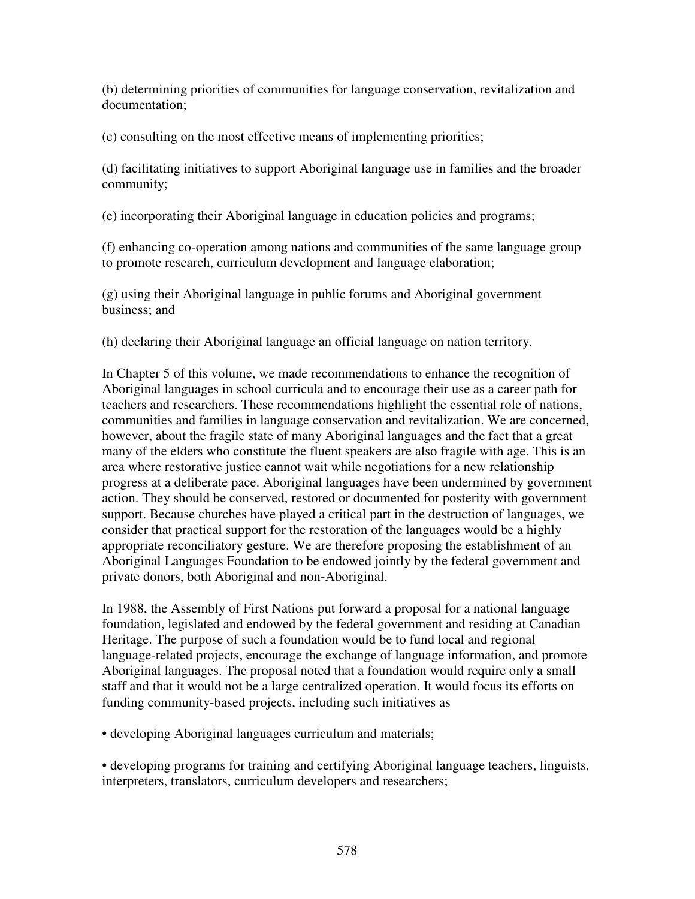(b) determining priorities of communities for language conservation, revitalization and documentation;

(c) consulting on the most effective means of implementing priorities;

(d) facilitating initiatives to support Aboriginal language use in families and the broader community;

(e) incorporating their Aboriginal language in education policies and programs;

(f) enhancing co-operation among nations and communities of the same language group to promote research, curriculum development and language elaboration;

(g) using their Aboriginal language in public forums and Aboriginal government business; and

(h) declaring their Aboriginal language an official language on nation territory.

In Chapter 5 of this volume, we made recommendations to enhance the recognition of Aboriginal languages in school curricula and to encourage their use as a career path for teachers and researchers. These recommendations highlight the essential role of nations, communities and families in language conservation and revitalization. We are concerned, however, about the fragile state of many Aboriginal languages and the fact that a great many of the elders who constitute the fluent speakers are also fragile with age. This is an area where restorative justice cannot wait while negotiations for a new relationship progress at a deliberate pace. Aboriginal languages have been undermined by government action. They should be conserved, restored or documented for posterity with government support. Because churches have played a critical part in the destruction of languages, we consider that practical support for the restoration of the languages would be a highly appropriate reconciliatory gesture. We are therefore proposing the establishment of an Aboriginal Languages Foundation to be endowed jointly by the federal government and private donors, both Aboriginal and non-Aboriginal.

In 1988, the Assembly of First Nations put forward a proposal for a national language foundation, legislated and endowed by the federal government and residing at Canadian Heritage. The purpose of such a foundation would be to fund local and regional language-related projects, encourage the exchange of language information, and promote Aboriginal languages. The proposal noted that a foundation would require only a small staff and that it would not be a large centralized operation. It would focus its efforts on funding community-based projects, including such initiatives as

- developing Aboriginal languages curriculum and materials;

- developing programs for training and certifying Aboriginal language teachers, linguists, interpreters, translators, curriculum developers and researchers;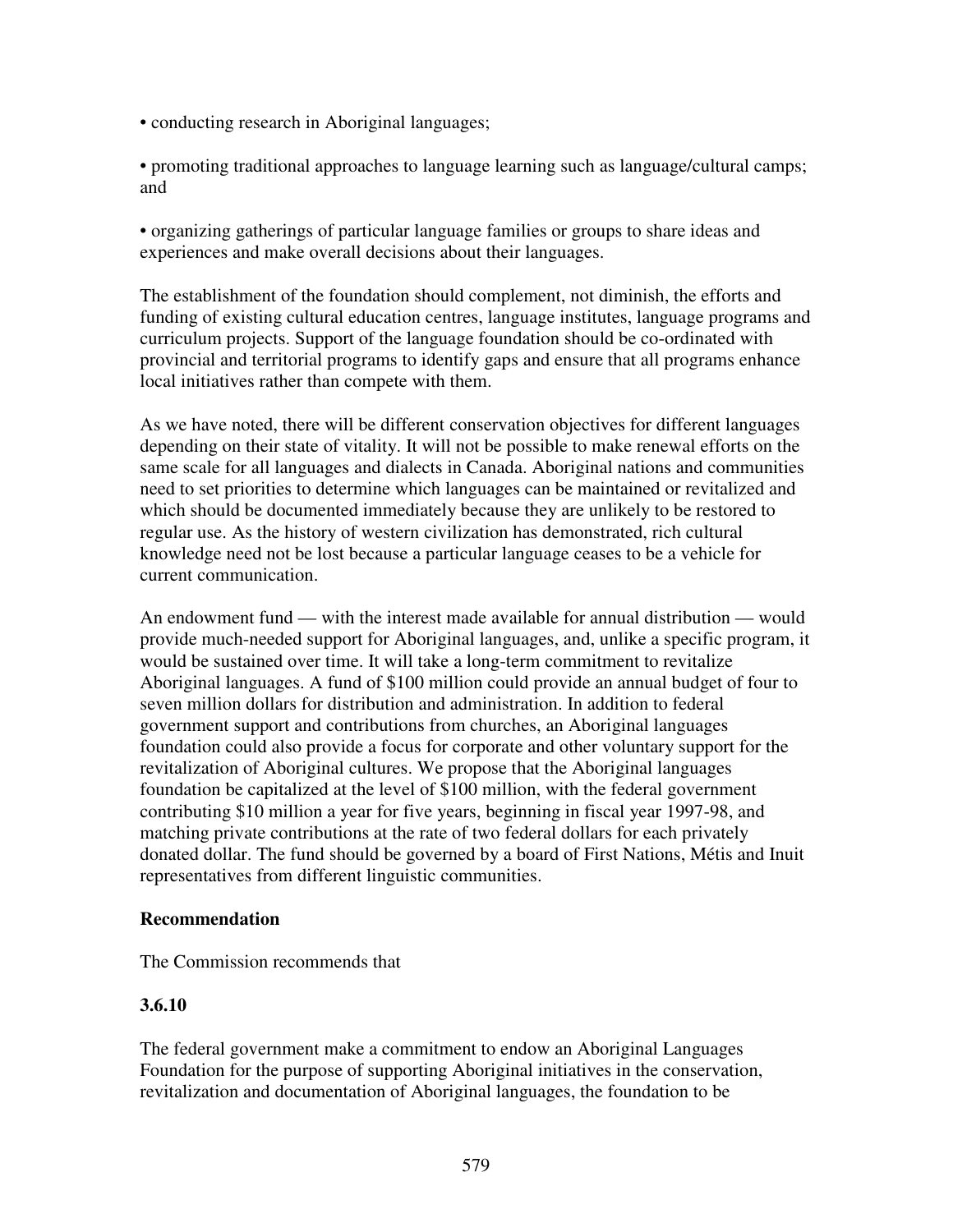- conducting research in Aboriginal languages;

- promoting traditional approaches to language learning such as language/cultural camps; and

- organizing gatherings of particular language families or groups to share ideas and experiences and make overall decisions about their languages.

The establishment of the foundation should complement, not diminish, the efforts and funding of existing cultural education centres, language institutes, language programs and curriculum projects. Support of the language foundation should be co-ordinated with provincial and territorial programs to identify gaps and ensure that all programs enhance local initiatives rather than compete with them.

As we have noted, there will be different conservation objectives for different languages depending on their state of vitality. It will not be possible to make renewal efforts on the same scale for all languages and dialects in Canada. Aboriginal nations and communities need to set priorities to determine which languages can be maintained or revitalized and which should be documented immediately because they are unlikely to be restored to regular use. As the history of western civilization has demonstrated, rich cultural knowledge need not be lost because a particular language ceases to be a vehicle for current communication.

An endowment fund — with the interest made available for annual distribution — would provide much-needed support for Aboriginal languages, and, unlike a specific program, it would be sustained over time. It will take a long-term commitment to revitalize Aboriginal languages. A fund of $100 million could provide an annual budget of four to seven million dollars for distribution and administration. In addition to federal government support and contributions from churches, an Aboriginal languages foundation could also provide a focus for corporate and other voluntary support for the revitalization of Aboriginal cultures. We propose that the Aboriginal languages foundation be capitalized at the level of $100 million, with the federal government contributing $10 million a year for five years, beginning in fiscal year 1997-98, and matching private contributions at the rate of two federal dollars for each privately donated dollar. The fund should be governed by a board of First Nations, Métis and Inuit representatives from different linguistic communities.

**Recommendation**

The Commission recommends that

**3.6.10**

The federal government make a commitment to endow an Aboriginal Languages Foundation for the purpose of supporting Aboriginal initiatives in the conservation, revitalization and documentation of Aboriginal languages, the foundation to be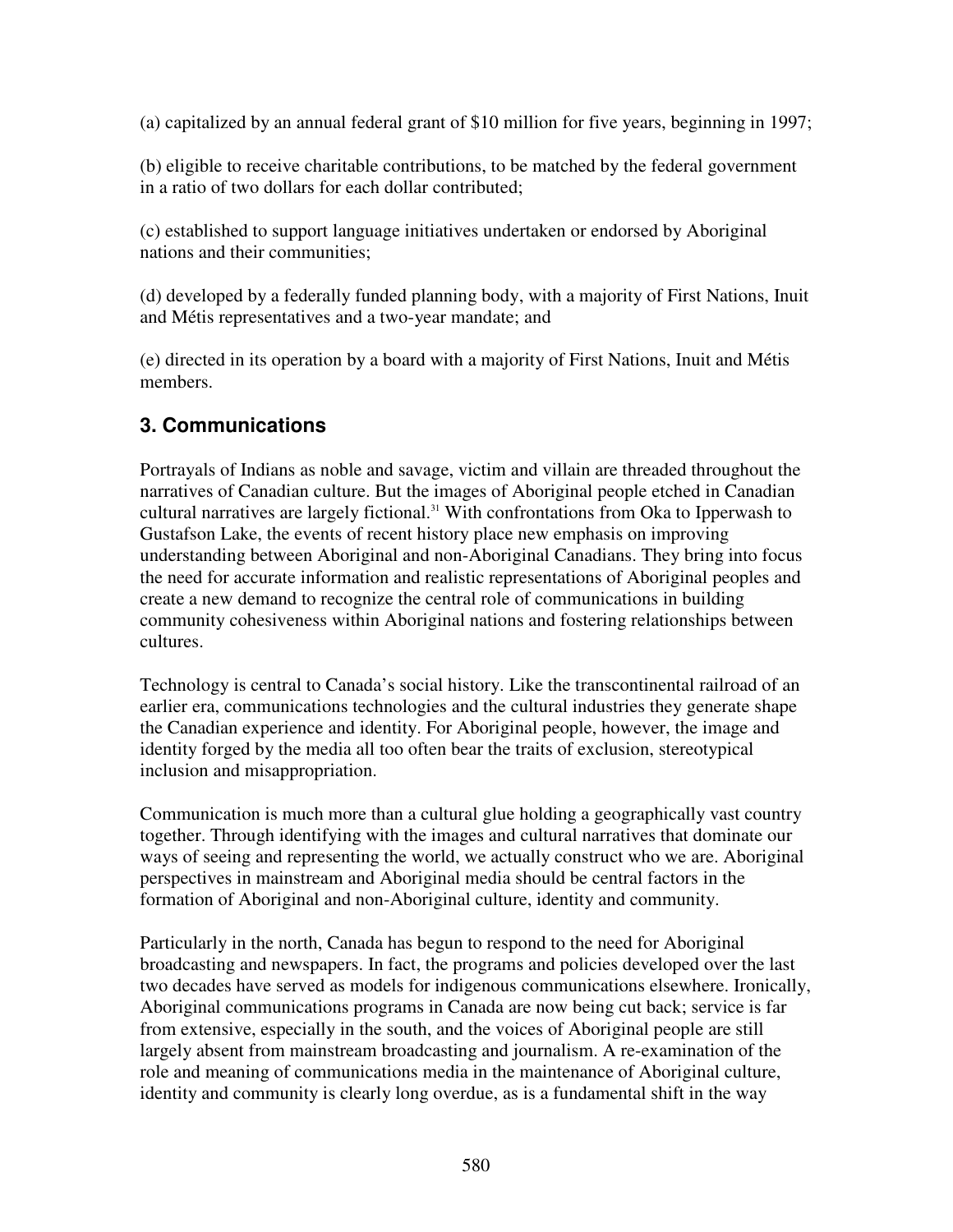(a) capitalized by an annual federal grant of $10 million for five years, beginning in 1997;

(b) eligible to receive charitable contributions, to be matched by the federal government in a ratio of two dollars for each dollar contributed;

(c) established to support language initiatives undertaken or endorsed by Aboriginal nations and their communities;

(d) developed by a federally funded planning body, with a majority of First Nations, Inuit and Métis representatives and a two-year mandate; and

(e) directed in its operation by a board with a majority of First Nations, Inuit and Métis members.

## 3. Communications

Portrayals of Indians as noble and savage, victim and villain are threaded throughout the narratives of Canadian culture. But the images of Aboriginal people etched in Canadian cultural narratives are largely fictional.[31] With confrontations from Oka to Ipperwash to Gustafson Lake, the events of recent history place new emphasis on improving understanding between Aboriginal and non-Aboriginal Canadians. They bring into focus the need for accurate information and realistic representations of Aboriginal peoples and create a new demand to recognize the central role of communications in building community cohesiveness within Aboriginal nations and fostering relationships between cultures.

Technology is central to Canada's social history. Like the transcontinental railroad of an earlier era, communications technologies and the cultural industries they generate shape the Canadian experience and identity. For Aboriginal people, however, the image and identity forged by the media all too often bear the traits of exclusion, stereotypical inclusion and misappropriation.

Communication is much more than a cultural glue holding a geographically vast country together. Through identifying with the images and cultural narratives that dominate our ways of seeing and representing the world, we actually construct who we are. Aboriginal perspectives in mainstream and Aboriginal media should be central factors in the formation of Aboriginal and non-Aboriginal culture, identity and community.

Particularly in the north, Canada has begun to respond to the need for Aboriginal broadcasting and newspapers. In fact, the programs and policies developed over the last two decades have served as models for indigenous communications elsewhere. Ironically, Aboriginal communications programs in Canada are now being cut back; service is far from extensive, especially in the south, and the voices of Aboriginal people are still largely absent from mainstream broadcasting and journalism. A re-examination of the role and meaning of communications media in the maintenance of Aboriginal culture, identity and community is clearly long overdue, as is a fundamental shift in the way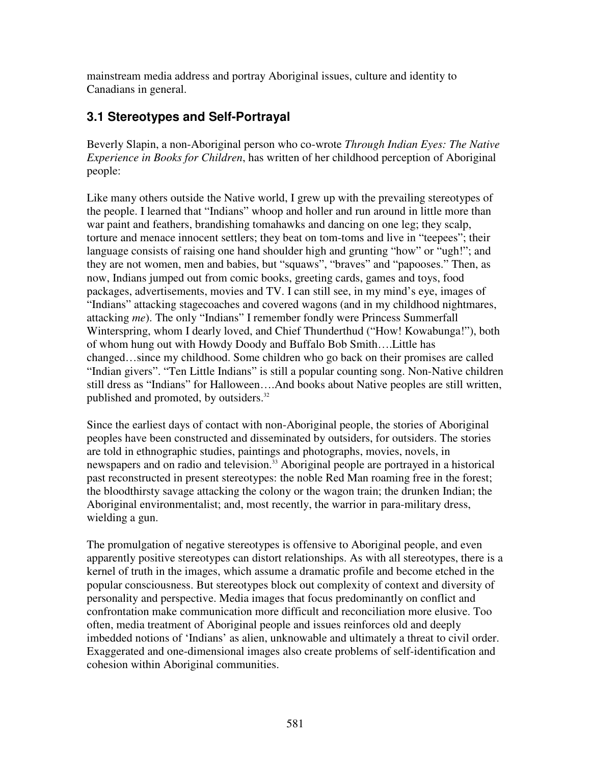mainstream media address and portray Aboriginal issues, culture and identity to Canadians in general.

### 3.1 Stereotypes and Self-Portrayal

Beverly Slapin, a non-Aboriginal person who co-wrote *Through Indian Eyes: The Native Experience in Books for Children*, has written of her childhood perception of Aboriginal people:

Like many others outside the Native world, I grew up with the prevailing stereotypes of the people. I learned that "Indians" whoop and holler and run around in little more than war paint and feathers, brandishing tomahawks and dancing on one leg; they scalp, torture and menace innocent settlers; they beat on tom-toms and live in "teepees"; their language consists of raising one hand shoulder high and grunting "how" or "ugh!"; and they are not women, men and babies, but "squaws", "braves" and "papooses." Then, as now, Indians jumped out from comic books, greeting cards, games and toys, food packages, advertisements, movies and TV. I can still see, in my mind's eye, images of "Indians" attacking stagecoaches and covered wagons (and in my childhood nightmares, attacking *me*). The only "Indians" I remember fondly were Princess Summerfall Winterspring, whom I dearly loved, and Chief Thunderthud ("How! Kowabunga!"), both of whom hung out with Howdy Doody and Buffalo Bob Smith….Little has changed…since my childhood. Some children who go back on their promises are called "Indian givers". "Ten Little Indians" is still a popular counting song. Non-Native children still dress as "Indians" for Halloween….And books about Native peoples are still written, published and promoted, by outsiders.[32]

Since the earliest days of contact with non-Aboriginal people, the stories of Aboriginal peoples have been constructed and disseminated by outsiders, for outsiders. The stories are told in ethnographic studies, paintings and photographs, movies, novels, in newspapers and on radio and television.[33] Aboriginal people are portrayed in a historical past reconstructed in present stereotypes: the noble Red Man roaming free in the forest; the bloodthirsty savage attacking the colony or the wagon train; the drunken Indian; the Aboriginal environmentalist; and, most recently, the warrior in para-military dress, wielding a gun.

The promulgation of negative stereotypes is offensive to Aboriginal people, and even apparently positive stereotypes can distort relationships. As with all stereotypes, there is a kernel of truth in the images, which assume a dramatic profile and become etched in the popular consciousness. But stereotypes block out complexity of context and diversity of personality and perspective. Media images that focus predominantly on conflict and confrontation make communication more difficult and reconciliation more elusive. Too often, media treatment of Aboriginal people and issues reinforces old and deeply imbedded notions of 'Indians' as alien, unknowable and ultimately a threat to civil order. Exaggerated and one-dimensional images also create problems of self-identification and cohesion within Aboriginal communities.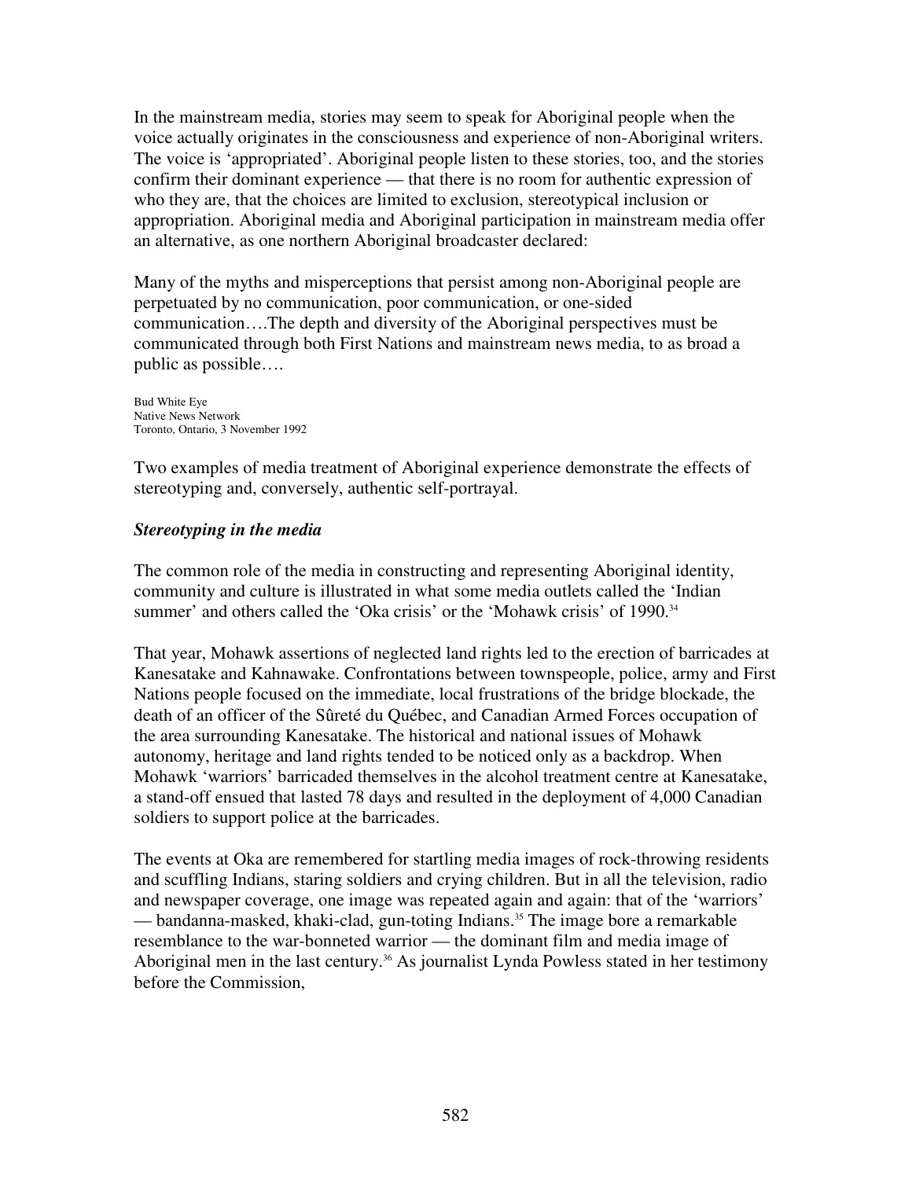In the mainstream media, stories may seem to speak for Aboriginal people when the voice actually originates in the consciousness and experience of non-Aboriginal writers. The voice is 'appropriated'. Aboriginal people listen to these stories, too, and the stories confirm their dominant experience — that there is no room for authentic expression of who they are, that the choices are limited to exclusion, stereotypical inclusion or appropriation. Aboriginal media and Aboriginal participation in mainstream media offer an alternative, as one northern Aboriginal broadcaster declared:

Many of the myths and misperceptions that persist among non-Aboriginal people are perpetuated by no communication, poor communication, or one-sided communication….The depth and diversity of the Aboriginal perspectives must be communicated through both First Nations and mainstream news media, to as broad a public as possible….

Bud White Eye
Native News Network
Toronto, Ontario, 3 November 1992

Two examples of media treatment of Aboriginal experience demonstrate the effects of stereotyping and, conversely, authentic self-portrayal.

### *Stereotyping in the media*

The common role of the media in constructing and representing Aboriginal identity, community and culture is illustrated in what some media outlets called the 'Indian summer' and others called the 'Oka crisis' or the 'Mohawk crisis' of 1990.[34]

That year, Mohawk assertions of neglected land rights led to the erection of barricades at Kanesatake and Kahnawake. Confrontations between townspeople, police, army and First Nations people focused on the immediate, local frustrations of the bridge blockade, the death of an officer of the Sûreté du Québec, and Canadian Armed Forces occupation of the area surrounding Kanesatake. The historical and national issues of Mohawk autonomy, heritage and land rights tended to be noticed only as a backdrop. When Mohawk 'warriors' barricaded themselves in the alcohol treatment centre at Kanesatake, a stand-off ensued that lasted 78 days and resulted in the deployment of 4,000 Canadian soldiers to support police at the barricades.

The events at Oka are remembered for startling media images of rock-throwing residents and scuffling Indians, staring soldiers and crying children. But in all the television, radio and newspaper coverage, one image was repeated again and again: that of the 'warriors' — bandanna-masked, khaki-clad, gun-toting Indians.[35] The image bore a remarkable resemblance to the war-bonneted warrior — the dominant film and media image of Aboriginal men in the last century.[36] As journalist Lynda Powless stated in her testimony before the Commission,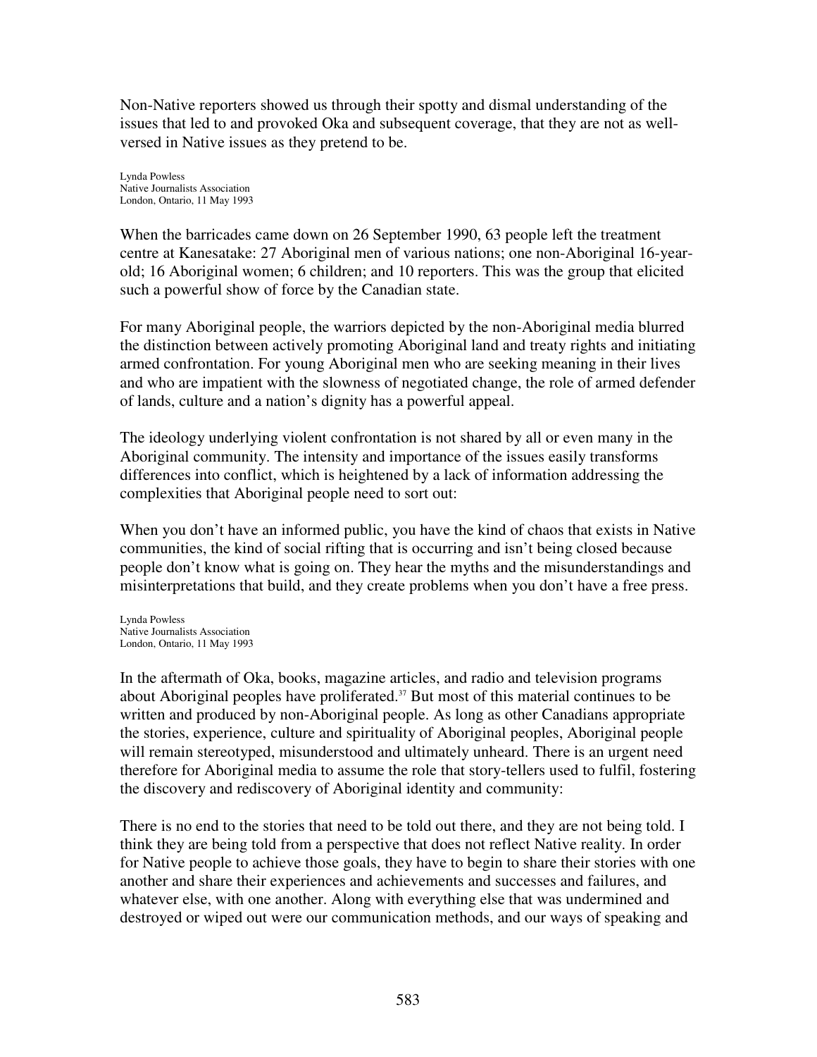Non-Native reporters showed us through their spotty and dismal understanding of the issues that led to and provoked Oka and subsequent coverage, that they are not as well-versed in Native issues as they pretend to be.

Lynda Powless
Native Journalists Association
London, Ontario, 11 May 1993

When the barricades came down on 26 September 1990, 63 people left the treatment centre at Kanesatake: 27 Aboriginal men of various nations; one non-Aboriginal 16-year-old; 16 Aboriginal women; 6 children; and 10 reporters. This was the group that elicited such a powerful show of force by the Canadian state.

For many Aboriginal people, the warriors depicted by the non-Aboriginal media blurred the distinction between actively promoting Aboriginal land and treaty rights and initiating armed confrontation. For young Aboriginal men who are seeking meaning in their lives and who are impatient with the slowness of negotiated change, the role of armed defender of lands, culture and a nation's dignity has a powerful appeal.

The ideology underlying violent confrontation is not shared by all or even many in the Aboriginal community. The intensity and importance of the issues easily transforms differences into conflict, which is heightened by a lack of information addressing the complexities that Aboriginal people need to sort out:

When you don't have an informed public, you have the kind of chaos that exists in Native communities, the kind of social rifting that is occurring and isn't being closed because people don't know what is going on. They hear the myths and the misunderstandings and misinterpretations that build, and they create problems when you don't have a free press.

Lynda Powless
Native Journalists Association
London, Ontario, 11 May 1993

In the aftermath of Oka, books, magazine articles, and radio and television programs about Aboriginal peoples have proliferated.[37] But most of this material continues to be written and produced by non-Aboriginal people. As long as other Canadians appropriate the stories, experience, culture and spirituality of Aboriginal peoples, Aboriginal people will remain stereotyped, misunderstood and ultimately unheard. There is an urgent need therefore for Aboriginal media to assume the role that story-tellers used to fulfil, fostering the discovery and rediscovery of Aboriginal identity and community:

There is no end to the stories that need to be told out there, and they are not being told. I think they are being told from a perspective that does not reflect Native reality. In order for Native people to achieve those goals, they have to begin to share their stories with one another and share their experiences and achievements and successes and failures, and whatever else, with one another. Along with everything else that was undermined and destroyed or wiped out were our communication methods, and our ways of speaking and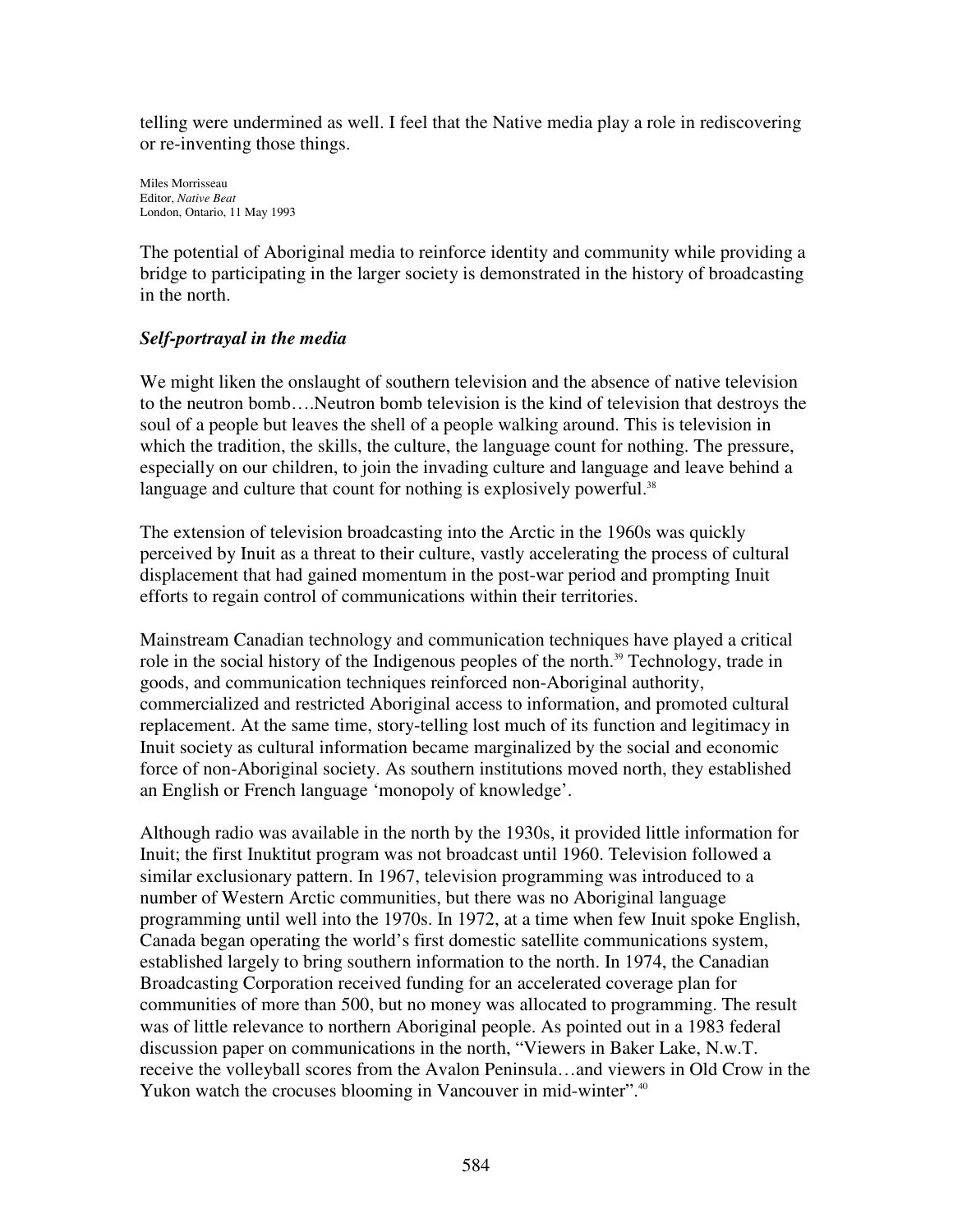telling were undermined as well. I feel that the Native media play a role in rediscovering or re-inventing those things.

Miles Morrisseau
Editor, *Native Beat*
London, Ontario, 11 May 1993

The potential of Aboriginal media to reinforce identity and community while providing a bridge to participating in the larger society is demonstrated in the history of broadcasting in the north.

### *Self-portrayal in the media*

We might liken the onslaught of southern television and the absence of native television to the neutron bomb….Neutron bomb television is the kind of television that destroys the soul of a people but leaves the shell of a people walking around. This is television in which the tradition, the skills, the culture, the language count for nothing. The pressure, especially on our children, to join the invading culture and language and leave behind a language and culture that count for nothing is explosively powerful.[38]

The extension of television broadcasting into the Arctic in the 1960s was quickly perceived by Inuit as a threat to their culture, vastly accelerating the process of cultural displacement that had gained momentum in the post-war period and prompting Inuit efforts to regain control of communications within their territories.

Mainstream Canadian technology and communication techniques have played a critical role in the social history of the Indigenous peoples of the north.[39] Technology, trade in goods, and communication techniques reinforced non-Aboriginal authority, commercialized and restricted Aboriginal access to information, and promoted cultural replacement. At the same time, story-telling lost much of its function and legitimacy in Inuit society as cultural information became marginalized by the social and economic force of non-Aboriginal society. As southern institutions moved north, they established an English or French language 'monopoly of knowledge'.

Although radio was available in the north by the 1930s, it provided little information for Inuit; the first Inuktitut program was not broadcast until 1960. Television followed a similar exclusionary pattern. In 1967, television programming was introduced to a number of Western Arctic communities, but there was no Aboriginal language programming until well into the 1970s. In 1972, at a time when few Inuit spoke English, Canada began operating the world's first domestic satellite communications system, established largely to bring southern information to the north. In 1974, the Canadian Broadcasting Corporation received funding for an accelerated coverage plan for communities of more than 500, but no money was allocated to programming. The result was of little relevance to northern Aboriginal people. As pointed out in a 1983 federal discussion paper on communications in the north, "Viewers in Baker Lake, N.w.T. receive the volleyball scores from the Avalon Peninsula…and viewers in Old Crow in the Yukon watch the crocuses blooming in Vancouver in mid-winter".[40]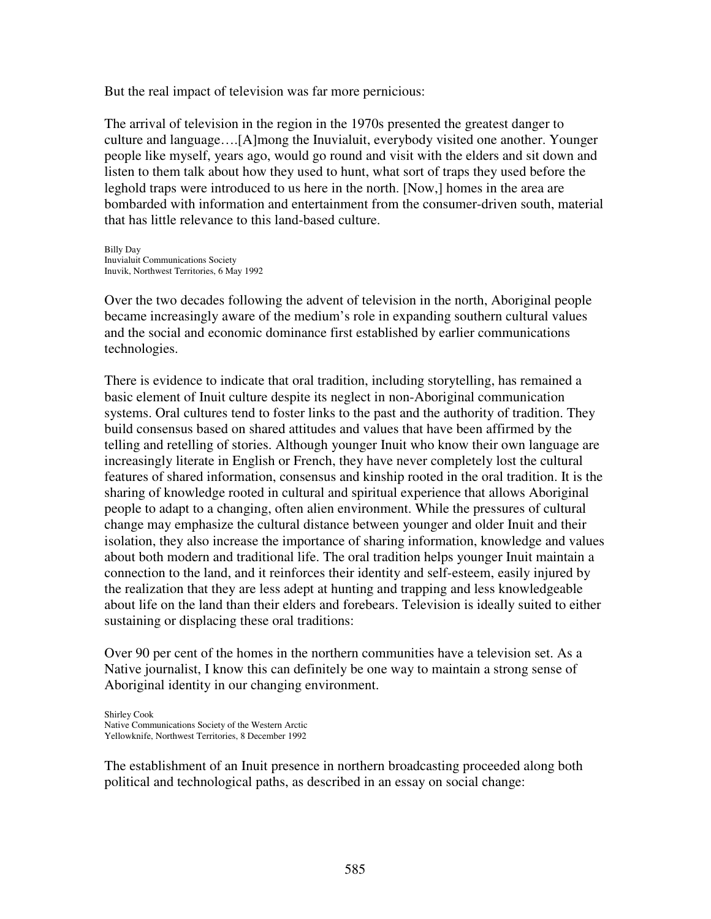But the real impact of television was far more pernicious:

The arrival of television in the region in the 1970s presented the greatest danger to culture and language….[A]mong the Inuvialuit, everybody visited one another. Younger people like myself, years ago, would go round and visit with the elders and sit down and listen to them talk about how they used to hunt, what sort of traps they used before the leghold traps were introduced to us here in the north. [Now,] homes in the area are bombarded with information and entertainment from the consumer-driven south, material that has little relevance to this land-based culture.

Billy Day
Inuvialuit Communications Society
Inuvik, Northwest Territories, 6 May 1992

Over the two decades following the advent of television in the north, Aboriginal people became increasingly aware of the medium's role in expanding southern cultural values and the social and economic dominance first established by earlier communications technologies.

There is evidence to indicate that oral tradition, including storytelling, has remained a basic element of Inuit culture despite its neglect in non-Aboriginal communication systems. Oral cultures tend to foster links to the past and the authority of tradition. They build consensus based on shared attitudes and values that have been affirmed by the telling and retelling of stories. Although younger Inuit who know their own language are increasingly literate in English or French, they have never completely lost the cultural features of shared information, consensus and kinship rooted in the oral tradition. It is the sharing of knowledge rooted in cultural and spiritual experience that allows Aboriginal people to adapt to a changing, often alien environment. While the pressures of cultural change may emphasize the cultural distance between younger and older Inuit and their isolation, they also increase the importance of sharing information, knowledge and values about both modern and traditional life. The oral tradition helps younger Inuit maintain a connection to the land, and it reinforces their identity and self-esteem, easily injured by the realization that they are less adept at hunting and trapping and less knowledgeable about life on the land than their elders and forebears. Television is ideally suited to either sustaining or displacing these oral traditions:

Over 90 per cent of the homes in the northern communities have a television set. As a Native journalist, I know this can definitely be one way to maintain a strong sense of Aboriginal identity in our changing environment.

Shirley Cook
Native Communications Society of the Western Arctic
Yellowknife, Northwest Territories, 8 December 1992

The establishment of an Inuit presence in northern broadcasting proceeded along both political and technological paths, as described in an essay on social change: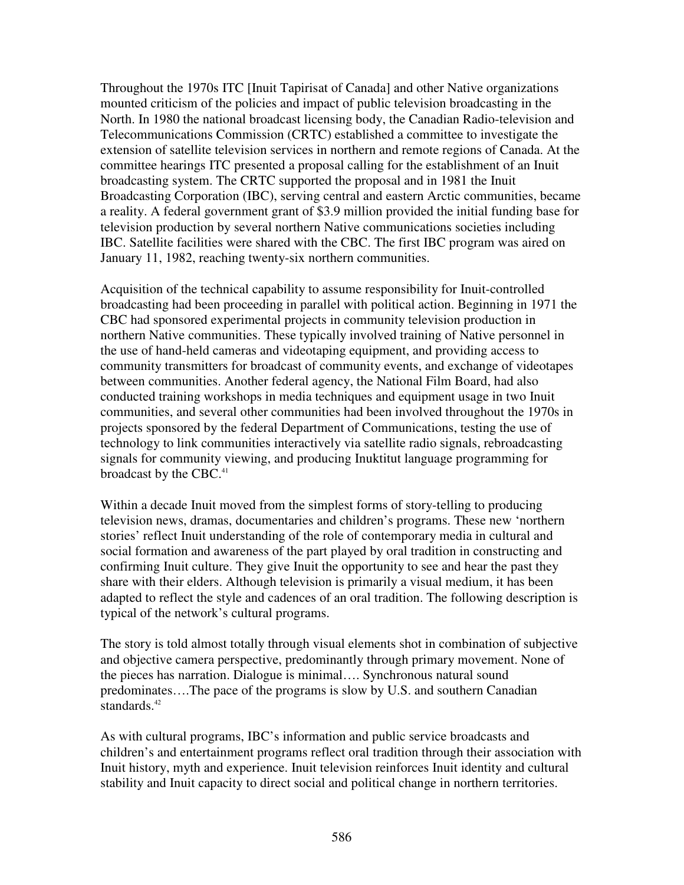Throughout the 1970s ITC [Inuit Tapirisat of Canada] and other Native organizations mounted criticism of the policies and impact of public television broadcasting in the North. In 1980 the national broadcast licensing body, the Canadian Radio-television and Telecommunications Commission (CRTC) established a committee to investigate the extension of satellite television services in northern and remote regions of Canada. At the committee hearings ITC presented a proposal calling for the establishment of an Inuit broadcasting system. The CRTC supported the proposal and in 1981 the Inuit Broadcasting Corporation (IBC), serving central and eastern Arctic communities, became a reality. A federal government grant of $3.9 million provided the initial funding base for television production by several northern Native communications societies including IBC. Satellite facilities were shared with the CBC. The first IBC program was aired on January 11, 1982, reaching twenty-six northern communities.

Acquisition of the technical capability to assume responsibility for Inuit-controlled broadcasting had been proceeding in parallel with political action. Beginning in 1971 the CBC had sponsored experimental projects in community television production in northern Native communities. These typically involved training of Native personnel in the use of hand-held cameras and videotaping equipment, and providing access to community transmitters for broadcast of community events, and exchange of videotapes between communities. Another federal agency, the National Film Board, had also conducted training workshops in media techniques and equipment usage in two Inuit communities, and several other communities had been involved throughout the 1970s in projects sponsored by the federal Department of Communications, testing the use of technology to link communities interactively via satellite radio signals, rebroadcasting signals for community viewing, and producing Inuktitut language programming for broadcast by the CBC.[41]

Within a decade Inuit moved from the simplest forms of story-telling to producing television news, dramas, documentaries and children's programs. These new 'northern stories' reflect Inuit understanding of the role of contemporary media in cultural and social formation and awareness of the part played by oral tradition in constructing and confirming Inuit culture. They give Inuit the opportunity to see and hear the past they share with their elders. Although television is primarily a visual medium, it has been adapted to reflect the style and cadences of an oral tradition. The following description is typical of the network's cultural programs.

> The story is told almost totally through visual elements shot in combination of subjective and objective camera perspective, predominantly through primary movement. None of the pieces has narration. Dialogue is minimal…. Synchronous natural sound predominates….The pace of the programs is slow by U.S. and southern Canadian standards.[42]

As with cultural programs, IBC's information and public service broadcasts and children's and entertainment programs reflect oral tradition through their association with Inuit history, myth and experience. Inuit television reinforces Inuit identity and cultural stability and Inuit capacity to direct social and political change in northern territories.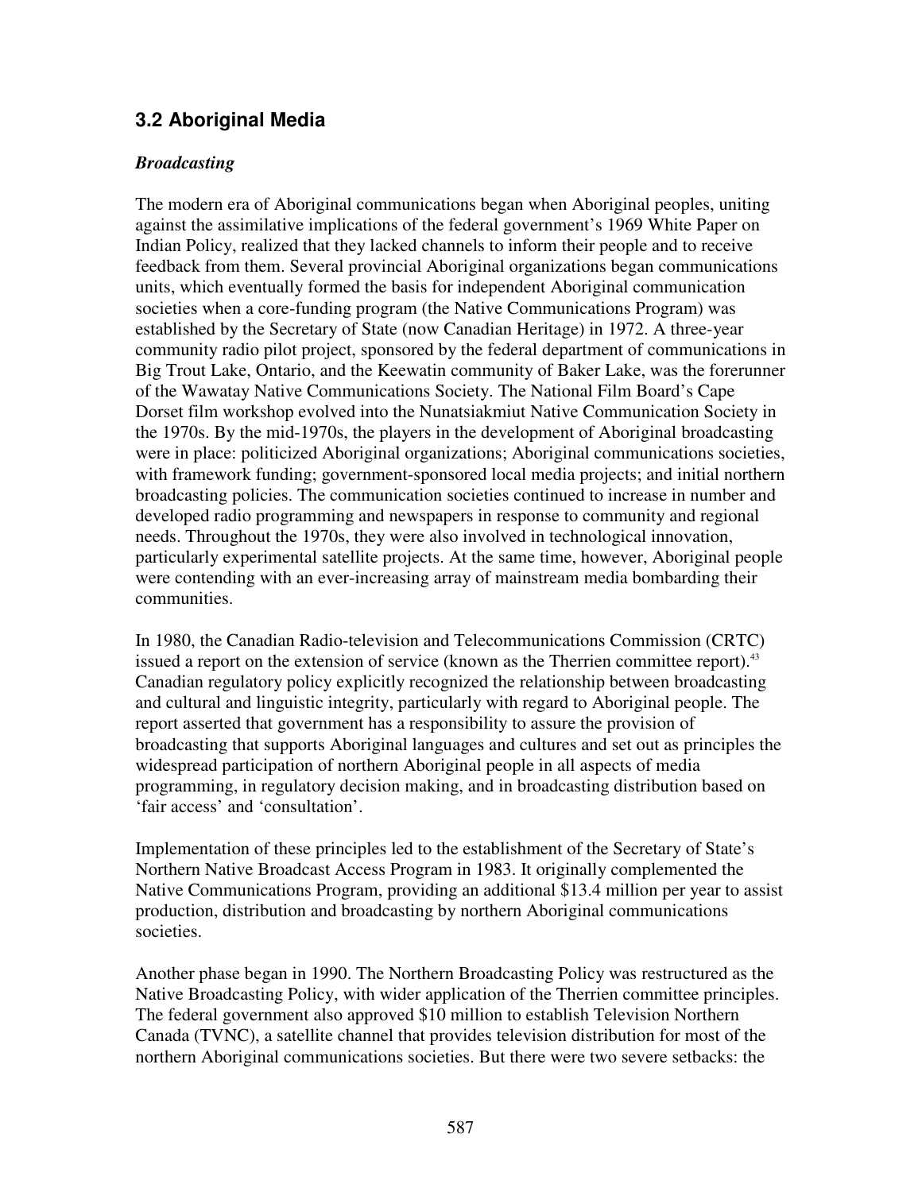## 3.2 Aboriginal Media

### *Broadcasting*

The modern era of Aboriginal communications began when Aboriginal peoples, uniting against the assimilative implications of the federal government's 1969 White Paper on Indian Policy, realized that they lacked channels to inform their people and to receive feedback from them. Several provincial Aboriginal organizations began communications units, which eventually formed the basis for independent Aboriginal communication societies when a core-funding program (the Native Communications Program) was established by the Secretary of State (now Canadian Heritage) in 1972. A three-year community radio pilot project, sponsored by the federal department of communications in Big Trout Lake, Ontario, and the Keewatin community of Baker Lake, was the forerunner of the Wawatay Native Communications Society. The National Film Board's Cape Dorset film workshop evolved into the Nunatsiakmiut Native Communication Society in the 1970s. By the mid-1970s, the players in the development of Aboriginal broadcasting were in place: politicized Aboriginal organizations; Aboriginal communications societies, with framework funding; government-sponsored local media projects; and initial northern broadcasting policies. The communication societies continued to increase in number and developed radio programming and newspapers in response to community and regional needs. Throughout the 1970s, they were also involved in technological innovation, particularly experimental satellite projects. At the same time, however, Aboriginal people were contending with an ever-increasing array of mainstream media bombarding their communities.

In 1980, the Canadian Radio-television and Telecommunications Commission (CRTC) issued a report on the extension of service (known as the Therrien committee report).[43] Canadian regulatory policy explicitly recognized the relationship between broadcasting and cultural and linguistic integrity, particularly with regard to Aboriginal people. The report asserted that government has a responsibility to assure the provision of broadcasting that supports Aboriginal languages and cultures and set out as principles the widespread participation of northern Aboriginal people in all aspects of media programming, in regulatory decision making, and in broadcasting distribution based on 'fair access' and 'consultation'.

Implementation of these principles led to the establishment of the Secretary of State's Northern Native Broadcast Access Program in 1983. It originally complemented the Native Communications Program, providing an additional $13.4 million per year to assist production, distribution and broadcasting by northern Aboriginal communications societies.

Another phase began in 1990. The Northern Broadcasting Policy was restructured as the Native Broadcasting Policy, with wider application of the Therrien committee principles. The federal government also approved $10 million to establish Television Northern Canada (TVNC), a satellite channel that provides television distribution for most of the northern Aboriginal communications societies. But there were two severe setbacks: the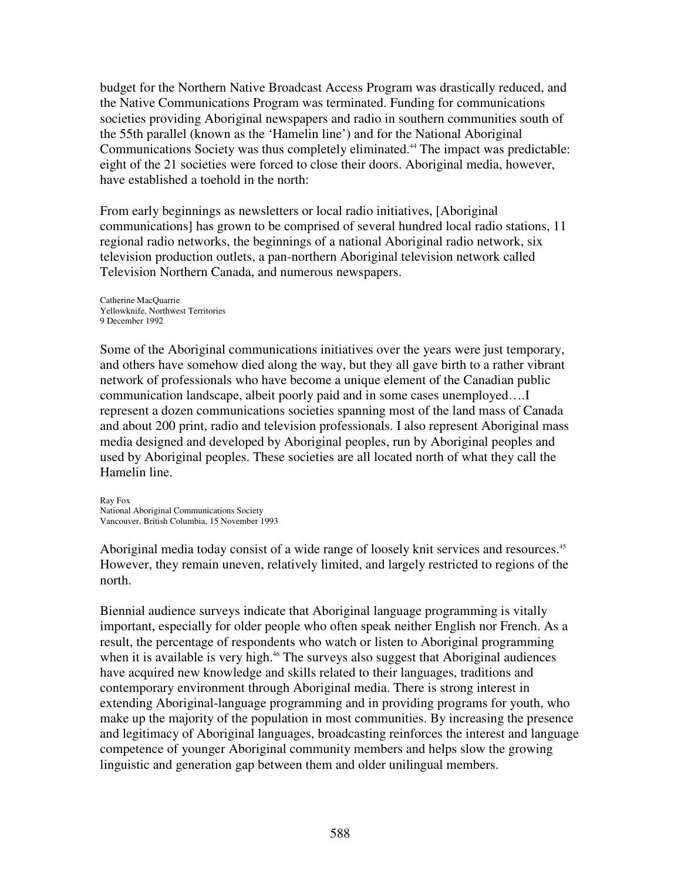budget for the Northern Native Broadcast Access Program was drastically reduced, and the Native Communications Program was terminated. Funding for communications societies providing Aboriginal newspapers and radio in southern communities south of the 55th parallel (known as the 'Hamelin line') and for the National Aboriginal Communications Society was thus completely eliminated.[44] The impact was predictable: eight of the 21 societies were forced to close their doors. Aboriginal media, however, have established a toehold in the north:

From early beginnings as newsletters or local radio initiatives, [Aboriginal communications] has grown to be comprised of several hundred local radio stations, 11 regional radio networks, the beginnings of a national Aboriginal radio network, six television production outlets, a pan-northern Aboriginal television network called Television Northern Canada, and numerous newspapers.

Catherine MacQuarrie
Yellowknife, Northwest Territories
9 December 1992

Some of the Aboriginal communications initiatives over the years were just temporary, and others have somehow died along the way, but they all gave birth to a rather vibrant network of professionals who have become a unique element of the Canadian public communication landscape, albeit poorly paid and in some cases unemployed….I represent a dozen communications societies spanning most of the land mass of Canada and about 200 print, radio and television professionals. I also represent Aboriginal mass media designed and developed by Aboriginal peoples, run by Aboriginal peoples and used by Aboriginal peoples. These societies are all located north of what they call the Hamelin line.

Ray Fox
National Aboriginal Communications Society
Vancouver, British Columbia, 15 November 1993

Aboriginal media today consist of a wide range of loosely knit services and resources.[45] However, they remain uneven, relatively limited, and largely restricted to regions of the north.

Biennial audience surveys indicate that Aboriginal language programming is vitally important, especially for older people who often speak neither English nor French. As a result, the percentage of respondents who watch or listen to Aboriginal programming when it is available is very high.[46] The surveys also suggest that Aboriginal audiences have acquired new knowledge and skills related to their languages, traditions and contemporary environment through Aboriginal media. There is strong interest in extending Aboriginal-language programming and in providing programs for youth, who make up the majority of the population in most communities. By increasing the presence and legitimacy of Aboriginal languages, broadcasting reinforces the interest and language competence of younger Aboriginal community members and helps slow the growing linguistic and generation gap between them and older unilingual members.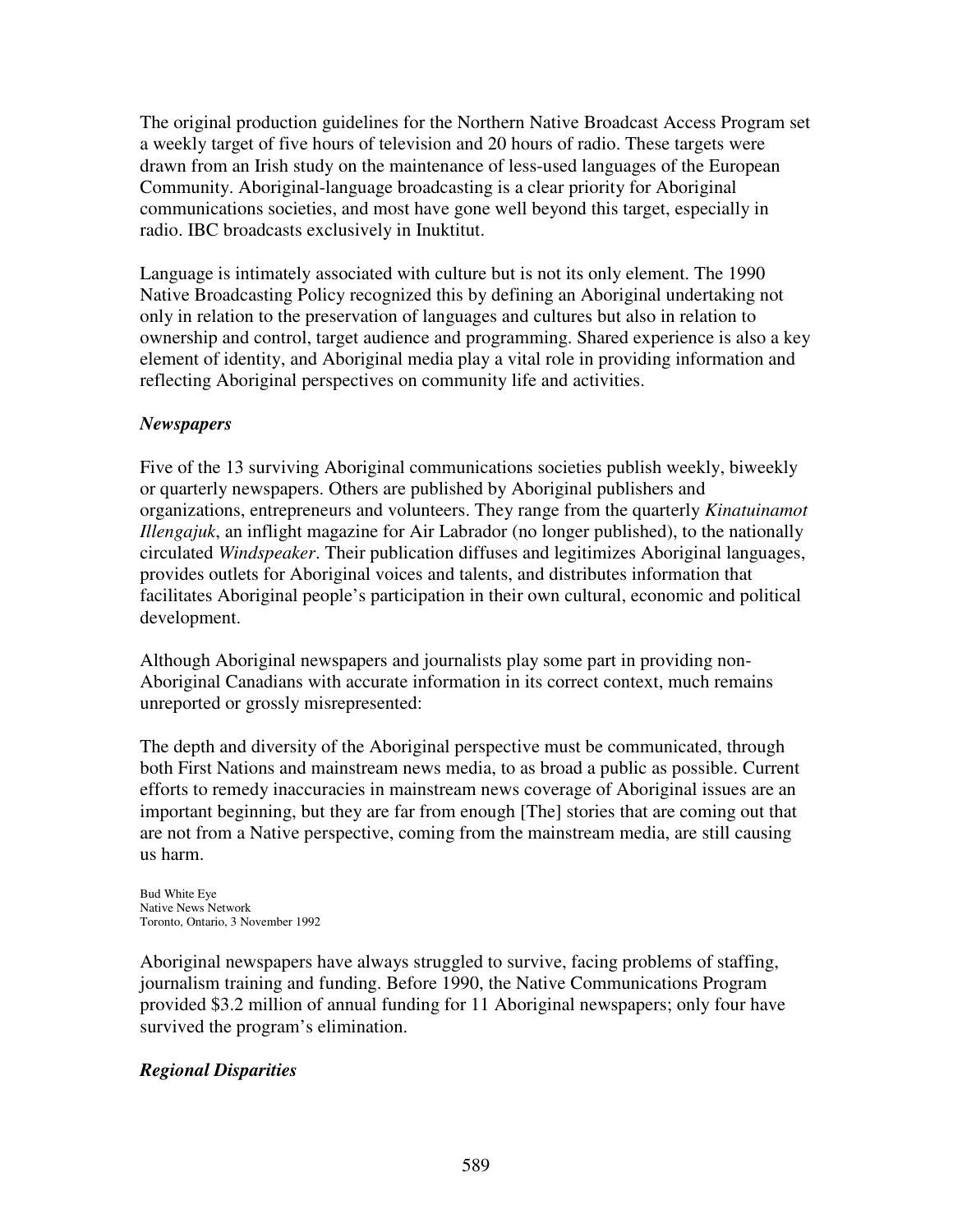The original production guidelines for the Northern Native Broadcast Access Program set a weekly target of five hours of television and 20 hours of radio. These targets were drawn from an Irish study on the maintenance of less-used languages of the European Community. Aboriginal-language broadcasting is a clear priority for Aboriginal communications societies, and most have gone well beyond this target, especially in radio. IBC broadcasts exclusively in Inuktitut.

Language is intimately associated with culture but is not its only element. The 1990 Native Broadcasting Policy recognized this by defining an Aboriginal undertaking not only in relation to the preservation of languages and cultures but also in relation to ownership and control, target audience and programming. Shared experience is also a key element of identity, and Aboriginal media play a vital role in providing information and reflecting Aboriginal perspectives on community life and activities.

### *Newspapers*

Five of the 13 surviving Aboriginal communications societies publish weekly, biweekly or quarterly newspapers. Others are published by Aboriginal publishers and organizations, entrepreneurs and volunteers. They range from the quarterly *Kinatuinamot Illengajuk*, an inflight magazine for Air Labrador (no longer published), to the nationally circulated *Windspeaker*. Their publication diffuses and legitimizes Aboriginal languages, provides outlets for Aboriginal voices and talents, and distributes information that facilitates Aboriginal people's participation in their own cultural, economic and political development.

Although Aboriginal newspapers and journalists play some part in providing non-Aboriginal Canadians with accurate information in its correct context, much remains unreported or grossly misrepresented:

> The depth and diversity of the Aboriginal perspective must be communicated, through both First Nations and mainstream news media, to as broad a public as possible. Current efforts to remedy inaccuracies in mainstream news coverage of Aboriginal issues are an important beginning, but they are far from enough [The] stories that are coming out that are not from a Native perspective, coming from the mainstream media, are still causing us harm.
>
> Bud White Eye
> Native News Network
> Toronto, Ontario, 3 November 1992

Aboriginal newspapers have always struggled to survive, facing problems of staffing, journalism training and funding. Before 1990, the Native Communications Program provided $3.2 million of annual funding for 11 Aboriginal newspapers; only four have survived the program's elimination.

### *Regional Disparities*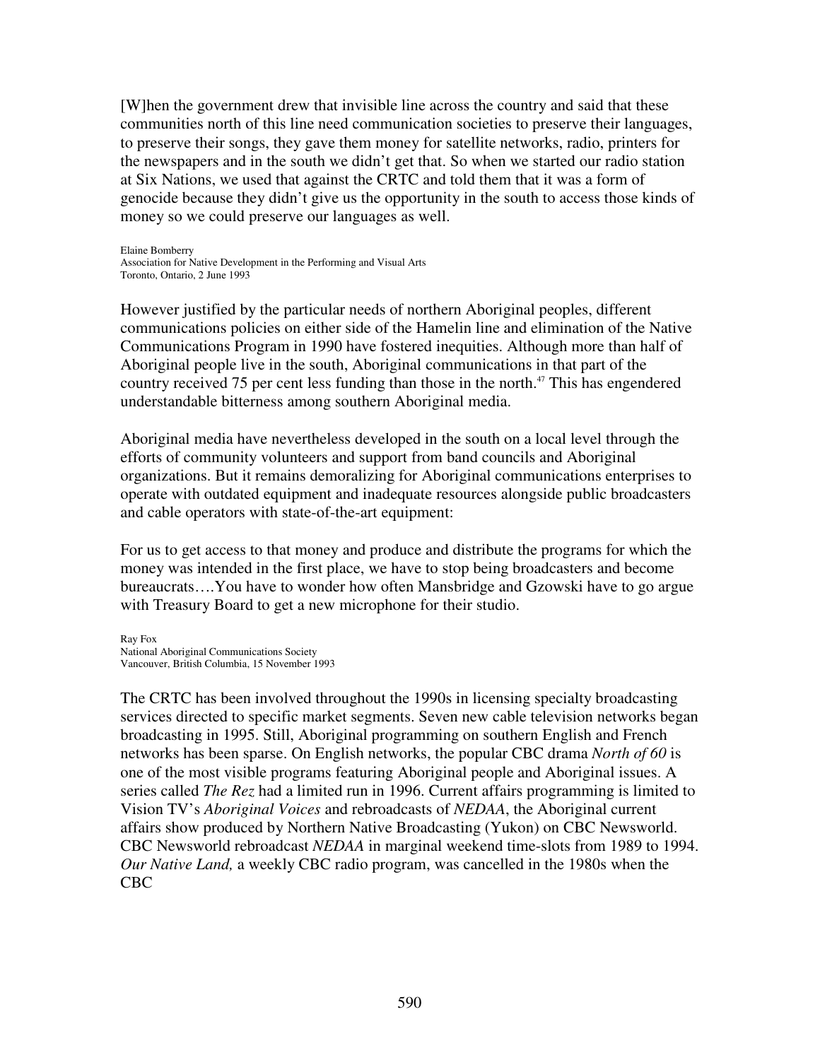[W]hen the government drew that invisible line across the country and said that these communities north of this line need communication societies to preserve their languages, to preserve their songs, they gave them money for satellite networks, radio, printers for the newspapers and in the south we didn't get that. So when we started our radio station at Six Nations, we used that against the CRTC and told them that it was a form of genocide because they didn't give us the opportunity in the south to access those kinds of money so we could preserve our languages as well.

Elaine Bomberry
Association for Native Development in the Performing and Visual Arts
Toronto, Ontario, 2 June 1993

However justified by the particular needs of northern Aboriginal peoples, different communications policies on either side of the Hamelin line and elimination of the Native Communications Program in 1990 have fostered inequities. Although more than half of Aboriginal people live in the south, Aboriginal communications in that part of the country received 75 per cent less funding than those in the north.[47] This has engendered understandable bitterness among southern Aboriginal media.

Aboriginal media have nevertheless developed in the south on a local level through the efforts of community volunteers and support from band councils and Aboriginal organizations. But it remains demoralizing for Aboriginal communications enterprises to operate with outdated equipment and inadequate resources alongside public broadcasters and cable operators with state-of-the-art equipment:

For us to get access to that money and produce and distribute the programs for which the money was intended in the first place, we have to stop being broadcasters and become bureaucrats….You have to wonder how often Mansbridge and Gzowski have to go argue with Treasury Board to get a new microphone for their studio.

Ray Fox
National Aboriginal Communications Society
Vancouver, British Columbia, 15 November 1993

The CRTC has been involved throughout the 1990s in licensing specialty broadcasting services directed to specific market segments. Seven new cable television networks began broadcasting in 1995. Still, Aboriginal programming on southern English and French networks has been sparse. On English networks, the popular CBC drama *North of 60* is one of the most visible programs featuring Aboriginal people and Aboriginal issues. A series called *The Rez* had a limited run in 1996. Current affairs programming is limited to Vision TV's *Aboriginal Voices* and rebroadcasts of *NEDAA*, the Aboriginal current affairs show produced by Northern Native Broadcasting (Yukon) on CBC Newsworld. CBC Newsworld rebroadcast *NEDAA* in marginal weekend time-slots from 1989 to 1994. *Our Native Land,* a weekly CBC radio program, was cancelled in the 1980s when the CBC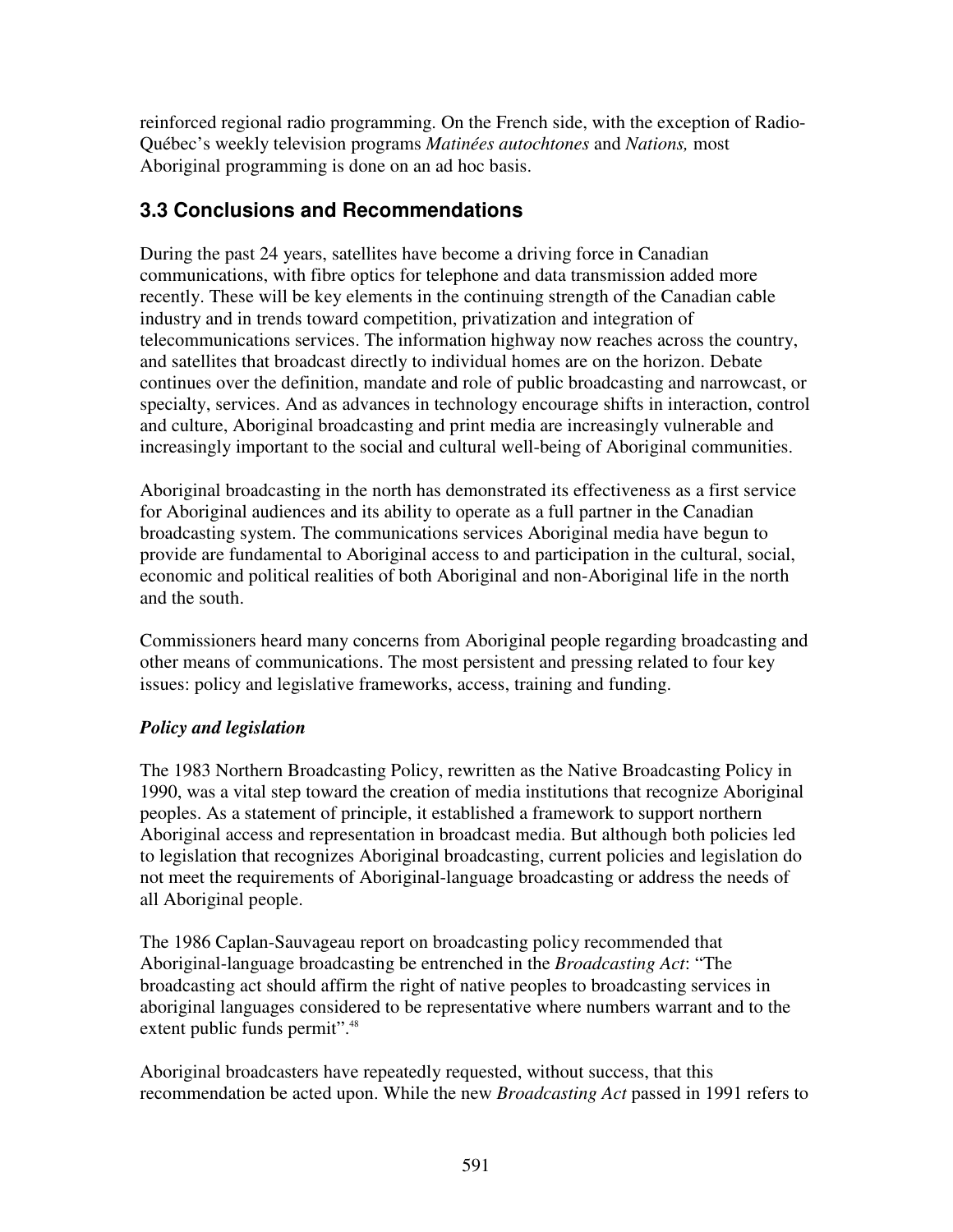reinforced regional radio programming. On the French side, with the exception of Radio-Québec's weekly television programs *Matinées autochtones* and *Nations,* most Aboriginal programming is done on an ad hoc basis.

## 3.3 Conclusions and Recommendations

During the past 24 years, satellites have become a driving force in Canadian communications, with fibre optics for telephone and data transmission added more recently. These will be key elements in the continuing strength of the Canadian cable industry and in trends toward competition, privatization and integration of telecommunications services. The information highway now reaches across the country, and satellites that broadcast directly to individual homes are on the horizon. Debate continues over the definition, mandate and role of public broadcasting and narrowcast, or specialty, services. And as advances in technology encourage shifts in interaction, control and culture, Aboriginal broadcasting and print media are increasingly vulnerable and increasingly important to the social and cultural well-being of Aboriginal communities.

Aboriginal broadcasting in the north has demonstrated its effectiveness as a first service for Aboriginal audiences and its ability to operate as a full partner in the Canadian broadcasting system. The communications services Aboriginal media have begun to provide are fundamental to Aboriginal access to and participation in the cultural, social, economic and political realities of both Aboriginal and non-Aboriginal life in the north and the south.

Commissioners heard many concerns from Aboriginal people regarding broadcasting and other means of communications. The most persistent and pressing related to four key issues: policy and legislative frameworks, access, training and funding.

***Policy and legislation***

The 1983 Northern Broadcasting Policy, rewritten as the Native Broadcasting Policy in 1990, was a vital step toward the creation of media institutions that recognize Aboriginal peoples. As a statement of principle, it established a framework to support northern Aboriginal access and representation in broadcast media. But although both policies led to legislation that recognizes Aboriginal broadcasting, current policies and legislation do not meet the requirements of Aboriginal-language broadcasting or address the needs of all Aboriginal people.

The 1986 Caplan-Sauvageau report on broadcasting policy recommended that Aboriginal-language broadcasting be entrenched in the *Broadcasting Act*: "The broadcasting act should affirm the right of native peoples to broadcasting services in aboriginal languages considered to be representative where numbers warrant and to the extent public funds permit".[48]

Aboriginal broadcasters have repeatedly requested, without success, that this recommendation be acted upon. While the new *Broadcasting Act* passed in 1991 refers to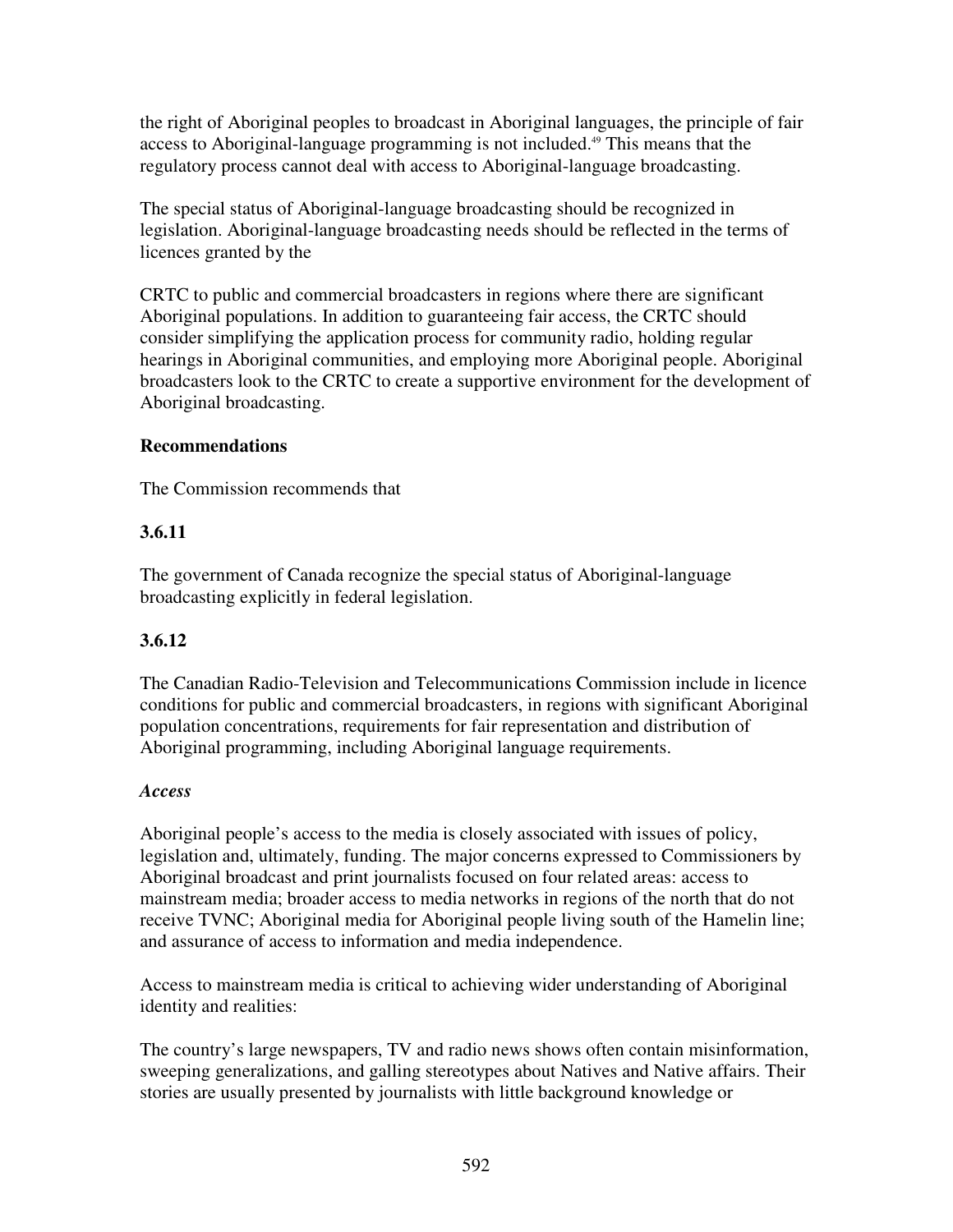the right of Aboriginal peoples to broadcast in Aboriginal languages, the principle of fair access to Aboriginal-language programming is not included.[49] This means that the regulatory process cannot deal with access to Aboriginal-language broadcasting.

The special status of Aboriginal-language broadcasting should be recognized in legislation. Aboriginal-language broadcasting needs should be reflected in the terms of licences granted by the

CRTC to public and commercial broadcasters in regions where there are significant Aboriginal populations. In addition to guaranteeing fair access, the CRTC should consider simplifying the application process for community radio, holding regular hearings in Aboriginal communities, and employing more Aboriginal people. Aboriginal broadcasters look to the CRTC to create a supportive environment for the development of Aboriginal broadcasting.

**Recommendations**

The Commission recommends that

**3.6.11**

The government of Canada recognize the special status of Aboriginal-language broadcasting explicitly in federal legislation.

**3.6.12**

The Canadian Radio-Television and Telecommunications Commission include in licence conditions for public and commercial broadcasters, in regions with significant Aboriginal population concentrations, requirements for fair representation and distribution of Aboriginal programming, including Aboriginal language requirements.

***Access***

Aboriginal people's access to the media is closely associated with issues of policy, legislation and, ultimately, funding. The major concerns expressed to Commissioners by Aboriginal broadcast and print journalists focused on four related areas: access to mainstream media; broader access to media networks in regions of the north that do not receive TVNC; Aboriginal media for Aboriginal people living south of the Hamelin line; and assurance of access to information and media independence.

Access to mainstream media is critical to achieving wider understanding of Aboriginal identity and realities:

The country's large newspapers, TV and radio news shows often contain misinformation, sweeping generalizations, and galling stereotypes about Natives and Native affairs. Their stories are usually presented by journalists with little background knowledge or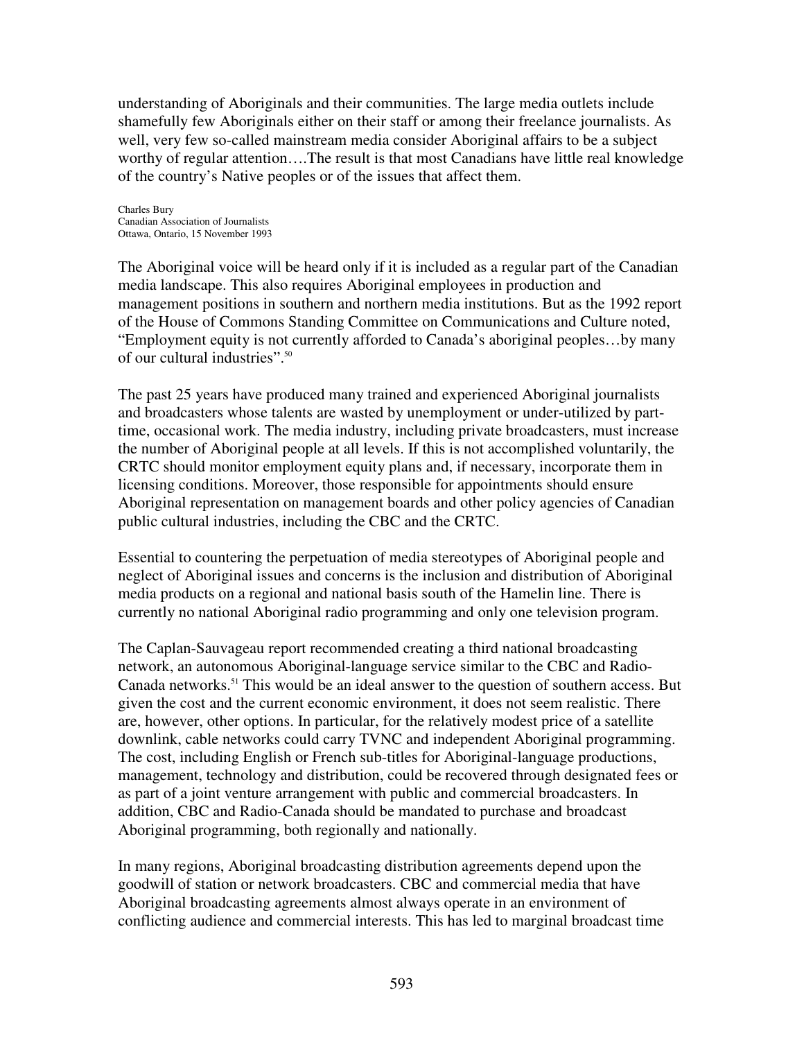understanding of Aboriginals and their communities. The large media outlets include shamefully few Aboriginals either on their staff or among their freelance journalists. As well, very few so-called mainstream media consider Aboriginal affairs to be a subject worthy of regular attention….The result is that most Canadians have little real knowledge of the country's Native peoples or of the issues that affect them.

Charles Bury
Canadian Association of Journalists
Ottawa, Ontario, 15 November 1993

The Aboriginal voice will be heard only if it is included as a regular part of the Canadian media landscape. This also requires Aboriginal employees in production and management positions in southern and northern media institutions. But as the 1992 report of the House of Commons Standing Committee on Communications and Culture noted, "Employment equity is not currently afforded to Canada's aboriginal peoples…by many of our cultural industries".[50]

The past 25 years have produced many trained and experienced Aboriginal journalists and broadcasters whose talents are wasted by unemployment or under-utilized by part-time, occasional work. The media industry, including private broadcasters, must increase the number of Aboriginal people at all levels. If this is not accomplished voluntarily, the CRTC should monitor employment equity plans and, if necessary, incorporate them in licensing conditions. Moreover, those responsible for appointments should ensure Aboriginal representation on management boards and other policy agencies of Canadian public cultural industries, including the CBC and the CRTC.

Essential to countering the perpetuation of media stereotypes of Aboriginal people and neglect of Aboriginal issues and concerns is the inclusion and distribution of Aboriginal media products on a regional and national basis south of the Hamelin line. There is currently no national Aboriginal radio programming and only one television program.

The Caplan-Sauvageau report recommended creating a third national broadcasting network, an autonomous Aboriginal-language service similar to the CBC and Radio-Canada networks.[51] This would be an ideal answer to the question of southern access. But given the cost and the current economic environment, it does not seem realistic. There are, however, other options. In particular, for the relatively modest price of a satellite downlink, cable networks could carry TVNC and independent Aboriginal programming. The cost, including English or French sub-titles for Aboriginal-language productions, management, technology and distribution, could be recovered through designated fees or as part of a joint venture arrangement with public and commercial broadcasters. In addition, CBC and Radio-Canada should be mandated to purchase and broadcast Aboriginal programming, both regionally and nationally.

In many regions, Aboriginal broadcasting distribution agreements depend upon the goodwill of station or network broadcasters. CBC and commercial media that have Aboriginal broadcasting agreements almost always operate in an environment of conflicting audience and commercial interests. This has led to marginal broadcast time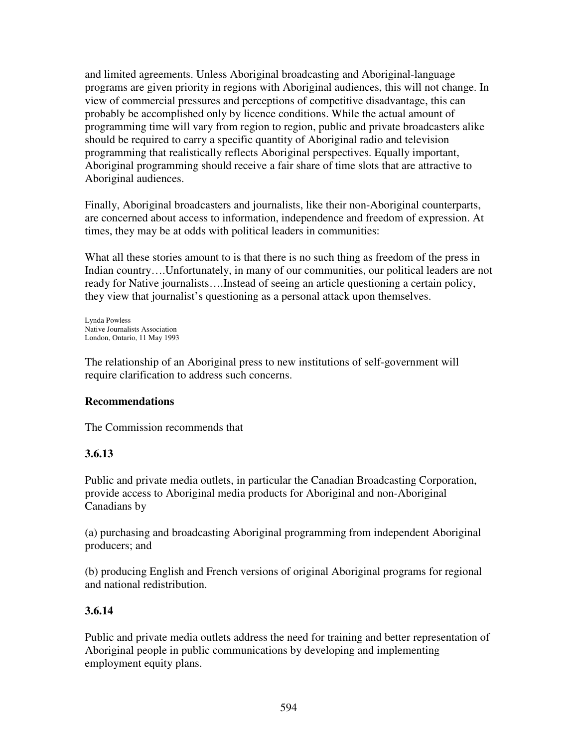and limited agreements. Unless Aboriginal broadcasting and Aboriginal-language programs are given priority in regions with Aboriginal audiences, this will not change. In view of commercial pressures and perceptions of competitive disadvantage, this can probably be accomplished only by licence conditions. While the actual amount of programming time will vary from region to region, public and private broadcasters alike should be required to carry a specific quantity of Aboriginal radio and television programming that realistically reflects Aboriginal perspectives. Equally important, Aboriginal programming should receive a fair share of time slots that are attractive to Aboriginal audiences.

Finally, Aboriginal broadcasters and journalists, like their non-Aboriginal counterparts, are concerned about access to information, independence and freedom of expression. At times, they may be at odds with political leaders in communities:

What all these stories amount to is that there is no such thing as freedom of the press in Indian country….Unfortunately, in many of our communities, our political leaders are not ready for Native journalists….Instead of seeing an article questioning a certain policy, they view that journalist's questioning as a personal attack upon themselves.

Lynda Powless
Native Journalists Association
London, Ontario, 11 May 1993

The relationship of an Aboriginal press to new institutions of self-government will require clarification to address such concerns.

**Recommendations**

The Commission recommends that

**3.6.13**

Public and private media outlets, in particular the Canadian Broadcasting Corporation, provide access to Aboriginal media products for Aboriginal and non-Aboriginal Canadians by

(a) purchasing and broadcasting Aboriginal programming from independent Aboriginal producers; and

(b) producing English and French versions of original Aboriginal programs for regional and national redistribution.

**3.6.14**

Public and private media outlets address the need for training and better representation of Aboriginal people in public communications by developing and implementing employment equity plans.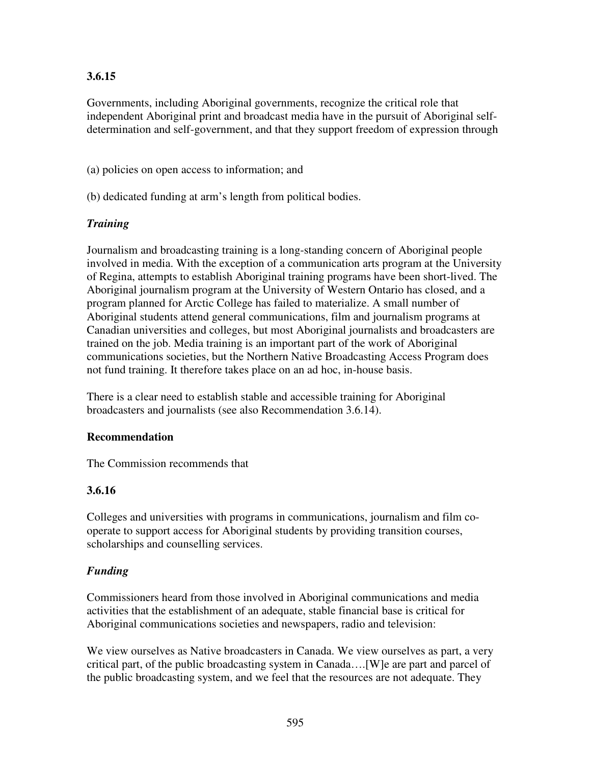**3.6.15**

Governments, including Aboriginal governments, recognize the critical role that independent Aboriginal print and broadcast media have in the pursuit of Aboriginal self-determination and self-government, and that they support freedom of expression through

(a) policies on open access to information; and

(b) dedicated funding at arm's length from political bodies.

### *Training*

Journalism and broadcasting training is a long-standing concern of Aboriginal people involved in media. With the exception of a communication arts program at the University of Regina, attempts to establish Aboriginal training programs have been short-lived. The Aboriginal journalism program at the University of Western Ontario has closed, and a program planned for Arctic College has failed to materialize. A small number of Aboriginal students attend general communications, film and journalism programs at Canadian universities and colleges, but most Aboriginal journalists and broadcasters are trained on the job. Media training is an important part of the work of Aboriginal communications societies, but the Northern Native Broadcasting Access Program does not fund training. It therefore takes place on an ad hoc, in-house basis.

There is a clear need to establish stable and accessible training for Aboriginal broadcasters and journalists (see also Recommendation 3.6.14).

**Recommendation**

The Commission recommends that

**3.6.16**

Colleges and universities with programs in communications, journalism and film co-operate to support access for Aboriginal students by providing transition courses, scholarships and counselling services.

### *Funding*

Commissioners heard from those involved in Aboriginal communications and media activities that the establishment of an adequate, stable financial base is critical for Aboriginal communications societies and newspapers, radio and television:

We view ourselves as Native broadcasters in Canada. We view ourselves as part, a very critical part, of the public broadcasting system in Canada….[W]e are part and parcel of the public broadcasting system, and we feel that the resources are not adequate. They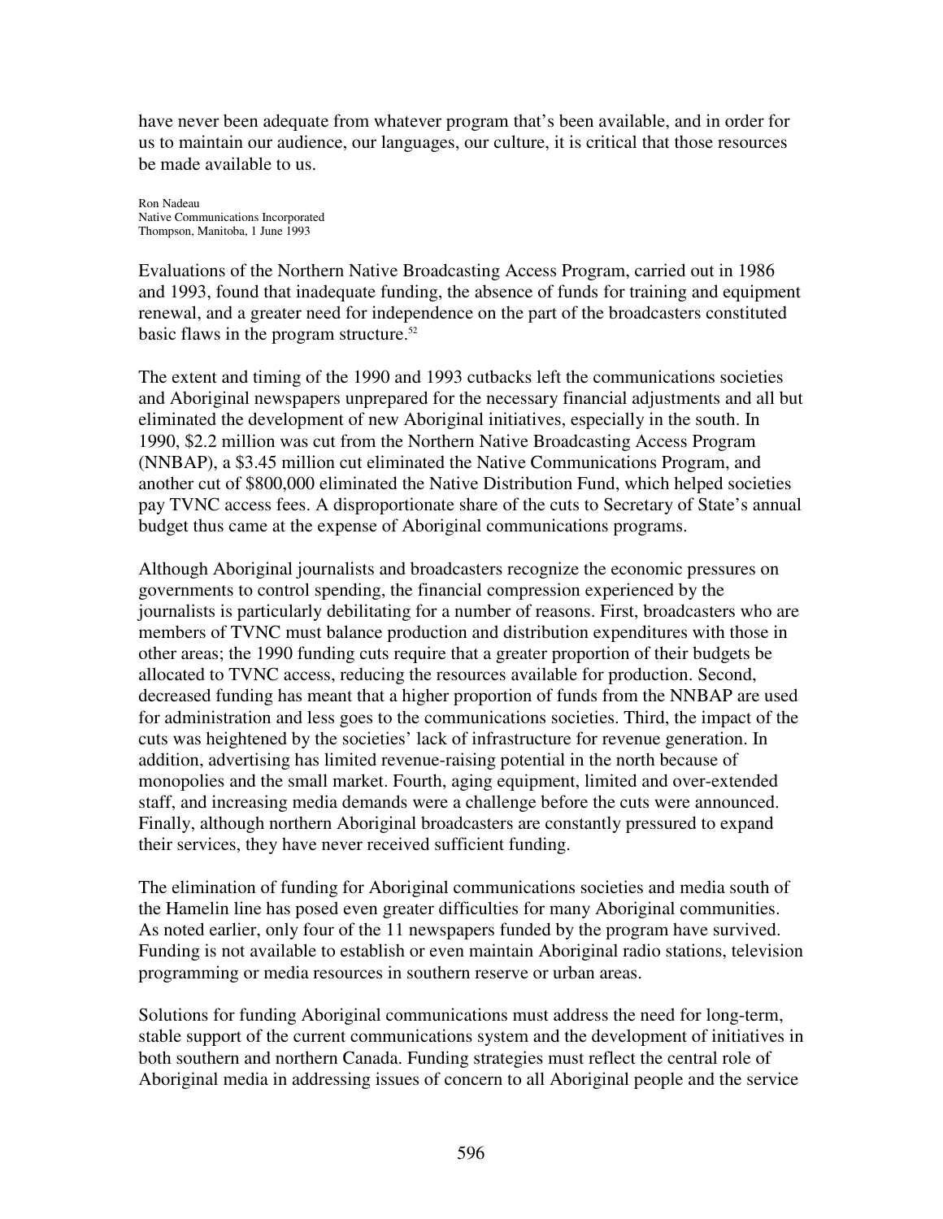have never been adequate from whatever program that's been available, and in order for us to maintain our audience, our languages, our culture, it is critical that those resources be made available to us.

Ron Nadeau
Native Communications Incorporated
Thompson, Manitoba, 1 June 1993

Evaluations of the Northern Native Broadcasting Access Program, carried out in 1986 and 1993, found that inadequate funding, the absence of funds for training and equipment renewal, and a greater need for independence on the part of the broadcasters constituted basic flaws in the program structure.[52]

The extent and timing of the 1990 and 1993 cutbacks left the communications societies and Aboriginal newspapers unprepared for the necessary financial adjustments and all but eliminated the development of new Aboriginal initiatives, especially in the south. In 1990, $2.2 million was cut from the Northern Native Broadcasting Access Program (NNBAP), a $3.45 million cut eliminated the Native Communications Program, and another cut of $800,000 eliminated the Native Distribution Fund, which helped societies pay TVNC access fees. A disproportionate share of the cuts to Secretary of State's annual budget thus came at the expense of Aboriginal communications programs.

Although Aboriginal journalists and broadcasters recognize the economic pressures on governments to control spending, the financial compression experienced by the journalists is particularly debilitating for a number of reasons. First, broadcasters who are members of TVNC must balance production and distribution expenditures with those in other areas; the 1990 funding cuts require that a greater proportion of their budgets be allocated to TVNC access, reducing the resources available for production. Second, decreased funding has meant that a higher proportion of funds from the NNBAP are used for administration and less goes to the communications societies. Third, the impact of the cuts was heightened by the societies' lack of infrastructure for revenue generation. In addition, advertising has limited revenue-raising potential in the north because of monopolies and the small market. Fourth, aging equipment, limited and over-extended staff, and increasing media demands were a challenge before the cuts were announced. Finally, although northern Aboriginal broadcasters are constantly pressured to expand their services, they have never received sufficient funding.

The elimination of funding for Aboriginal communications societies and media south of the Hamelin line has posed even greater difficulties for many Aboriginal communities. As noted earlier, only four of the 11 newspapers funded by the program have survived. Funding is not available to establish or even maintain Aboriginal radio stations, television programming or media resources in southern reserve or urban areas.

Solutions for funding Aboriginal communications must address the need for long-term, stable support of the current communications system and the development of initiatives in both southern and northern Canada. Funding strategies must reflect the central role of Aboriginal media in addressing issues of concern to all Aboriginal people and the service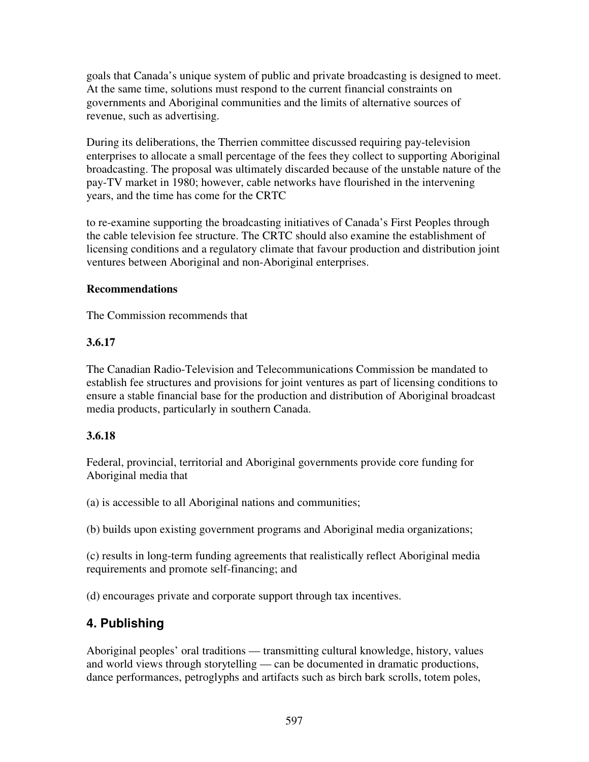goals that Canada's unique system of public and private broadcasting is designed to meet. At the same time, solutions must respond to the current financial constraints on governments and Aboriginal communities and the limits of alternative sources of revenue, such as advertising.

During its deliberations, the Therrien committee discussed requiring pay-television enterprises to allocate a small percentage of the fees they collect to supporting Aboriginal broadcasting. The proposal was ultimately discarded because of the unstable nature of the pay-TV market in 1980; however, cable networks have flourished in the intervening years, and the time has come for the CRTC

to re-examine supporting the broadcasting initiatives of Canada's First Peoples through the cable television fee structure. The CRTC should also examine the establishment of licensing conditions and a regulatory climate that favour production and distribution joint ventures between Aboriginal and non-Aboriginal enterprises.

**Recommendations**

The Commission recommends that

**3.6.17**

The Canadian Radio-Television and Telecommunications Commission be mandated to establish fee structures and provisions for joint ventures as part of licensing conditions to ensure a stable financial base for the production and distribution of Aboriginal broadcast media products, particularly in southern Canada.

**3.6.18**

Federal, provincial, territorial and Aboriginal governments provide core funding for Aboriginal media that

(a) is accessible to all Aboriginal nations and communities;

(b) builds upon existing government programs and Aboriginal media organizations;

(c) results in long-term funding agreements that realistically reflect Aboriginal media requirements and promote self-financing; and

(d) encourages private and corporate support through tax incentives.

## 4. Publishing

Aboriginal peoples' oral traditions — transmitting cultural knowledge, history, values and world views through storytelling — can be documented in dramatic productions, dance performances, petroglyphs and artifacts such as birch bark scrolls, totem poles,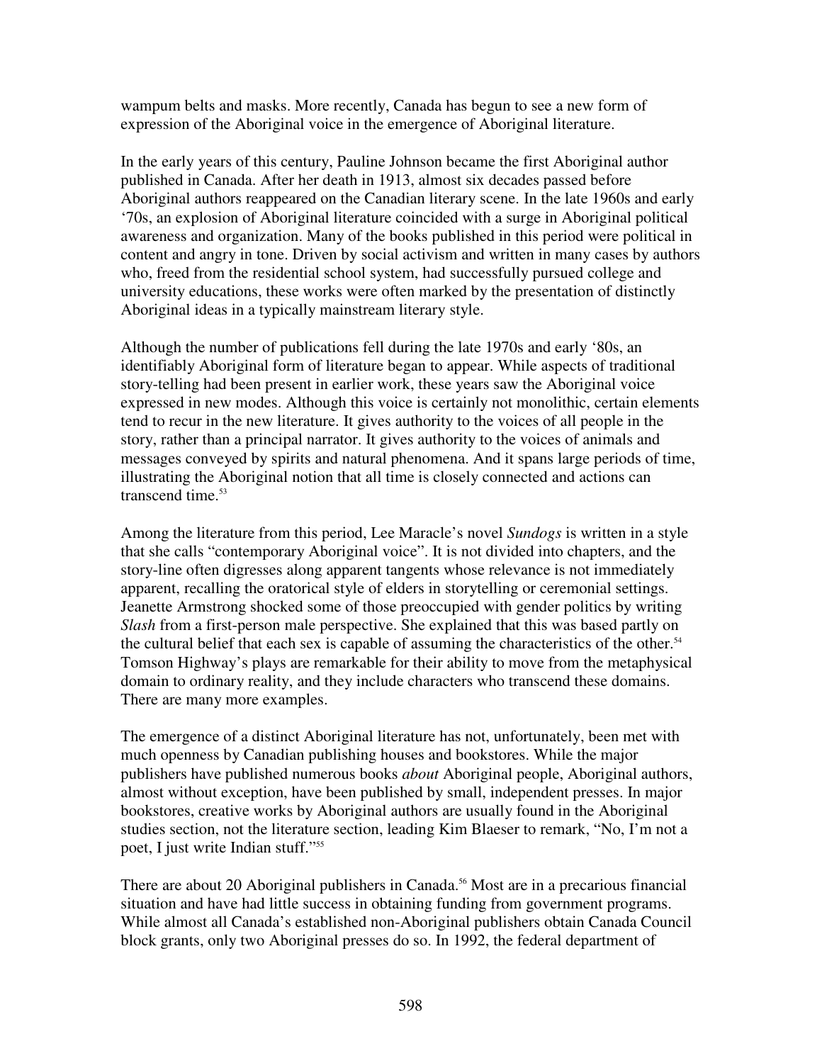wampum belts and masks. More recently, Canada has begun to see a new form of expression of the Aboriginal voice in the emergence of Aboriginal literature.

In the early years of this century, Pauline Johnson became the first Aboriginal author published in Canada. After her death in 1913, almost six decades passed before Aboriginal authors reappeared on the Canadian literary scene. In the late 1960s and early '70s, an explosion of Aboriginal literature coincided with a surge in Aboriginal political awareness and organization. Many of the books published in this period were political in content and angry in tone. Driven by social activism and written in many cases by authors who, freed from the residential school system, had successfully pursued college and university educations, these works were often marked by the presentation of distinctly Aboriginal ideas in a typically mainstream literary style.

Although the number of publications fell during the late 1970s and early '80s, an identifiably Aboriginal form of literature began to appear. While aspects of traditional story-telling had been present in earlier work, these years saw the Aboriginal voice expressed in new modes. Although this voice is certainly not monolithic, certain elements tend to recur in the new literature. It gives authority to the voices of all people in the story, rather than a principal narrator. It gives authority to the voices of animals and messages conveyed by spirits and natural phenomena. And it spans large periods of time, illustrating the Aboriginal notion that all time is closely connected and actions can transcend time.[53]

Among the literature from this period, Lee Maracle's novel *Sundogs* is written in a style that she calls "contemporary Aboriginal voice". It is not divided into chapters, and the story-line often digresses along apparent tangents whose relevance is not immediately apparent, recalling the oratorical style of elders in storytelling or ceremonial settings. Jeanette Armstrong shocked some of those preoccupied with gender politics by writing *Slash* from a first-person male perspective. She explained that this was based partly on the cultural belief that each sex is capable of assuming the characteristics of the other.[54] Tomson Highway's plays are remarkable for their ability to move from the metaphysical domain to ordinary reality, and they include characters who transcend these domains. There are many more examples.

The emergence of a distinct Aboriginal literature has not, unfortunately, been met with much openness by Canadian publishing houses and bookstores. While the major publishers have published numerous books *about* Aboriginal people, Aboriginal authors, almost without exception, have been published by small, independent presses. In major bookstores, creative works by Aboriginal authors are usually found in the Aboriginal studies section, not the literature section, leading Kim Blaeser to remark, "No, I'm not a poet, I just write Indian stuff."[55]

There are about 20 Aboriginal publishers in Canada.[56] Most are in a precarious financial situation and have had little success in obtaining funding from government programs. While almost all Canada's established non-Aboriginal publishers obtain Canada Council block grants, only two Aboriginal presses do so. In 1992, the federal department of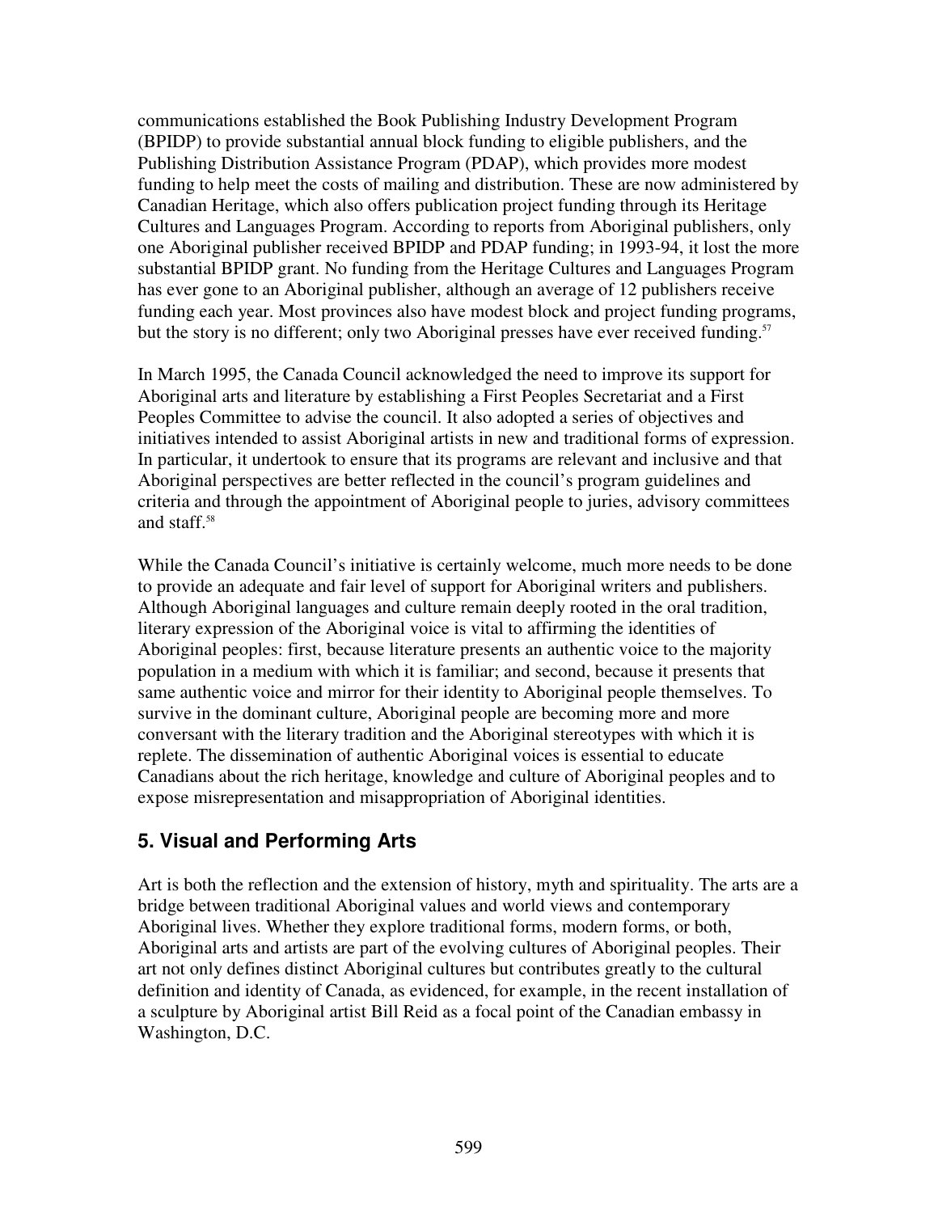communications established the Book Publishing Industry Development Program (BPIDP) to provide substantial annual block funding to eligible publishers, and the Publishing Distribution Assistance Program (PDAP), which provides more modest funding to help meet the costs of mailing and distribution. These are now administered by Canadian Heritage, which also offers publication project funding through its Heritage Cultures and Languages Program. According to reports from Aboriginal publishers, only one Aboriginal publisher received BPIDP and PDAP funding; in 1993-94, it lost the more substantial BPIDP grant. No funding from the Heritage Cultures and Languages Program has ever gone to an Aboriginal publisher, although an average of 12 publishers receive funding each year. Most provinces also have modest block and project funding programs, but the story is no different; only two Aboriginal presses have ever received funding.[57]

In March 1995, the Canada Council acknowledged the need to improve its support for Aboriginal arts and literature by establishing a First Peoples Secretariat and a First Peoples Committee to advise the council. It also adopted a series of objectives and initiatives intended to assist Aboriginal artists in new and traditional forms of expression. In particular, it undertook to ensure that its programs are relevant and inclusive and that Aboriginal perspectives are better reflected in the council's program guidelines and criteria and through the appointment of Aboriginal people to juries, advisory committees and staff.[58]

While the Canada Council's initiative is certainly welcome, much more needs to be done to provide an adequate and fair level of support for Aboriginal writers and publishers. Although Aboriginal languages and culture remain deeply rooted in the oral tradition, literary expression of the Aboriginal voice is vital to affirming the identities of Aboriginal peoples: first, because literature presents an authentic voice to the majority population in a medium with which it is familiar; and second, because it presents that same authentic voice and mirror for their identity to Aboriginal people themselves. To survive in the dominant culture, Aboriginal people are becoming more and more conversant with the literary tradition and the Aboriginal stereotypes with which it is replete. The dissemination of authentic Aboriginal voices is essential to educate Canadians about the rich heritage, knowledge and culture of Aboriginal peoples and to expose misrepresentation and misappropriation of Aboriginal identities.

## 5. Visual and Performing Arts

Art is both the reflection and the extension of history, myth and spirituality. The arts are a bridge between traditional Aboriginal values and world views and contemporary Aboriginal lives. Whether they explore traditional forms, modern forms, or both, Aboriginal arts and artists are part of the evolving cultures of Aboriginal peoples. Their art not only defines distinct Aboriginal cultures but contributes greatly to the cultural definition and identity of Canada, as evidenced, for example, in the recent installation of a sculpture by Aboriginal artist Bill Reid as a focal point of the Canadian embassy in Washington, D.C.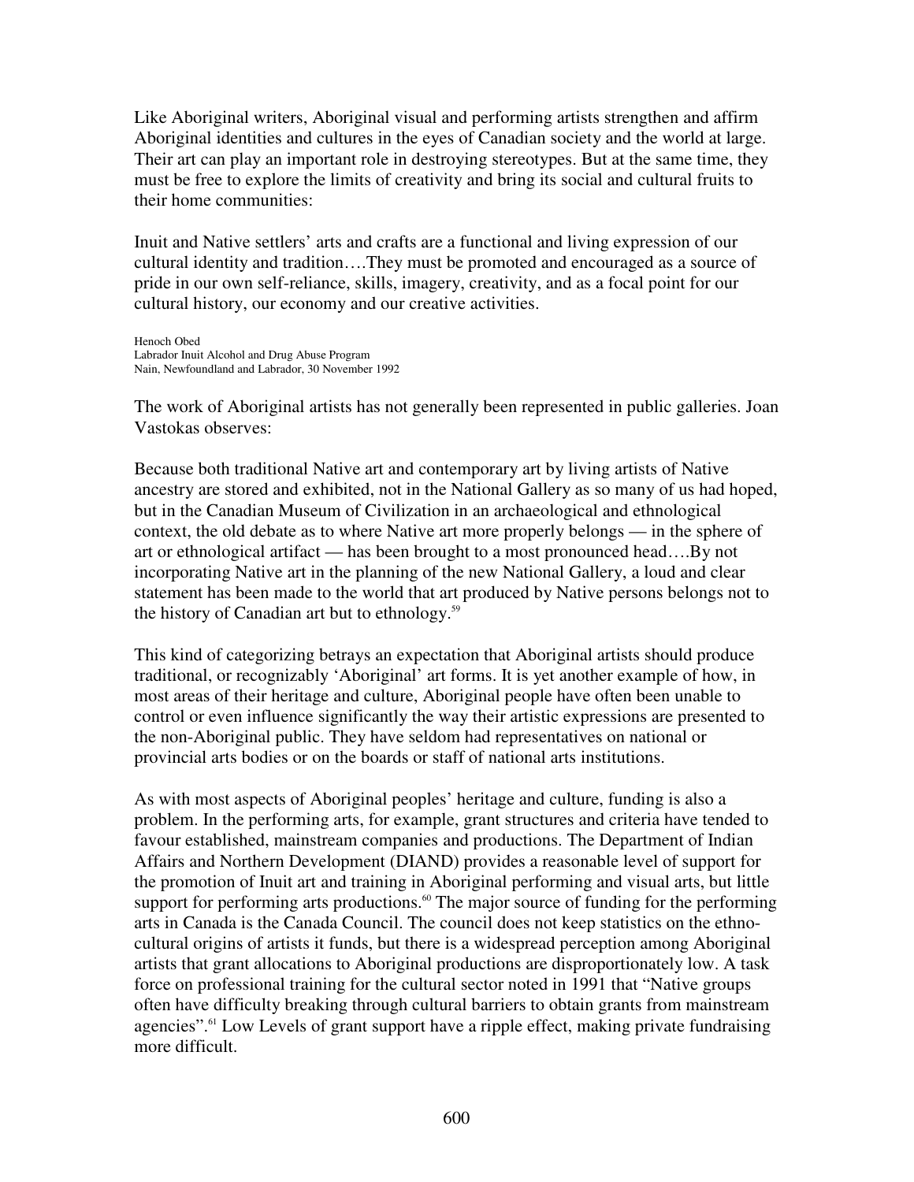Like Aboriginal writers, Aboriginal visual and performing artists strengthen and affirm Aboriginal identities and cultures in the eyes of Canadian society and the world at large. Their art can play an important role in destroying stereotypes. But at the same time, they must be free to explore the limits of creativity and bring its social and cultural fruits to their home communities:

Inuit and Native settlers' arts and crafts are a functional and living expression of our cultural identity and tradition….They must be promoted and encouraged as a source of pride in our own self-reliance, skills, imagery, creativity, and as a focal point for our cultural history, our economy and our creative activities.

Henoch Obed
Labrador Inuit Alcohol and Drug Abuse Program
Nain, Newfoundland and Labrador, 30 November 1992

The work of Aboriginal artists has not generally been represented in public galleries. Joan Vastokas observes:

Because both traditional Native art and contemporary art by living artists of Native ancestry are stored and exhibited, not in the National Gallery as so many of us had hoped, but in the Canadian Museum of Civilization in an archaeological and ethnological context, the old debate as to where Native art more properly belongs — in the sphere of art or ethnological artifact — has been brought to a most pronounced head….By not incorporating Native art in the planning of the new National Gallery, a loud and clear statement has been made to the world that art produced by Native persons belongs not to the history of Canadian art but to ethnology.[59]

This kind of categorizing betrays an expectation that Aboriginal artists should produce traditional, or recognizably 'Aboriginal' art forms. It is yet another example of how, in most areas of their heritage and culture, Aboriginal people have often been unable to control or even influence significantly the way their artistic expressions are presented to the non-Aboriginal public. They have seldom had representatives on national or provincial arts bodies or on the boards or staff of national arts institutions.

As with most aspects of Aboriginal peoples' heritage and culture, funding is also a problem. In the performing arts, for example, grant structures and criteria have tended to favour established, mainstream companies and productions. The Department of Indian Affairs and Northern Development (DIAND) provides a reasonable level of support for the promotion of Inuit art and training in Aboriginal performing and visual arts, but little support for performing arts productions.[60] The major source of funding for the performing arts in Canada is the Canada Council. The council does not keep statistics on the ethno-cultural origins of artists it funds, but there is a widespread perception among Aboriginal artists that grant allocations to Aboriginal productions are disproportionately low. A task force on professional training for the cultural sector noted in 1991 that "Native groups often have difficulty breaking through cultural barriers to obtain grants from mainstream agencies".[61] Low Levels of grant support have a ripple effect, making private fundraising more difficult.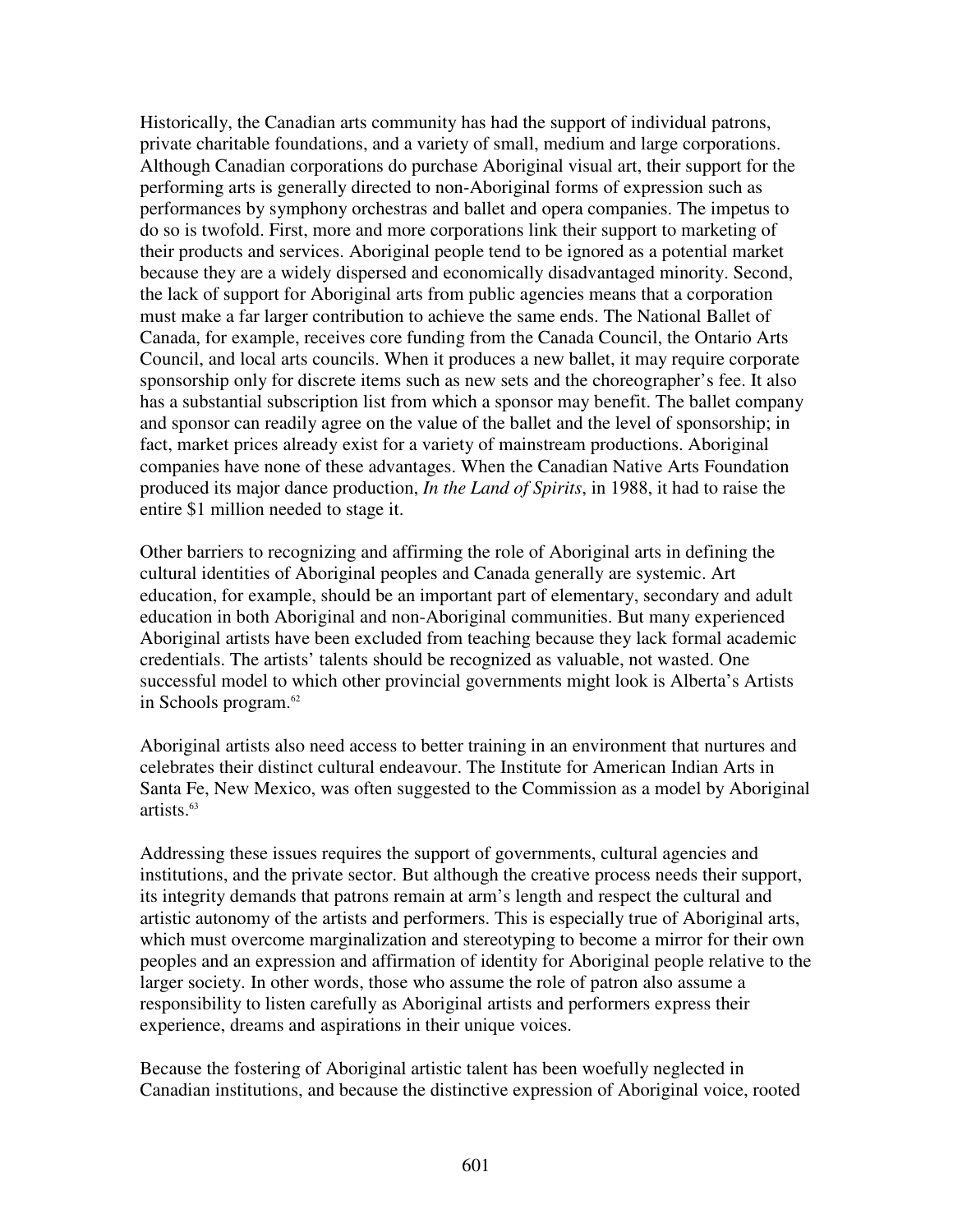Historically, the Canadian arts community has had the support of individual patrons, private charitable foundations, and a variety of small, medium and large corporations. Although Canadian corporations do purchase Aboriginal visual art, their support for the performing arts is generally directed to non-Aboriginal forms of expression such as performances by symphony orchestras and ballet and opera companies. The impetus to do so is twofold. First, more and more corporations link their support to marketing of their products and services. Aboriginal people tend to be ignored as a potential market because they are a widely dispersed and economically disadvantaged minority. Second, the lack of support for Aboriginal arts from public agencies means that a corporation must make a far larger contribution to achieve the same ends. The National Ballet of Canada, for example, receives core funding from the Canada Council, the Ontario Arts Council, and local arts councils. When it produces a new ballet, it may require corporate sponsorship only for discrete items such as new sets and the choreographer's fee. It also has a substantial subscription list from which a sponsor may benefit. The ballet company and sponsor can readily agree on the value of the ballet and the level of sponsorship; in fact, market prices already exist for a variety of mainstream productions. Aboriginal companies have none of these advantages. When the Canadian Native Arts Foundation produced its major dance production, *In the Land of Spirits*, in 1988, it had to raise the entire $1 million needed to stage it.

Other barriers to recognizing and affirming the role of Aboriginal arts in defining the cultural identities of Aboriginal peoples and Canada generally are systemic. Art education, for example, should be an important part of elementary, secondary and adult education in both Aboriginal and non-Aboriginal communities. But many experienced Aboriginal artists have been excluded from teaching because they lack formal academic credentials. The artists' talents should be recognized as valuable, not wasted. One successful model to which other provincial governments might look is Alberta's Artists in Schools program.[62]

Aboriginal artists also need access to better training in an environment that nurtures and celebrates their distinct cultural endeavour. The Institute for American Indian Arts in Santa Fe, New Mexico, was often suggested to the Commission as a model by Aboriginal artists.[63]

Addressing these issues requires the support of governments, cultural agencies and institutions, and the private sector. But although the creative process needs their support, its integrity demands that patrons remain at arm's length and respect the cultural and artistic autonomy of the artists and performers. This is especially true of Aboriginal arts, which must overcome marginalization and stereotyping to become a mirror for their own peoples and an expression and affirmation of identity for Aboriginal people relative to the larger society. In other words, those who assume the role of patron also assume a responsibility to listen carefully as Aboriginal artists and performers express their experience, dreams and aspirations in their unique voices.

Because the fostering of Aboriginal artistic talent has been woefully neglected in Canadian institutions, and because the distinctive expression of Aboriginal voice, rooted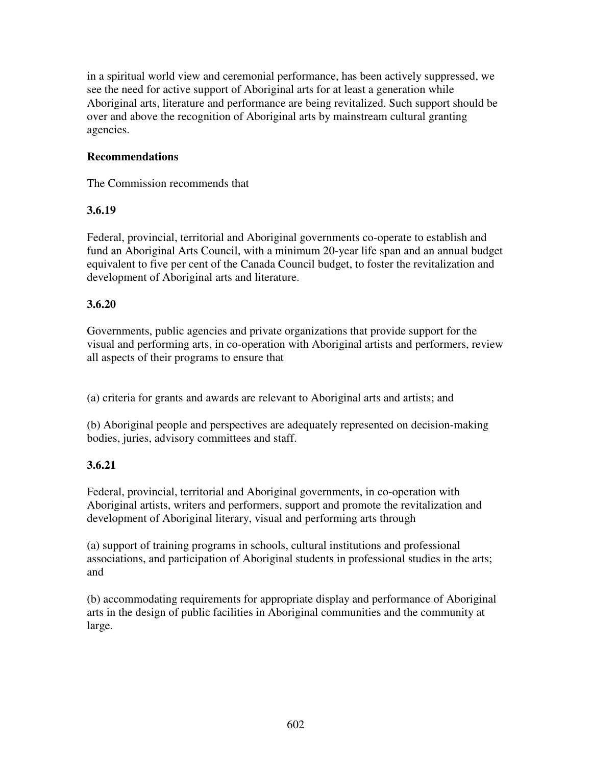in a spiritual world view and ceremonial performance, has been actively suppressed, we see the need for active support of Aboriginal arts for at least a generation while Aboriginal arts, literature and performance are being revitalized. Such support should be over and above the recognition of Aboriginal arts by mainstream cultural granting agencies.

**Recommendations**

The Commission recommends that

**3.6.19**

Federal, provincial, territorial and Aboriginal governments co-operate to establish and fund an Aboriginal Arts Council, with a minimum 20-year life span and an annual budget equivalent to five per cent of the Canada Council budget, to foster the revitalization and development of Aboriginal arts and literature.

**3.6.20**

Governments, public agencies and private organizations that provide support for the visual and performing arts, in co-operation with Aboriginal artists and performers, review all aspects of their programs to ensure that

(a) criteria for grants and awards are relevant to Aboriginal arts and artists; and

(b) Aboriginal people and perspectives are adequately represented on decision-making bodies, juries, advisory committees and staff.

**3.6.21**

Federal, provincial, territorial and Aboriginal governments, in co-operation with Aboriginal artists, writers and performers, support and promote the revitalization and development of Aboriginal literary, visual and performing arts through

(a) support of training programs in schools, cultural institutions and professional associations, and participation of Aboriginal students in professional studies in the arts; and

(b) accommodating requirements for appropriate display and performance of Aboriginal arts in the design of public facilities in Aboriginal communities and the community at large.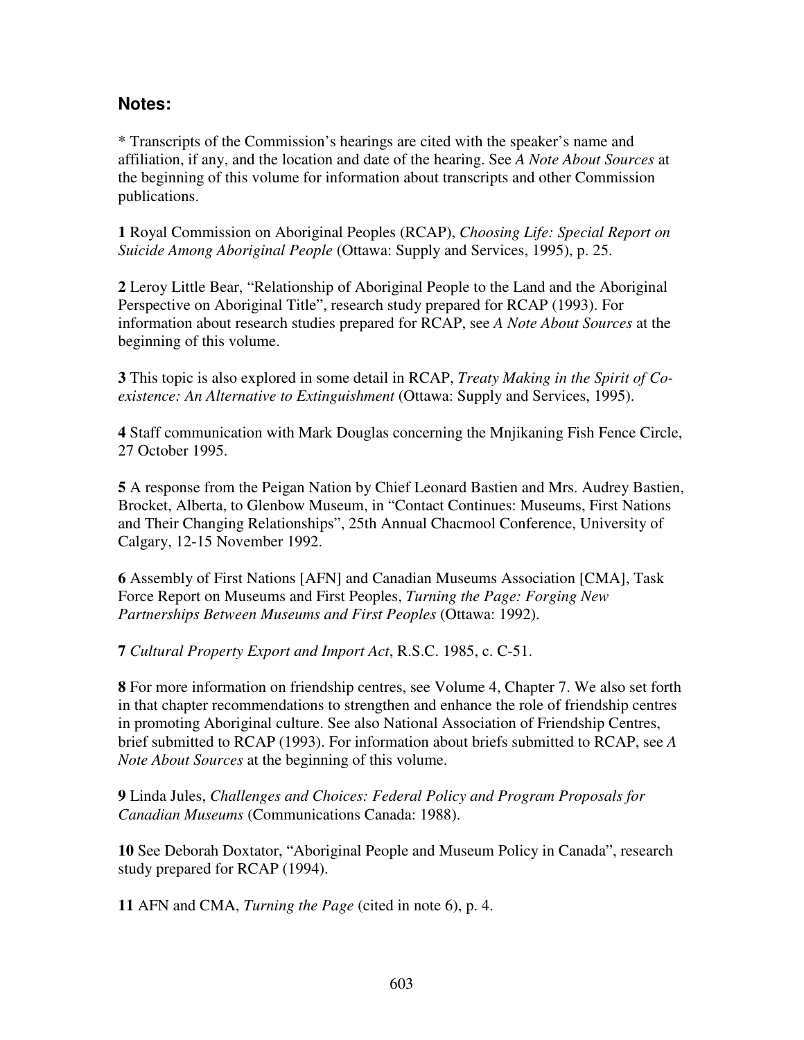## Notes:

* Transcripts of the Commission's hearings are cited with the speaker's name and affiliation, if any, and the location and date of the hearing. See *A Note About Sources* at the beginning of this volume for information about transcripts and other Commission publications.

**1** Royal Commission on Aboriginal Peoples (RCAP), *Choosing Life: Special Report on Suicide Among Aboriginal People* (Ottawa: Supply and Services, 1995), p. 25.

**2** Leroy Little Bear, "Relationship of Aboriginal People to the Land and the Aboriginal Perspective on Aboriginal Title", research study prepared for RCAP (1993). For information about research studies prepared for RCAP, see *A Note About Sources* at the beginning of this volume.

**3** This topic is also explored in some detail in RCAP, *Treaty Making in the Spirit of Co-existence: An Alternative to Extinguishment* (Ottawa: Supply and Services, 1995).

**4** Staff communication with Mark Douglas concerning the Mnjikaning Fish Fence Circle, 27 October 1995.

**5** A response from the Peigan Nation by Chief Leonard Bastien and Mrs. Audrey Bastien, Brocket, Alberta, to Glenbow Museum, in "Contact Continues: Museums, First Nations and Their Changing Relationships", 25th Annual Chacmool Conference, University of Calgary, 12-15 November 1992.

**6** Assembly of First Nations [AFN] and Canadian Museums Association [CMA], Task Force Report on Museums and First Peoples, *Turning the Page: Forging New Partnerships Between Museums and First Peoples* (Ottawa: 1992).

**7** *Cultural Property Export and Import Act*, R.S.C. 1985, c. C-51.

**8** For more information on friendship centres, see Volume 4, Chapter 7. We also set forth in that chapter recommendations to strengthen and enhance the role of friendship centres in promoting Aboriginal culture. See also National Association of Friendship Centres, brief submitted to RCAP (1993). For information about briefs submitted to RCAP, see *A Note About Sources* at the beginning of this volume.

**9** Linda Jules, *Challenges and Choices: Federal Policy and Program Proposals for Canadian Museums* (Communications Canada: 1988).

**10** See Deborah Doxtator, "Aboriginal People and Museum Policy in Canada", research study prepared for RCAP (1994).

**11** AFN and CMA, *Turning the Page* (cited in note 6), p. 4.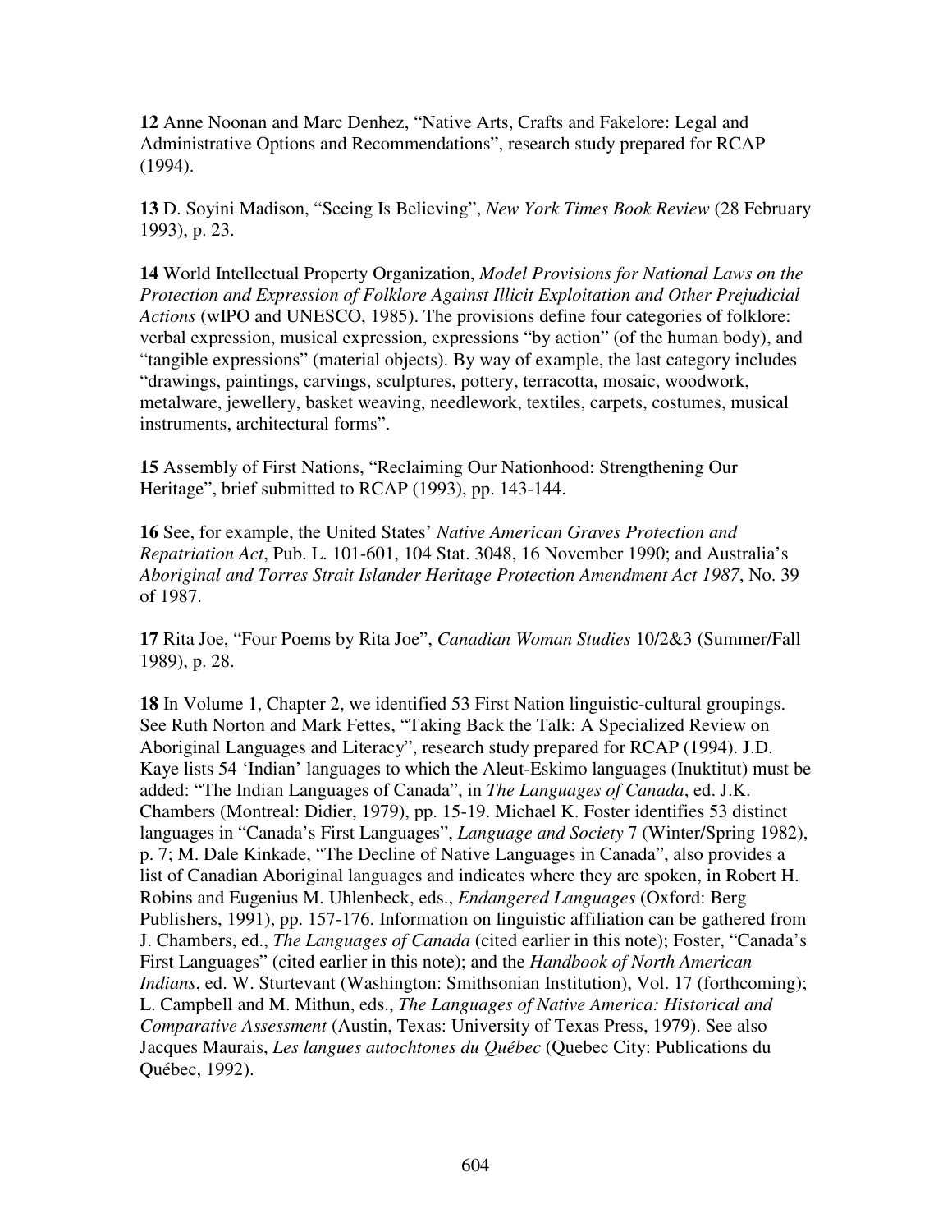**12** Anne Noonan and Marc Denhez, "Native Arts, Crafts and Fakelore: Legal and Administrative Options and Recommendations", research study prepared for RCAP (1994).

**13** D. Soyini Madison, "Seeing Is Believing", *New York Times Book Review* (28 February 1993), p. 23.

**14** World Intellectual Property Organization, *Model Provisions for National Laws on the Protection and Expression of Folklore Against Illicit Exploitation and Other Prejudicial Actions* (wIPO and UNESCO, 1985). The provisions define four categories of folklore: verbal expression, musical expression, expressions "by action" (of the human body), and "tangible expressions" (material objects). By way of example, the last category includes "drawings, paintings, carvings, sculptures, pottery, terracotta, mosaic, woodwork, metalware, jewellery, basket weaving, needlework, textiles, carpets, costumes, musical instruments, architectural forms".

**15** Assembly of First Nations, "Reclaiming Our Nationhood: Strengthening Our Heritage", brief submitted to RCAP (1993), pp. 143-144.

**16** See, for example, the United States' *Native American Graves Protection and Repatriation Act*, Pub. L. 101-601, 104 Stat. 3048, 16 November 1990; and Australia's *Aboriginal and Torres Strait Islander Heritage Protection Amendment Act 1987*, No. 39 of 1987.

**17** Rita Joe, "Four Poems by Rita Joe", *Canadian Woman Studies* 10/2&3 (Summer/Fall 1989), p. 28.

**18** In Volume 1, Chapter 2, we identified 53 First Nation linguistic-cultural groupings. See Ruth Norton and Mark Fettes, "Taking Back the Talk: A Specialized Review on Aboriginal Languages and Literacy", research study prepared for RCAP (1994). J.D. Kaye lists 54 'Indian' languages to which the Aleut-Eskimo languages (Inuktitut) must be added: "The Indian Languages of Canada", in *The Languages of Canada*, ed. J.K. Chambers (Montreal: Didier, 1979), pp. 15-19. Michael K. Foster identifies 53 distinct languages in "Canada's First Languages", *Language and Society* 7 (Winter/Spring 1982), p. 7; M. Dale Kinkade, "The Decline of Native Languages in Canada", also provides a list of Canadian Aboriginal languages and indicates where they are spoken, in Robert H. Robins and Eugenius M. Uhlenbeck, eds., *Endangered Languages* (Oxford: Berg Publishers, 1991), pp. 157-176. Information on linguistic affiliation can be gathered from J. Chambers, ed., *The Languages of Canada* (cited earlier in this note); Foster, "Canada's First Languages" (cited earlier in this note); and the *Handbook of North American Indians*, ed. W. Sturtevant (Washington: Smithsonian Institution), Vol. 17 (forthcoming); L. Campbell and M. Mithun, eds., *The Languages of Native America: Historical and Comparative Assessment* (Austin, Texas: University of Texas Press, 1979). See also Jacques Maurais, *Les langues autochtones du Québec* (Quebec City: Publications du Québec, 1992).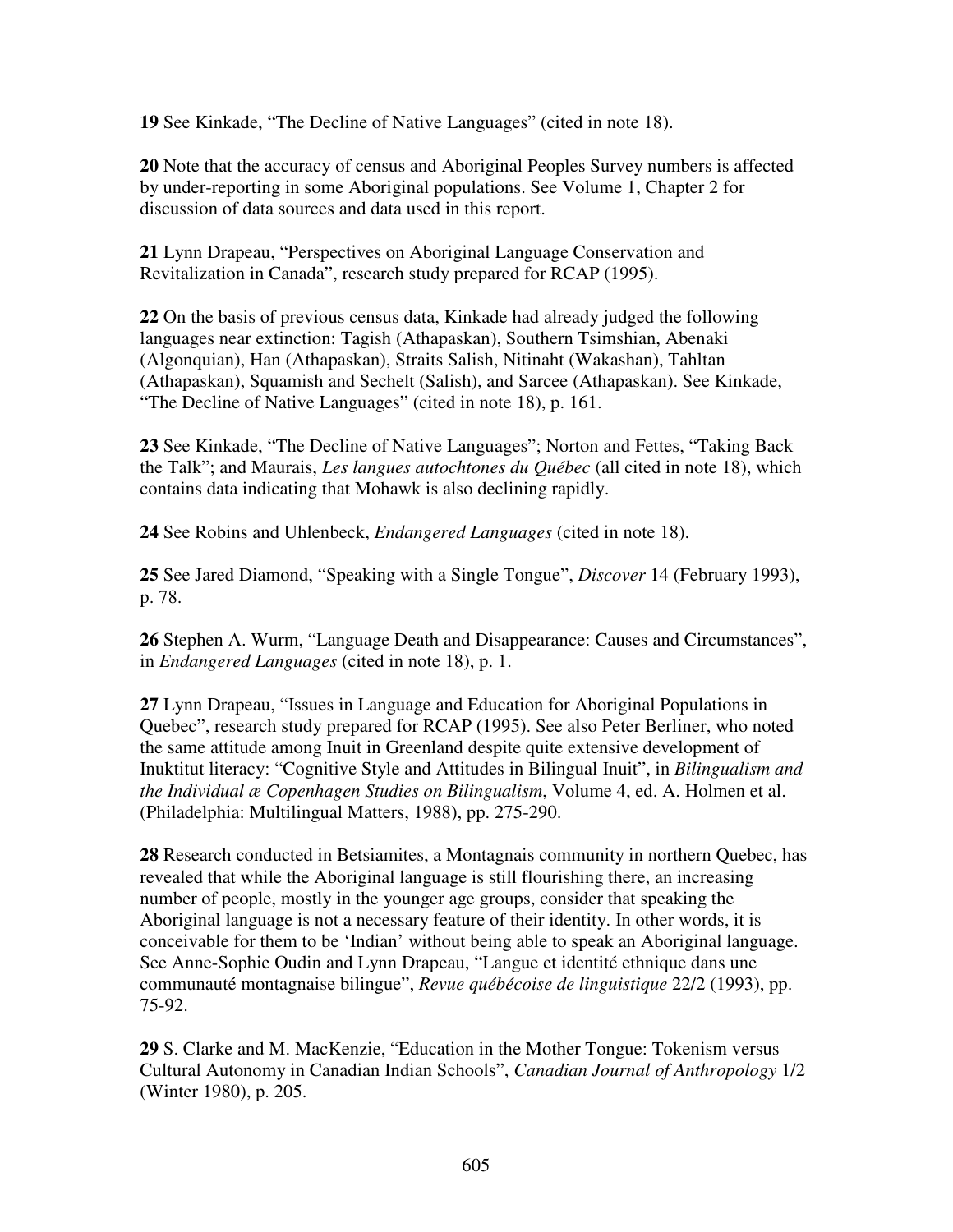**19** See Kinkade, “The Decline of Native Languages” (cited in note 18).

**20** Note that the accuracy of census and Aboriginal Peoples Survey numbers is affected by under-reporting in some Aboriginal populations. See Volume 1, Chapter 2 for discussion of data sources and data used in this report.

**21** Lynn Drapeau, “Perspectives on Aboriginal Language Conservation and Revitalization in Canada”, research study prepared for RCAP (1995).

**22** On the basis of previous census data, Kinkade had already judged the following languages near extinction: Tagish (Athapaskan), Southern Tsimshian, Abenaki (Algonquian), Han (Athapaskan), Straits Salish, Nitinaht (Wakashan), Tahltan (Athapaskan), Squamish and Sechelt (Salish), and Sarcee (Athapaskan). See Kinkade, “The Decline of Native Languages” (cited in note 18), p. 161.

**23** See Kinkade, “The Decline of Native Languages”; Norton and Fettes, “Taking Back the Talk”; and Maurais, *Les langues autochtones du Québec* (all cited in note 18), which contains data indicating that Mohawk is also declining rapidly.

**24** See Robins and Uhlenbeck, *Endangered Languages* (cited in note 18).

**25** See Jared Diamond, “Speaking with a Single Tongue”, *Discover* 14 (February 1993), p. 78.

**26** Stephen A. Wurm, “Language Death and Disappearance: Causes and Circumstances”, in *Endangered Languages* (cited in note 18), p. 1.

**27** Lynn Drapeau, “Issues in Language and Education for Aboriginal Populations in Quebec”, research study prepared for RCAP (1995). See also Peter Berliner, who noted the same attitude among Inuit in Greenland despite quite extensive development of Inuktitut literacy: “Cognitive Style and Attitudes in Bilingual Inuit”, in *Bilingualism and the Individual æ Copenhagen Studies on Bilingualism*, Volume 4, ed. A. Holmen et al. (Philadelphia: Multilingual Matters, 1988), pp. 275-290.

**28** Research conducted in Betsiamites, a Montagnais community in northern Quebec, has revealed that while the Aboriginal language is still flourishing there, an increasing number of people, mostly in the younger age groups, consider that speaking the Aboriginal language is not a necessary feature of their identity. In other words, it is conceivable for them to be ‘Indian’ without being able to speak an Aboriginal language. See Anne-Sophie Oudin and Lynn Drapeau, “Langue et identité ethnique dans une communauté montagnaise bilingue”, *Revue québécoise de linguistique* 22/2 (1993), pp. 75-92.

**29** S. Clarke and M. MacKenzie, “Education in the Mother Tongue: Tokenism versus Cultural Autonomy in Canadian Indian Schools”, *Canadian Journal of Anthropology* 1/2 (Winter 1980), p. 205.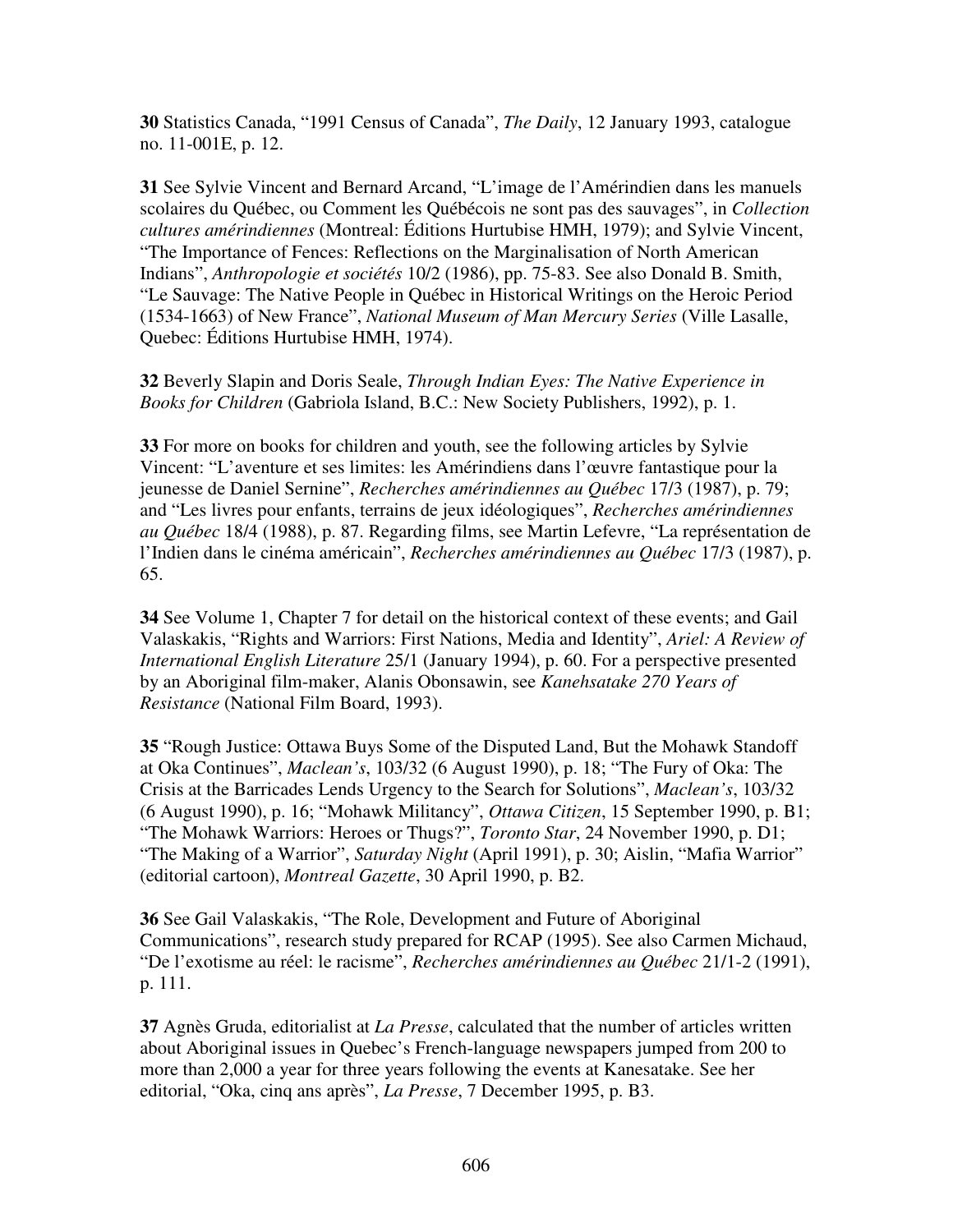**30** Statistics Canada, “1991 Census of Canada”, *The Daily*, 12 January 1993, catalogue no. 11-001E, p. 12.

**31** See Sylvie Vincent and Bernard Arcand, “L’image de l’Amérindien dans les manuels scolaires du Québec, ou Comment les Québécois ne sont pas des sauvages”, in *Collection cultures amérindiennes* (Montreal: Éditions Hurtubise HMH, 1979); and Sylvie Vincent, “The Importance of Fences: Reflections on the Marginalisation of North American Indians”, *Anthropologie et sociétés* 10/2 (1986), pp. 75-83. See also Donald B. Smith, “Le Sauvage: The Native People in Québec in Historical Writings on the Heroic Period (1534-1663) of New France”, *National Museum of Man Mercury Series* (Ville Lasalle, Quebec: Éditions Hurtubise HMH, 1974).

**32** Beverly Slapin and Doris Seale, *Through Indian Eyes: The Native Experience in Books for Children* (Gabriola Island, B.C.: New Society Publishers, 1992), p. 1.

**33** For more on books for children and youth, see the following articles by Sylvie Vincent: “L’aventure et ses limites: les Amérindiens dans l’œuvre fantastique pour la jeunesse de Daniel Sernine”, *Recherches amérindiennes au Québec* 17/3 (1987), p. 79; and “Les livres pour enfants, terrains de jeux idéologiques”, *Recherches amérindiennes au Québec* 18/4 (1988), p. 87. Regarding films, see Martin Lefevre, “La représentation de l’Indien dans le cinéma américain”, *Recherches amérindiennes au Québec* 17/3 (1987), p. 65.

**34** See Volume 1, Chapter 7 for detail on the historical context of these events; and Gail Valaskakis, “Rights and Warriors: First Nations, Media and Identity”, *Ariel: A Review of International English Literature* 25/1 (January 1994), p. 60. For a perspective presented by an Aboriginal film-maker, Alanis Obonsawin, see *Kanehsatake 270 Years of Resistance* (National Film Board, 1993).

**35** “Rough Justice: Ottawa Buys Some of the Disputed Land, But the Mohawk Standoff at Oka Continues”, *Maclean’s*, 103/32 (6 August 1990), p. 18; “The Fury of Oka: The Crisis at the Barricades Lends Urgency to the Search for Solutions”, *Maclean’s*, 103/32 (6 August 1990), p. 16; “Mohawk Militancy”, *Ottawa Citizen*, 15 September 1990, p. B1; “The Mohawk Warriors: Heroes or Thugs?”, *Toronto Star*, 24 November 1990, p. D1; “The Making of a Warrior”, *Saturday Night* (April 1991), p. 30; Aislin, “Mafia Warrior” (editorial cartoon), *Montreal Gazette*, 30 April 1990, p. B2.

**36** See Gail Valaskakis, “The Role, Development and Future of Aboriginal Communications”, research study prepared for RCAP (1995). See also Carmen Michaud, “De l’exotisme au réel: le racisme”, *Recherches amérindiennes au Québec* 21/1-2 (1991), p. 111.

**37** Agnès Gruda, editorialist at *La Presse*, calculated that the number of articles written about Aboriginal issues in Quebec’s French-language newspapers jumped from 200 to more than 2,000 a year for three years following the events at Kanesatake. See her editorial, “Oka, cinq ans après”, *La Presse*, 7 December 1995, p. B3.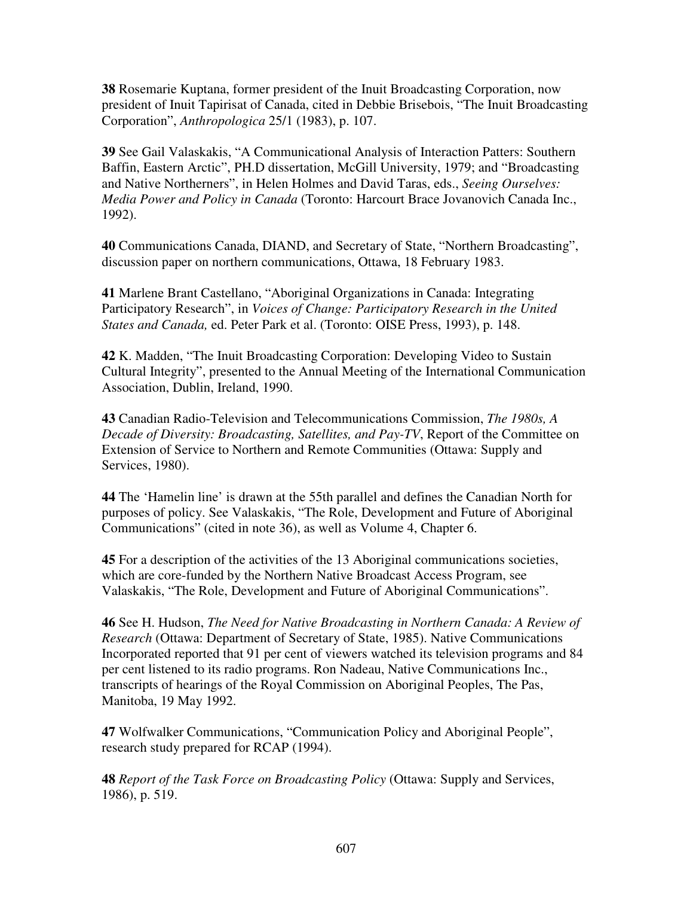**38** Rosemarie Kuptana, former president of the Inuit Broadcasting Corporation, now president of Inuit Tapirisat of Canada, cited in Debbie Brisebois, "The Inuit Broadcasting Corporation", *Anthropologica* 25/1 (1983), p. 107.

**39** See Gail Valaskakis, "A Communicational Analysis of Interaction Patters: Southern Baffin, Eastern Arctic", PH.D dissertation, McGill University, 1979; and "Broadcasting and Native Northerners", in Helen Holmes and David Taras, eds., *Seeing Ourselves: Media Power and Policy in Canada* (Toronto: Harcourt Brace Jovanovich Canada Inc., 1992).

**40** Communications Canada, DIAND, and Secretary of State, "Northern Broadcasting", discussion paper on northern communications, Ottawa, 18 February 1983.

**41** Marlene Brant Castellano, "Aboriginal Organizations in Canada: Integrating Participatory Research", in *Voices of Change: Participatory Research in the United States and Canada,* ed. Peter Park et al. (Toronto: OISE Press, 1993), p. 148.

**42** K. Madden, "The Inuit Broadcasting Corporation: Developing Video to Sustain Cultural Integrity", presented to the Annual Meeting of the International Communication Association, Dublin, Ireland, 1990.

**43** Canadian Radio-Television and Telecommunications Commission, *The 1980s, A Decade of Diversity: Broadcasting, Satellites, and Pay-TV*, Report of the Committee on Extension of Service to Northern and Remote Communities (Ottawa: Supply and Services, 1980).

**44** The 'Hamelin line' is drawn at the 55th parallel and defines the Canadian North for purposes of policy. See Valaskakis, "The Role, Development and Future of Aboriginal Communications" (cited in note 36), as well as Volume 4, Chapter 6.

**45** For a description of the activities of the 13 Aboriginal communications societies, which are core-funded by the Northern Native Broadcast Access Program, see Valaskakis, "The Role, Development and Future of Aboriginal Communications".

**46** See H. Hudson, *The Need for Native Broadcasting in Northern Canada: A Review of Research* (Ottawa: Department of Secretary of State, 1985). Native Communications Incorporated reported that 91 per cent of viewers watched its television programs and 84 per cent listened to its radio programs. Ron Nadeau, Native Communications Inc., transcripts of hearings of the Royal Commission on Aboriginal Peoples, The Pas, Manitoba, 19 May 1992.

**47** Wolfwalker Communications, "Communication Policy and Aboriginal People", research study prepared for RCAP (1994).

**48** *Report of the Task Force on Broadcasting Policy* (Ottawa: Supply and Services, 1986), p. 519.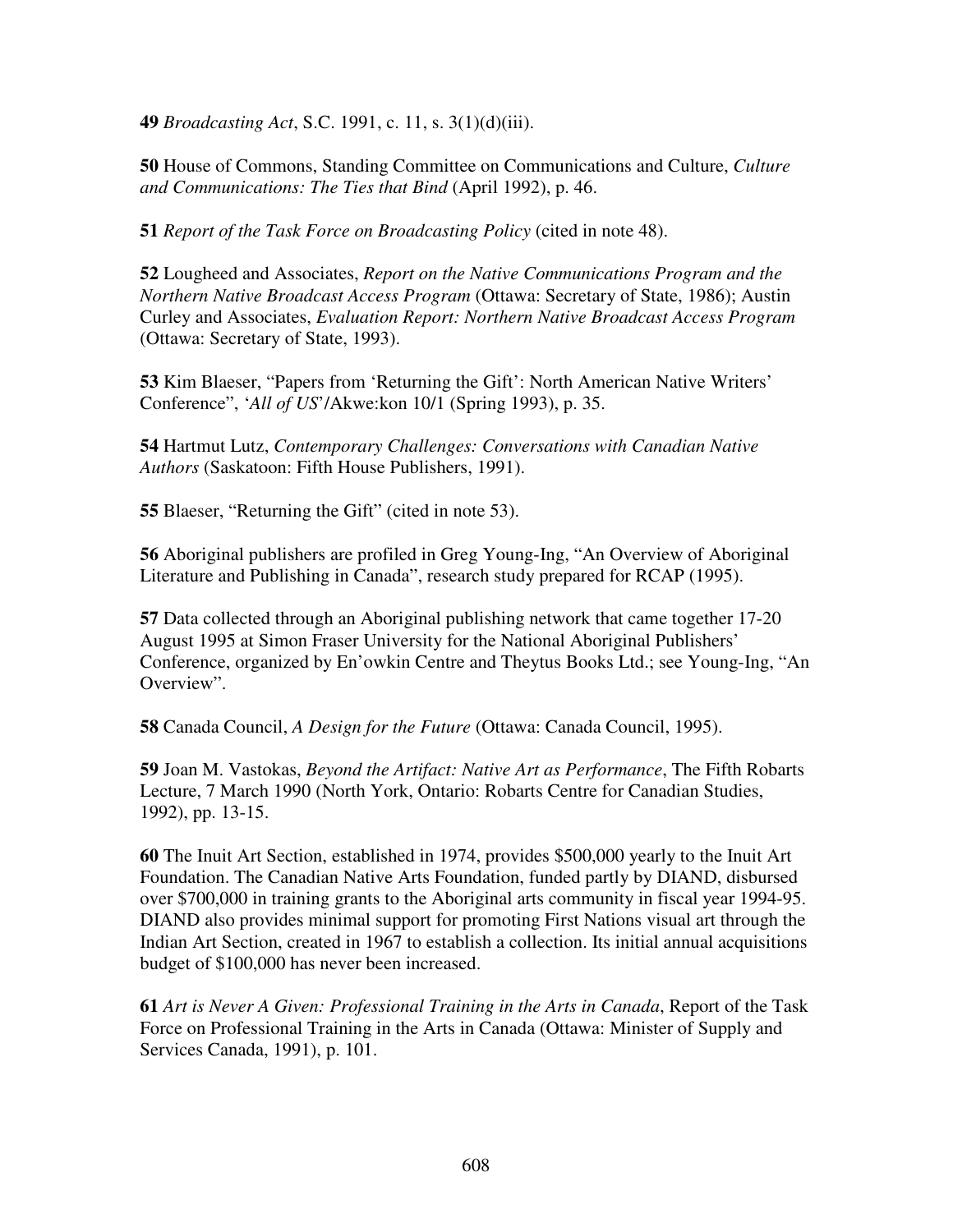**49** *Broadcasting Act*, S.C. 1991, c. 11, s. 3(1)(d)(iii).

**50** House of Commons, Standing Committee on Communications and Culture, *Culture and Communications: The Ties that Bind* (April 1992), p. 46.

**51** *Report of the Task Force on Broadcasting Policy* (cited in note 48).

**52** Lougheed and Associates, *Report on the Native Communications Program and the Northern Native Broadcast Access Program* (Ottawa: Secretary of State, 1986); Austin Curley and Associates, *Evaluation Report: Northern Native Broadcast Access Program* (Ottawa: Secretary of State, 1993).

**53** Kim Blaeser, "Papers from 'Returning the Gift': North American Native Writers' Conference", '*All of US*'/Akwe:kon 10/1 (Spring 1993), p. 35.

**54** Hartmut Lutz, *Contemporary Challenges: Conversations with Canadian Native Authors* (Saskatoon: Fifth House Publishers, 1991).

**55** Blaeser, "Returning the Gift" (cited in note 53).

**56** Aboriginal publishers are profiled in Greg Young-Ing, "An Overview of Aboriginal Literature and Publishing in Canada", research study prepared for RCAP (1995).

**57** Data collected through an Aboriginal publishing network that came together 17-20 August 1995 at Simon Fraser University for the National Aboriginal Publishers' Conference, organized by En'owkin Centre and Theytus Books Ltd.; see Young-Ing, "An Overview".

**58** Canada Council, *A Design for the Future* (Ottawa: Canada Council, 1995).

**59** Joan M. Vastokas, *Beyond the Artifact: Native Art as Performance*, The Fifth Robarts Lecture, 7 March 1990 (North York, Ontario: Robarts Centre for Canadian Studies, 1992), pp. 13-15.

**60** The Inuit Art Section, established in 1974, provides $500,000 yearly to the Inuit Art Foundation. The Canadian Native Arts Foundation, funded partly by DIAND, disbursed over $700,000 in training grants to the Aboriginal arts community in fiscal year 1994-95. DIAND also provides minimal support for promoting First Nations visual art through the Indian Art Section, created in 1967 to establish a collection. Its initial annual acquisitions budget of $100,000 has never been increased.

**61** *Art is Never A Given: Professional Training in the Arts in Canada*, Report of the Task Force on Professional Training in the Arts in Canada (Ottawa: Minister of Supply and Services Canada, 1991), p. 101.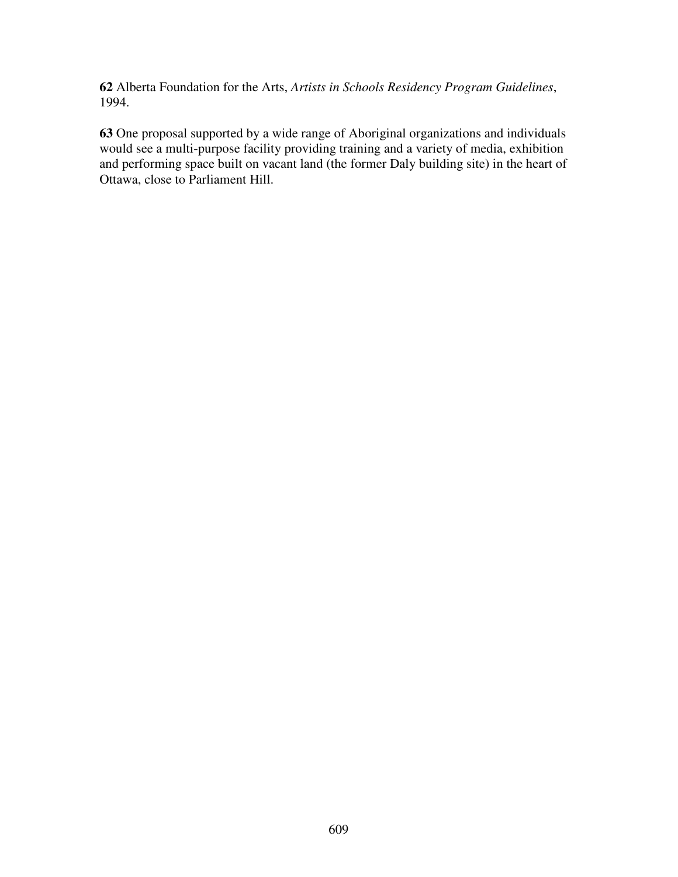**62** Alberta Foundation for the Arts, *Artists in Schools Residency Program Guidelines*, 1994.

**63** One proposal supported by a wide range of Aboriginal organizations and individuals would see a multi-purpose facility providing training and a variety of media, exhibition and performing space built on vacant land (the former Daly building site) in the heart of Ottawa, close to Parliament Hill.